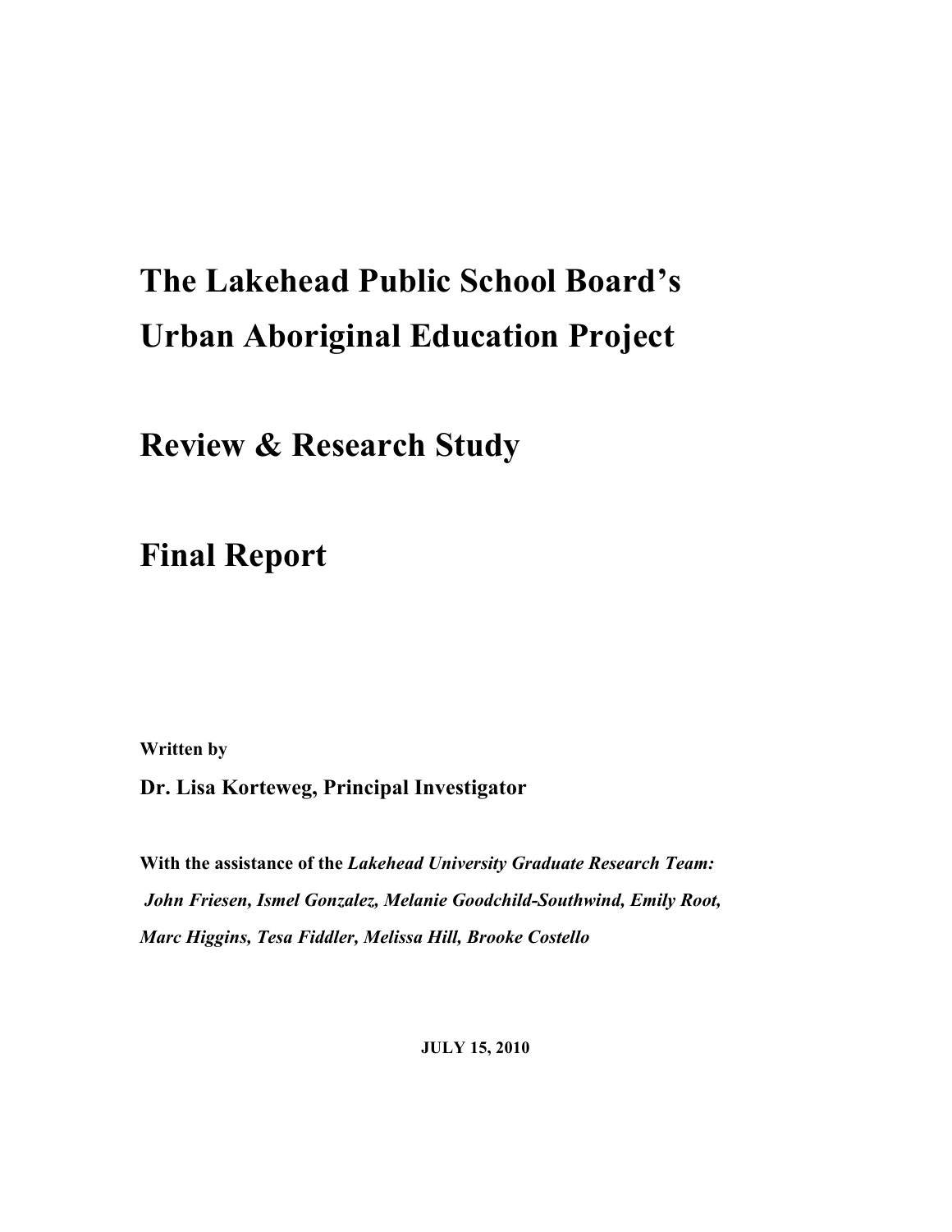# The Lakehead Public School Board's Urban Aboriginal Education Project

# Review & Research Study

# Final Report

**Written by**

**Dr. Lisa Korteweg, Principal Investigator**

**With the assistance of the *Lakehead University Graduate Research Team:***
***John Friesen, Ismel Gonzalez, Melanie Goodchild-Southwind, Emily Root, Marc Higgins, Tesa Fiddler, Melissa Hill, Brooke Costello***

**JULY 15, 2010**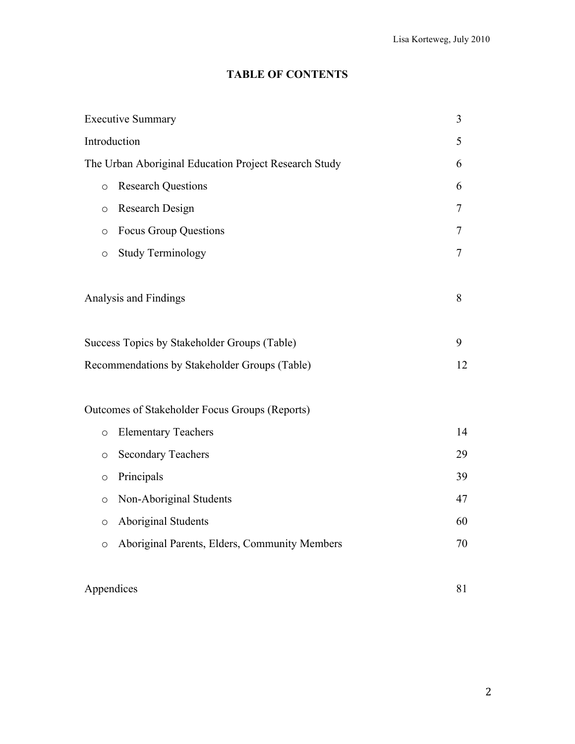# TABLE OF CONTENTS

| | |
|---|---|
| Executive Summary | 3 |
| Introduction | 5 |
| The Urban Aboriginal Education Project Research Study | 6 |
| ○ Research Questions | 6 |
| ○ Research Design | 7 |
| ○ Focus Group Questions | 7 |
| ○ Study Terminology | 7 |
| Analysis and Findings | 8 |
| Success Topics by Stakeholder Groups (Table) | 9 |
| Recommendations by Stakeholder Groups (Table) | 12 |
| Outcomes of Stakeholder Focus Groups (Reports) | |
| ○ Elementary Teachers | 14 |
| ○ Secondary Teachers | 29 |
| ○ Principals | 39 |
| ○ Non-Aboriginal Students | 47 |
| ○ Aboriginal Students | 60 |
| ○ Aboriginal Parents, Elders, Community Members | 70 |
| Appendices | 81 |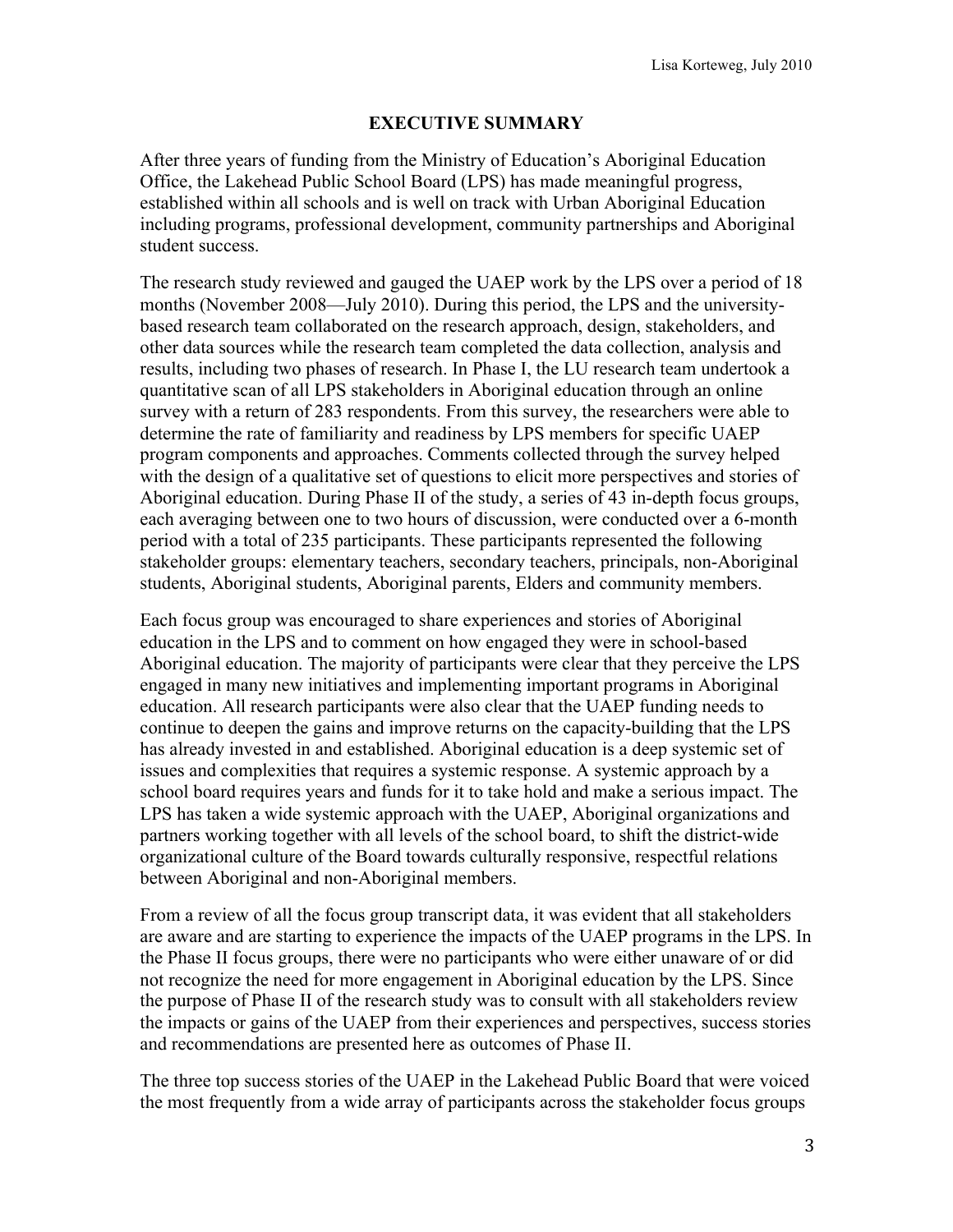## EXECUTIVE SUMMARY

After three years of funding from the Ministry of Education's Aboriginal Education Office, the Lakehead Public School Board (LPS) has made meaningful progress, established within all schools and is well on track with Urban Aboriginal Education including programs, professional development, community partnerships and Aboriginal student success.

The research study reviewed and gauged the UAEP work by the LPS over a period of 18 months (November 2008—July 2010). During this period, the LPS and the university-based research team collaborated on the research approach, design, stakeholders, and other data sources while the research team completed the data collection, analysis and results, including two phases of research. In Phase I, the LU research team undertook a quantitative scan of all LPS stakeholders in Aboriginal education through an online survey with a return of 283 respondents. From this survey, the researchers were able to determine the rate of familiarity and readiness by LPS members for specific UAEP program components and approaches. Comments collected through the survey helped with the design of a qualitative set of questions to elicit more perspectives and stories of Aboriginal education. During Phase II of the study, a series of 43 in-depth focus groups, each averaging between one to two hours of discussion, were conducted over a 6-month period with a total of 235 participants. These participants represented the following stakeholder groups: elementary teachers, secondary teachers, principals, non-Aboriginal students, Aboriginal students, Aboriginal parents, Elders and community members.

Each focus group was encouraged to share experiences and stories of Aboriginal education in the LPS and to comment on how engaged they were in school-based Aboriginal education. The majority of participants were clear that they perceive the LPS engaged in many new initiatives and implementing important programs in Aboriginal education. All research participants were also clear that the UAEP funding needs to continue to deepen the gains and improve returns on the capacity-building that the LPS has already invested in and established. Aboriginal education is a deep systemic set of issues and complexities that requires a systemic response. A systemic approach by a school board requires years and funds for it to take hold and make a serious impact. The LPS has taken a wide systemic approach with the UAEP, Aboriginal organizations and partners working together with all levels of the school board, to shift the district-wide organizational culture of the Board towards culturally responsive, respectful relations between Aboriginal and non-Aboriginal members.

From a review of all the focus group transcript data, it was evident that all stakeholders are aware and are starting to experience the impacts of the UAEP programs in the LPS. In the Phase II focus groups, there were no participants who were either unaware of or did not recognize the need for more engagement in Aboriginal education by the LPS. Since the purpose of Phase II of the research study was to consult with all stakeholders review the impacts or gains of the UAEP from their experiences and perspectives, success stories and recommendations are presented here as outcomes of Phase II.

The three top success stories of the UAEP in the Lakehead Public Board that were voiced the most frequently from a wide array of participants across the stakeholder focus groups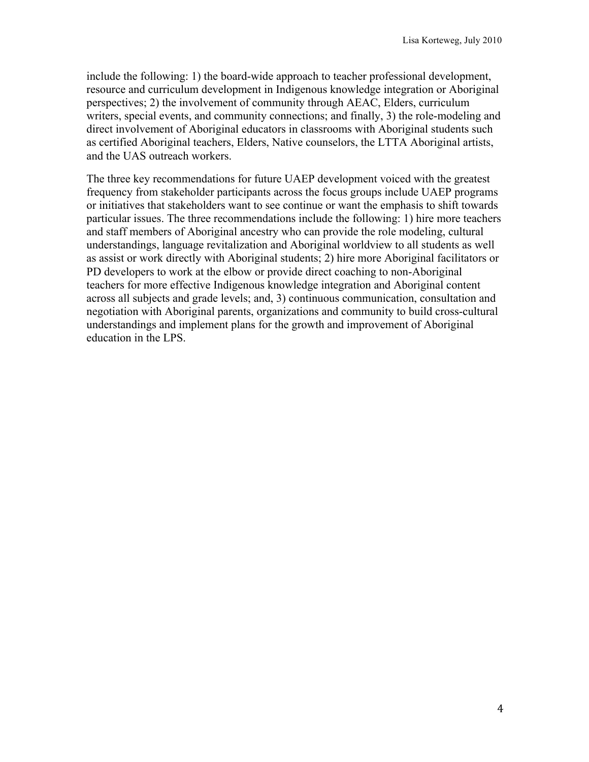include the following: 1) the board-wide approach to teacher professional development, resource and curriculum development in Indigenous knowledge integration or Aboriginal perspectives; 2) the involvement of community through AEAC, Elders, curriculum writers, special events, and community connections; and finally, 3) the role-modeling and direct involvement of Aboriginal educators in classrooms with Aboriginal students such as certified Aboriginal teachers, Elders, Native counselors, the LTTA Aboriginal artists, and the UAS outreach workers.

The three key recommendations for future UAEP development voiced with the greatest frequency from stakeholder participants across the focus groups include UAEP programs or initiatives that stakeholders want to see continue or want the emphasis to shift towards particular issues. The three recommendations include the following: 1) hire more teachers and staff members of Aboriginal ancestry who can provide the role modeling, cultural understandings, language revitalization and Aboriginal worldview to all students as well as assist or work directly with Aboriginal students; 2) hire more Aboriginal facilitators or PD developers to work at the elbow or provide direct coaching to non-Aboriginal teachers for more effective Indigenous knowledge integration and Aboriginal content across all subjects and grade levels; and, 3) continuous communication, consultation and negotiation with Aboriginal parents, organizations and community to build cross-cultural understandings and implement plans for the growth and improvement of Aboriginal education in the LPS.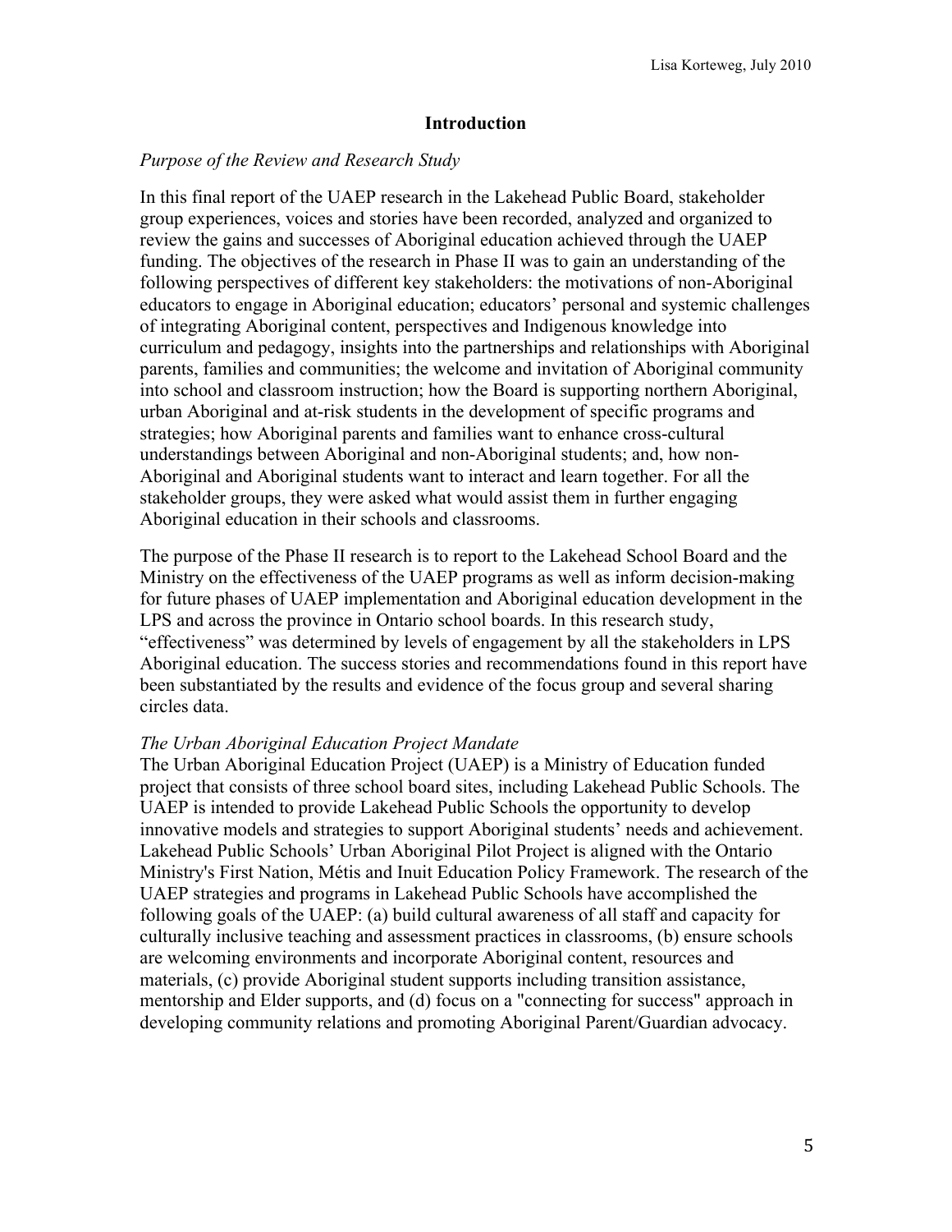## Introduction

*Purpose of the Review and Research Study*

In this final report of the UAEP research in the Lakehead Public Board, stakeholder group experiences, voices and stories have been recorded, analyzed and organized to review the gains and successes of Aboriginal education achieved through the UAEP funding. The objectives of the research in Phase II was to gain an understanding of the following perspectives of different key stakeholders: the motivations of non-Aboriginal educators to engage in Aboriginal education; educators' personal and systemic challenges of integrating Aboriginal content, perspectives and Indigenous knowledge into curriculum and pedagogy, insights into the partnerships and relationships with Aboriginal parents, families and communities; the welcome and invitation of Aboriginal community into school and classroom instruction; how the Board is supporting northern Aboriginal, urban Aboriginal and at-risk students in the development of specific programs and strategies; how Aboriginal parents and families want to enhance cross-cultural understandings between Aboriginal and non-Aboriginal students; and, how non-Aboriginal and Aboriginal students want to interact and learn together. For all the stakeholder groups, they were asked what would assist them in further engaging Aboriginal education in their schools and classrooms.

The purpose of the Phase II research is to report to the Lakehead School Board and the Ministry on the effectiveness of the UAEP programs as well as inform decision-making for future phases of UAEP implementation and Aboriginal education development in the LPS and across the province in Ontario school boards. In this research study, "effectiveness" was determined by levels of engagement by all the stakeholders in LPS Aboriginal education. The success stories and recommendations found in this report have been substantiated by the results and evidence of the focus group and several sharing circles data.

*The Urban Aboriginal Education Project Mandate*

The Urban Aboriginal Education Project (UAEP) is a Ministry of Education funded project that consists of three school board sites, including Lakehead Public Schools. The UAEP is intended to provide Lakehead Public Schools the opportunity to develop innovative models and strategies to support Aboriginal students' needs and achievement. Lakehead Public Schools' Urban Aboriginal Pilot Project is aligned with the Ontario Ministry's First Nation, Métis and Inuit Education Policy Framework. The research of the UAEP strategies and programs in Lakehead Public Schools have accomplished the following goals of the UAEP: (a) build cultural awareness of all staff and capacity for culturally inclusive teaching and assessment practices in classrooms, (b) ensure schools are welcoming environments and incorporate Aboriginal content, resources and materials, (c) provide Aboriginal student supports including transition assistance, mentorship and Elder supports, and (d) focus on a "connecting for success" approach in developing community relations and promoting Aboriginal Parent/Guardian advocacy.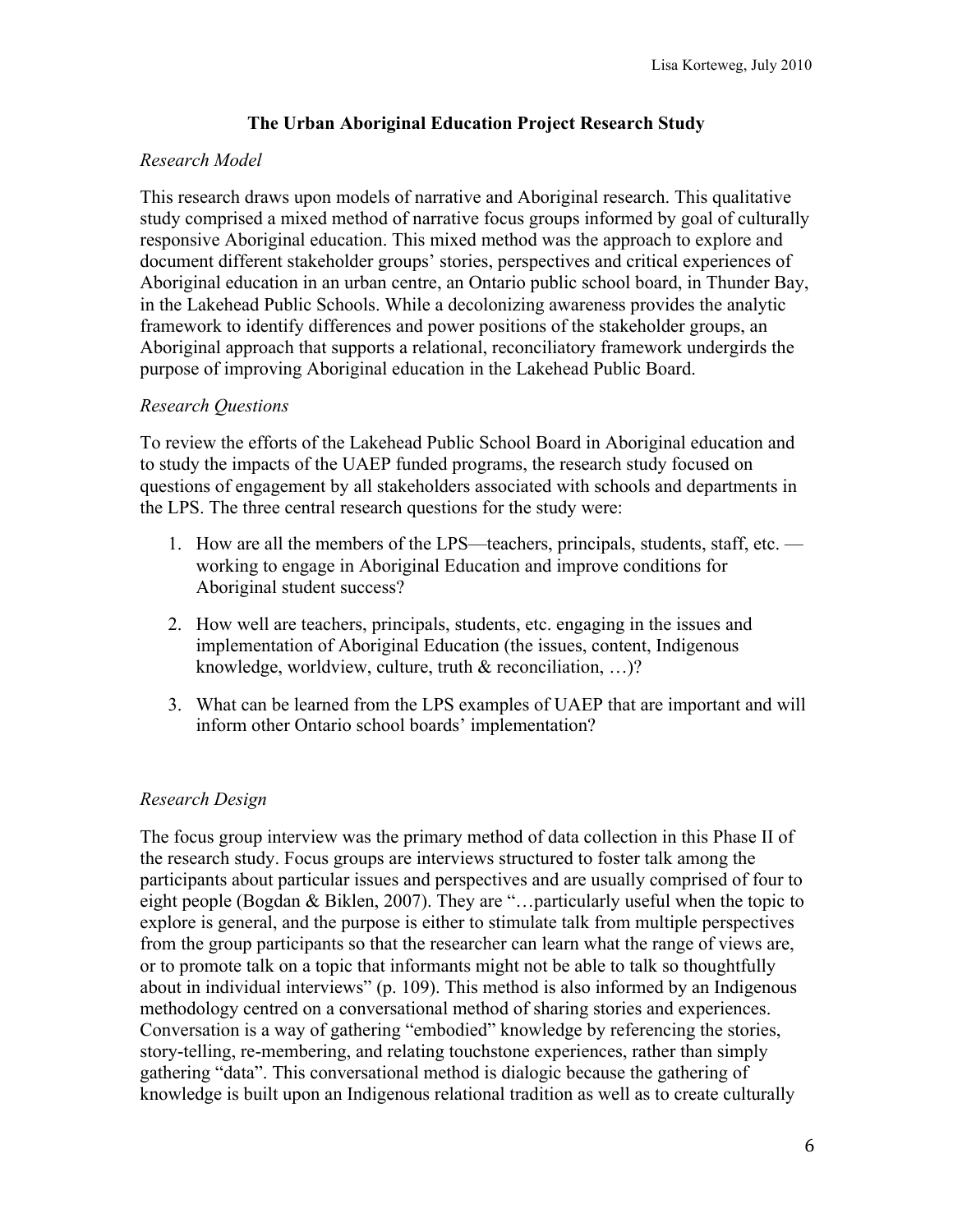## The Urban Aboriginal Education Project Research Study

*Research Model*

This research draws upon models of narrative and Aboriginal research. This qualitative study comprised a mixed method of narrative focus groups informed by goal of culturally responsive Aboriginal education. This mixed method was the approach to explore and document different stakeholder groups' stories, perspectives and critical experiences of Aboriginal education in an urban centre, an Ontario public school board, in Thunder Bay, in the Lakehead Public Schools. While a decolonizing awareness provides the analytic framework to identify differences and power positions of the stakeholder groups, an Aboriginal approach that supports a relational, reconciliatory framework undergirds the purpose of improving Aboriginal education in the Lakehead Public Board.

*Research Questions*

To review the efforts of the Lakehead Public School Board in Aboriginal education and to study the impacts of the UAEP funded programs, the research study focused on questions of engagement by all stakeholders associated with schools and departments in the LPS. The three central research questions for the study were:

1. How are all the members of the LPS—teachers, principals, students, staff, etc. — working to engage in Aboriginal Education and improve conditions for Aboriginal student success?
2. How well are teachers, principals, students, etc. engaging in the issues and implementation of Aboriginal Education (the issues, content, Indigenous knowledge, worldview, culture, truth & reconciliation, …)?
3. What can be learned from the LPS examples of UAEP that are important and will inform other Ontario school boards' implementation?

*Research Design*

The focus group interview was the primary method of data collection in this Phase II of the research study. Focus groups are interviews structured to foster talk among the participants about particular issues and perspectives and are usually comprised of four to eight people (Bogdan & Biklen, 2007). They are "…particularly useful when the topic to explore is general, and the purpose is either to stimulate talk from multiple perspectives from the group participants so that the researcher can learn what the range of views are, or to promote talk on a topic that informants might not be able to talk so thoughtfully about in individual interviews" (p. 109). This method is also informed by an Indigenous methodology centred on a conversational method of sharing stories and experiences. Conversation is a way of gathering "embodied" knowledge by referencing the stories, story-telling, re-membering, and relating touchstone experiences, rather than simply gathering "data". This conversational method is dialogic because the gathering of knowledge is built upon an Indigenous relational tradition as well as to create culturally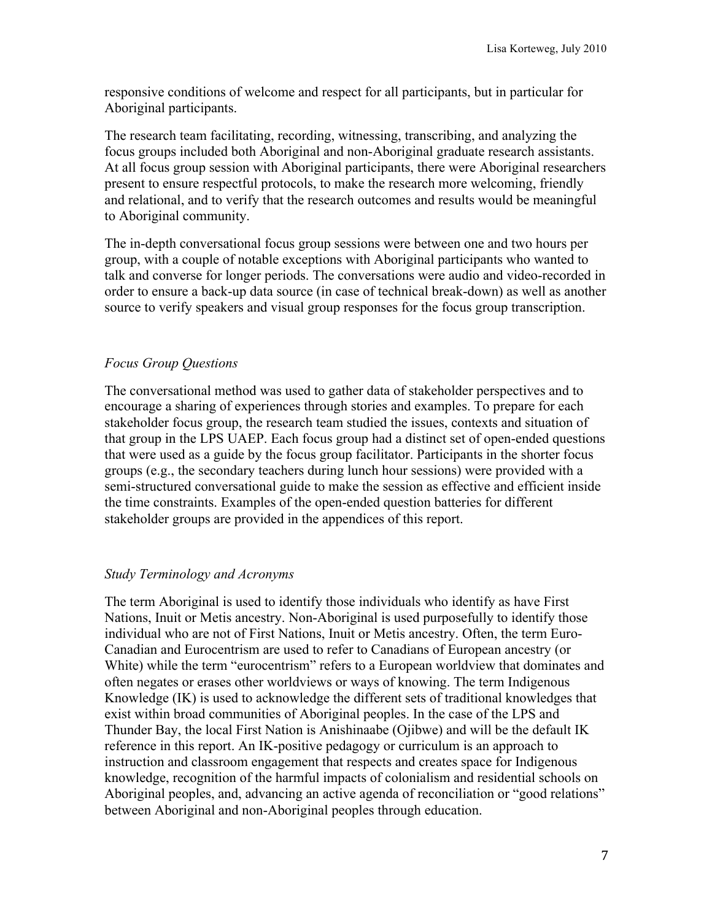responsive conditions of welcome and respect for all participants, but in particular for Aboriginal participants.

The research team facilitating, recording, witnessing, transcribing, and analyzing the focus groups included both Aboriginal and non-Aboriginal graduate research assistants. At all focus group session with Aboriginal participants, there were Aboriginal researchers present to ensure respectful protocols, to make the research more welcoming, friendly and relational, and to verify that the research outcomes and results would be meaningful to Aboriginal community.

The in-depth conversational focus group sessions were between one and two hours per group, with a couple of notable exceptions with Aboriginal participants who wanted to talk and converse for longer periods. The conversations were audio and video-recorded in order to ensure a back-up data source (in case of technical break-down) as well as another source to verify speakers and visual group responses for the focus group transcription.

*Focus Group Questions*

The conversational method was used to gather data of stakeholder perspectives and to encourage a sharing of experiences through stories and examples. To prepare for each stakeholder focus group, the research team studied the issues, contexts and situation of that group in the LPS UAEP. Each focus group had a distinct set of open-ended questions that were used as a guide by the focus group facilitator. Participants in the shorter focus groups (e.g., the secondary teachers during lunch hour sessions) were provided with a semi-structured conversational guide to make the session as effective and efficient inside the time constraints. Examples of the open-ended question batteries for different stakeholder groups are provided in the appendices of this report.

*Study Terminology and Acronyms*

The term Aboriginal is used to identify those individuals who identify as have First Nations, Inuit or Metis ancestry. Non-Aboriginal is used purposefully to identify those individual who are not of First Nations, Inuit or Metis ancestry. Often, the term Euro-Canadian and Eurocentrism are used to refer to Canadians of European ancestry (or White) while the term "eurocentrism" refers to a European worldview that dominates and often negates or erases other worldviews or ways of knowing. The term Indigenous Knowledge (IK) is used to acknowledge the different sets of traditional knowledges that exist within broad communities of Aboriginal peoples. In the case of the LPS and Thunder Bay, the local First Nation is Anishinaabe (Ojibwe) and will be the default IK reference in this report. An IK-positive pedagogy or curriculum is an approach to instruction and classroom engagement that respects and creates space for Indigenous knowledge, recognition of the harmful impacts of colonialism and residential schools on Aboriginal peoples, and, advancing an active agenda of reconciliation or "good relations" between Aboriginal and non-Aboriginal peoples through education.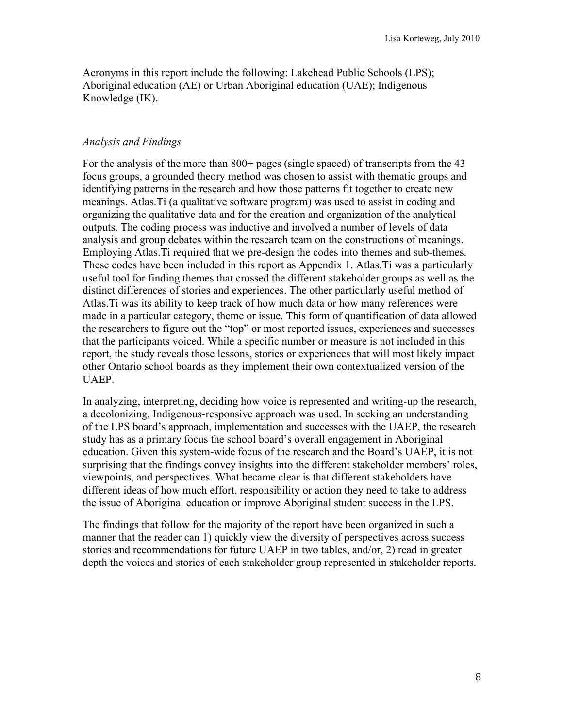Acronyms in this report include the following: Lakehead Public Schools (LPS); Aboriginal education (AE) or Urban Aboriginal education (UAE); Indigenous Knowledge (IK).

*Analysis and Findings*

For the analysis of the more than 800+ pages (single spaced) of transcripts from the 43 focus groups, a grounded theory method was chosen to assist with thematic groups and identifying patterns in the research and how those patterns fit together to create new meanings. Atlas.Ti (a qualitative software program) was used to assist in coding and organizing the qualitative data and for the creation and organization of the analytical outputs. The coding process was inductive and involved a number of levels of data analysis and group debates within the research team on the constructions of meanings. Employing Atlas.Ti required that we pre-design the codes into themes and sub-themes. These codes have been included in this report as Appendix 1. Atlas.Ti was a particularly useful tool for finding themes that crossed the different stakeholder groups as well as the distinct differences of stories and experiences. The other particularly useful method of Atlas.Ti was its ability to keep track of how much data or how many references were made in a particular category, theme or issue. This form of quantification of data allowed the researchers to figure out the "top" or most reported issues, experiences and successes that the participants voiced. While a specific number or measure is not included in this report, the study reveals those lessons, stories or experiences that will most likely impact other Ontario school boards as they implement their own contextualized version of the UAEP.

In analyzing, interpreting, deciding how voice is represented and writing-up the research, a decolonizing, Indigenous-responsive approach was used. In seeking an understanding of the LPS board's approach, implementation and successes with the UAEP, the research study has as a primary focus the school board's overall engagement in Aboriginal education. Given this system-wide focus of the research and the Board's UAEP, it is not surprising that the findings convey insights into the different stakeholder members' roles, viewpoints, and perspectives. What became clear is that different stakeholders have different ideas of how much effort, responsibility or action they need to take to address the issue of Aboriginal education or improve Aboriginal student success in the LPS.

The findings that follow for the majority of the report have been organized in such a manner that the reader can 1) quickly view the diversity of perspectives across success stories and recommendations for future UAEP in two tables, and/or, 2) read in greater depth the voices and stories of each stakeholder group represented in stakeholder reports.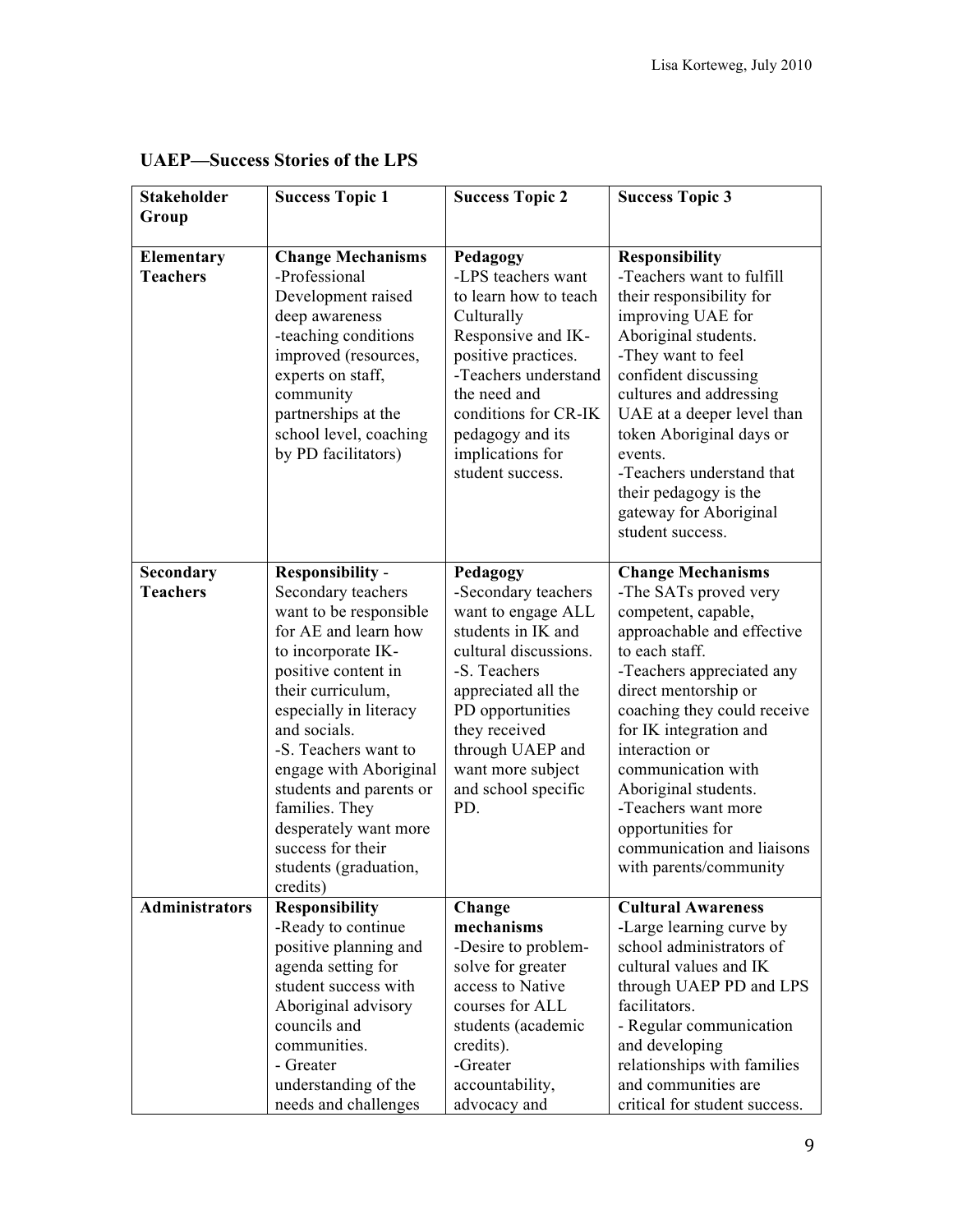## UAEP—Success Stories of the LPS

| Stakeholder Group | Success Topic 1 | Success Topic 2 | Success Topic 3 |
|---|---|---|---|
| **Elementary Teachers** | **Change Mechanisms** -Professional Development raised deep awareness -teaching conditions improved (resources, experts on staff, community partnerships at the school level, coaching by PD facilitators) | **Pedagogy** -LPS teachers want to learn how to teach Culturally Responsive and IK-positive practices. -Teachers understand the need and conditions for CR-IK pedagogy and its implications for student success. | **Responsibility** -Teachers want to fulfill their responsibility for improving UAE for Aboriginal students. -They want to feel confident discussing cultures and addressing UAE at a deeper level than token Aboriginal days or events. -Teachers understand that their pedagogy is the gateway for Aboriginal student success. |
| **Secondary Teachers** | **Responsibility** - Secondary teachers want to be responsible for AE and learn how to incorporate IK-positive content in their curriculum, especially in literacy and socials. -S. Teachers want to engage with Aboriginal students and parents or families. They desperately want more success for their students (graduation, credits) | **Pedagogy** -Secondary teachers want to engage ALL students in IK and cultural discussions. -S. Teachers appreciated all the PD opportunities they received through UAEP and want more subject and school specific PD. | **Change Mechanisms** -The SATs proved very competent, capable, approachable and effective to each staff. -Teachers appreciated any direct mentorship or coaching they could receive for IK integration and interaction or communication with Aboriginal students. -Teachers want more opportunities for communication and liaisons with parents/community |
| **Administrators** | **Responsibility** -Ready to continue positive planning and agenda setting for student success with Aboriginal advisory councils and communities. - Greater understanding of the needs and challenges | **Change mechanisms** -Desire to problem-solve for greater access to Native courses for ALL students (academic credits). -Greater accountability, advocacy and | **Cultural Awareness** -Large learning curve by school administrators of cultural values and IK through UAEP PD and LPS facilitators. - Regular communication and developing relationships with families and communities are critical for student success. |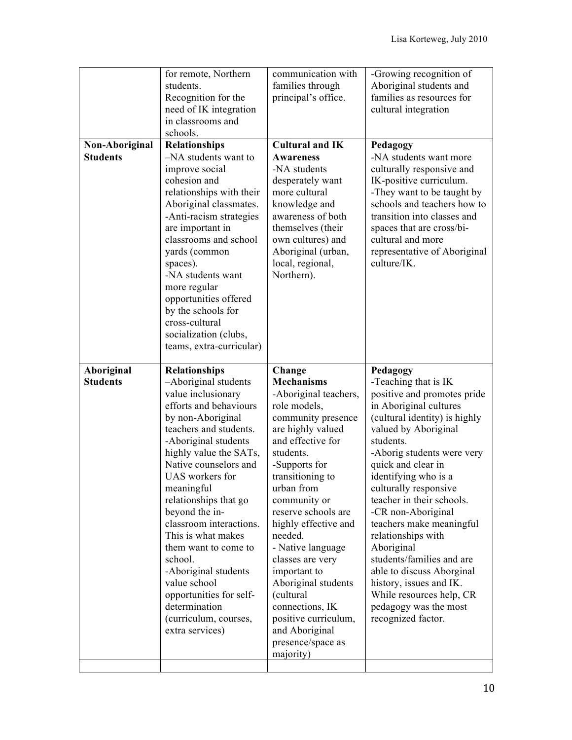| | | | |
|---|---|---|---|
| | for remote, Northern students.<br>Recognition for the need of IK integration in classrooms and schools. | communication with families through principal's office. | -Growing recognition of Aboriginal students and families as resources for cultural integration |
| **Non-Aboriginal Students** | **Relationships**<br>–NA students want to improve social cohesion and relationships with their Aboriginal classmates.<br>-Anti-racism strategies are important in classrooms and school yards (common spaces).<br>-NA students want more regular opportunities offered by the schools for cross-cultural socialization (clubs, teams, extra-curricular) | **Cultural and IK Awareness**<br>-NA students desperately want more cultural knowledge and awareness of both themselves (their own cultures) and Aboriginal (urban, local, regional, Northern). | **Pedagogy**<br>-NA students want more culturally responsive and IK-positive curriculum.<br>-They want to be taught by schools and teachers how to transition into classes and spaces that are cross/bi-cultural and more representative of Aboriginal culture/IK. |
| **Aboriginal Students** | **Relationships**<br>–Aboriginal students value inclusionary efforts and behaviours by non-Aboriginal teachers and students.<br>-Aboriginal students highly value the SATs, Native counselors and UAS workers for meaningful relationships that go beyond the in-classroom interactions. This is what makes them want to come to school.<br>-Aboriginal students value school opportunities for self-determination (curriculum, courses, extra services) | **Change Mechanisms**<br>-Aboriginal teachers, role models, community presence are highly valued and effective for students.<br>-Supports for transitioning to urban from community or reserve schools are highly effective and needed.<br>- Native language classes are very important to Aboriginal students (cultural connections, IK positive curriculum, and Aboriginal presence/space as majority) | **Pedagogy**<br>-Teaching that is IK positive and promotes pride in Aboriginal cultures (cultural identity) is highly valued by Aboriginal students.<br>-Aborig students were very quick and clear in identifying who is a culturally responsive teacher in their schools.<br>-CR non-Aboriginal teachers make meaningful relationships with Aboriginal students/families and are able to discuss Aborginal history, issues and IK. While resources help, CR pedagogy was the most recognized factor. |
| | | | |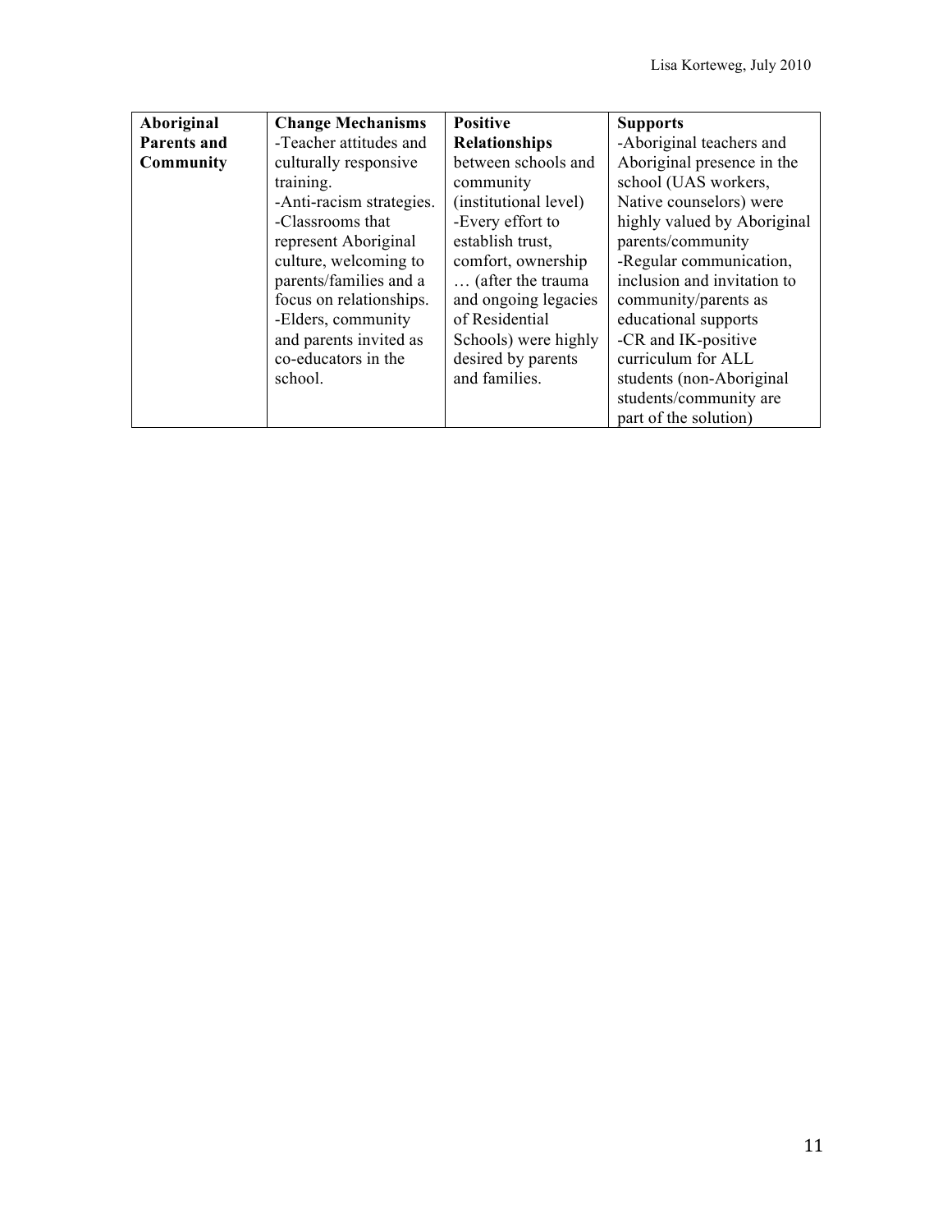| **Aboriginal Parents and Community** | **Change Mechanisms** -Teacher attitudes and culturally responsive training. -Anti-racism strategies. -Classrooms that represent Aboriginal culture, welcoming to parents/families and a focus on relationships. -Elders, community and parents invited as co-educators in the school. | **Positive Relationships** between schools and community (institutional level) -Every effort to establish trust, comfort, ownership … (after the trauma and ongoing legacies of Residential Schools) were highly desired by parents and families. | **Supports** -Aboriginal teachers and Aboriginal presence in the school (UAS workers, Native counselors) were highly valued by Aboriginal parents/community -Regular communication, inclusion and invitation to community/parents as educational supports -CR and IK-positive curriculum for ALL students (non-Aboriginal students/community are part of the solution) |
|---|---|---|---|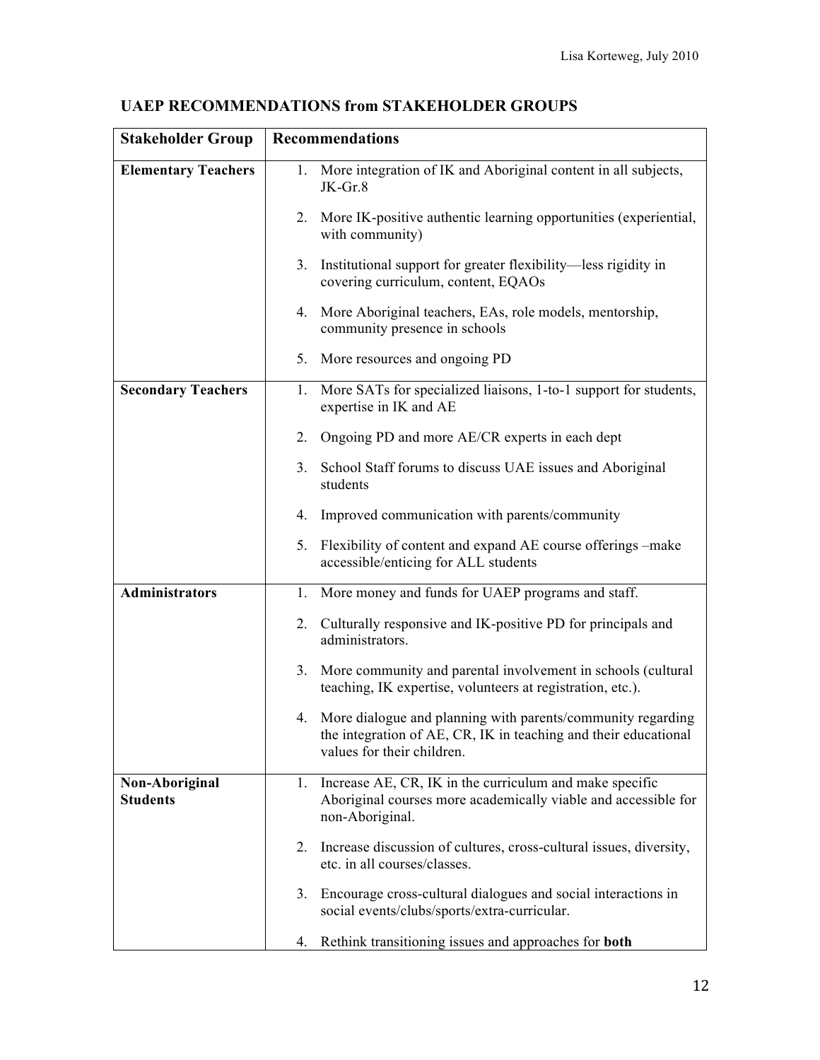**UAEP RECOMMENDATIONS from STAKEHOLDER GROUPS**

| Stakeholder Group | Recommendations |
|---|---|
| **Elementary Teachers** | 1. More integration of IK and Aboriginal content in all subjects, JK-Gr.8<br>2. More IK-positive authentic learning opportunities (experiential, with community)<br>3. Institutional support for greater flexibility—less rigidity in covering curriculum, content, EQAOs<br>4. More Aboriginal teachers, EAs, role models, mentorship, community presence in schools<br>5. More resources and ongoing PD |
| **Secondary Teachers** | 1. More SATs for specialized liaisons, 1-to-1 support for students, expertise in IK and AE<br>2. Ongoing PD and more AE/CR experts in each dept<br>3. School Staff forums to discuss UAE issues and Aboriginal students<br>4. Improved communication with parents/community<br>5. Flexibility of content and expand AE course offerings –make accessible/enticing for ALL students |
| **Administrators** | 1. More money and funds for UAEP programs and staff.<br>2. Culturally responsive and IK-positive PD for principals and administrators.<br>3. More community and parental involvement in schools (cultural teaching, IK expertise, volunteers at registration, etc.).<br>4. More dialogue and planning with parents/community regarding the integration of AE, CR, IK in teaching and their educational values for their children. |
| **Non-Aboriginal Students** | 1. Increase AE, CR, IK in the curriculum and make specific Aboriginal courses more academically viable and accessible for non-Aboriginal.<br>2. Increase discussion of cultures, cross-cultural issues, diversity, etc. in all courses/classes.<br>3. Encourage cross-cultural dialogues and social interactions in social events/clubs/sports/extra-curricular.<br>4. Rethink transitioning issues and approaches for **both** |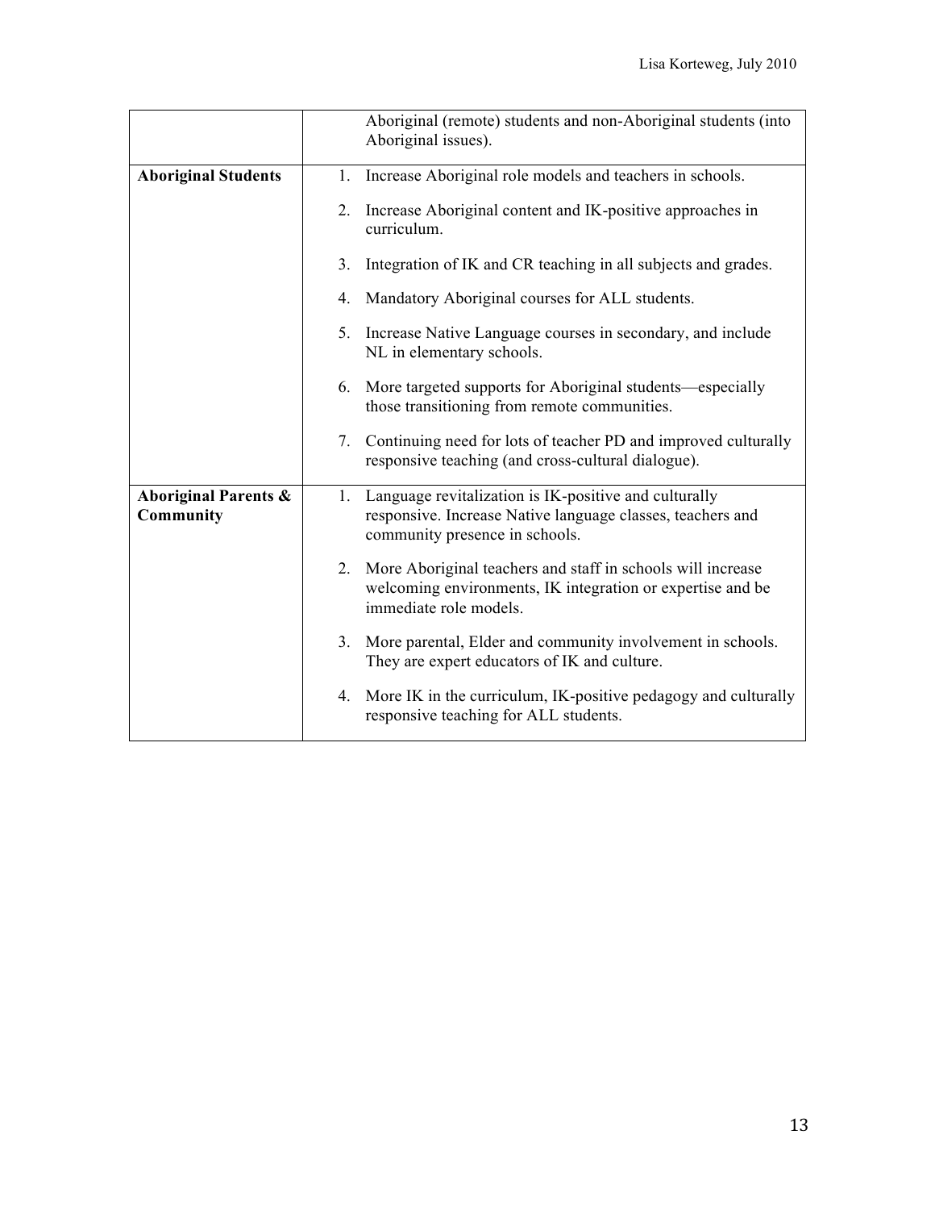| | |
|---|---|
| | Aboriginal (remote) students and non-Aboriginal students (into Aboriginal issues). |
| **Aboriginal Students** | 1. Increase Aboriginal role models and teachers in schools.<br><br>2. Increase Aboriginal content and IK-positive approaches in curriculum.<br><br>3. Integration of IK and CR teaching in all subjects and grades.<br><br>4. Mandatory Aboriginal courses for ALL students.<br><br>5. Increase Native Language courses in secondary, and include NL in elementary schools.<br><br>6. More targeted supports for Aboriginal students—especially those transitioning from remote communities.<br><br>7. Continuing need for lots of teacher PD and improved culturally responsive teaching (and cross-cultural dialogue). |
| **Aboriginal Parents & Community** | 1. Language revitalization is IK-positive and culturally responsive. Increase Native language classes, teachers and community presence in schools.<br><br>2. More Aboriginal teachers and staff in schools will increase welcoming environments, IK integration or expertise and be immediate role models.<br><br>3. More parental, Elder and community involvement in schools. They are expert educators of IK and culture.<br><br>4. More IK in the curriculum, IK-positive pedagogy and culturally responsive teaching for ALL students. |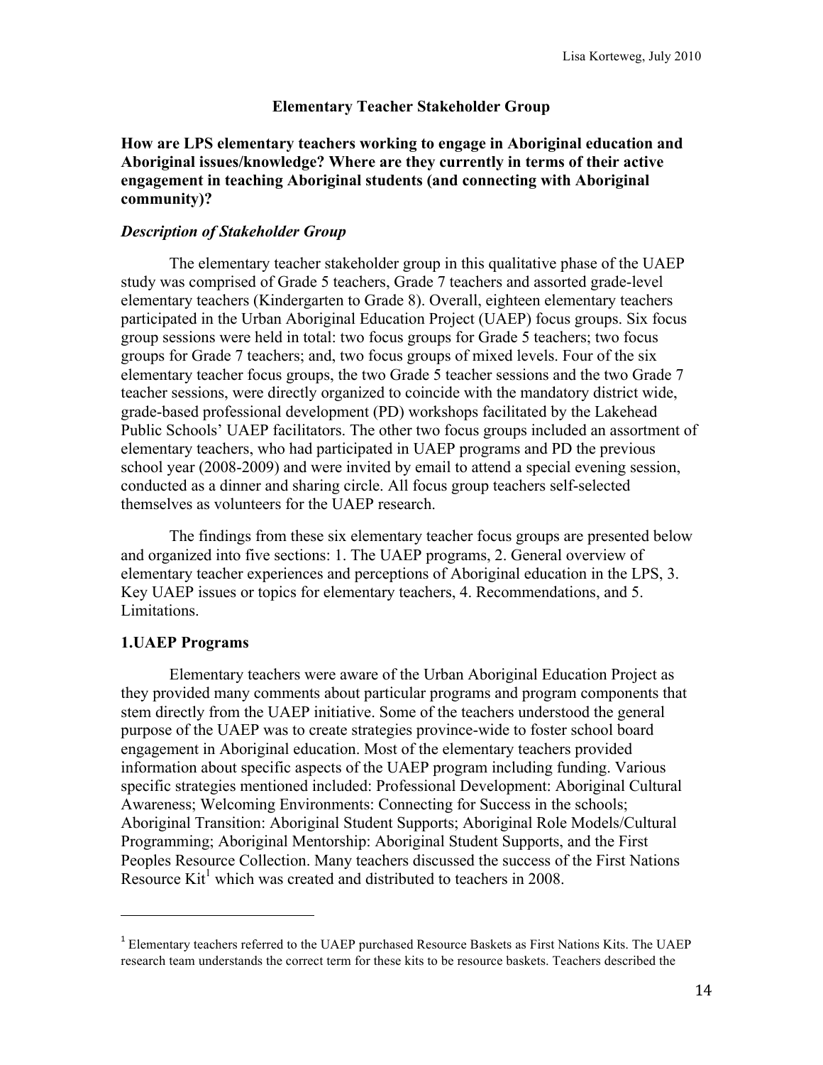## Elementary Teacher Stakeholder Group

**How are LPS elementary teachers working to engage in Aboriginal education and Aboriginal issues/knowledge? Where are they currently in terms of their active engagement in teaching Aboriginal students (and connecting with Aboriginal community)?**

### *Description of Stakeholder Group*

The elementary teacher stakeholder group in this qualitative phase of the UAEP study was comprised of Grade 5 teachers, Grade 7 teachers and assorted grade-level elementary teachers (Kindergarten to Grade 8). Overall, eighteen elementary teachers participated in the Urban Aboriginal Education Project (UAEP) focus groups. Six focus group sessions were held in total: two focus groups for Grade 5 teachers; two focus groups for Grade 7 teachers; and, two focus groups of mixed levels. Four of the six elementary teacher focus groups, the two Grade 5 teacher sessions and the two Grade 7 teacher sessions, were directly organized to coincide with the mandatory district wide, grade-based professional development (PD) workshops facilitated by the Lakehead Public Schools' UAEP facilitators. The other two focus groups included an assortment of elementary teachers, who had participated in UAEP programs and PD the previous school year (2008-2009) and were invited by email to attend a special evening session, conducted as a dinner and sharing circle. All focus group teachers self-selected themselves as volunteers for the UAEP research.

The findings from these six elementary teacher focus groups are presented below and organized into five sections: 1. The UAEP programs, 2. General overview of elementary teacher experiences and perceptions of Aboriginal education in the LPS, 3. Key UAEP issues or topics for elementary teachers, 4. Recommendations, and 5. Limitations.

### 1.UAEP Programs

Elementary teachers were aware of the Urban Aboriginal Education Project as they provided many comments about particular programs and program components that stem directly from the UAEP initiative. Some of the teachers understood the general purpose of the UAEP was to create strategies province-wide to foster school board engagement in Aboriginal education. Most of the elementary teachers provided information about specific aspects of the UAEP program including funding. Various specific strategies mentioned included: Professional Development: Aboriginal Cultural Awareness; Welcoming Environments: Connecting for Success in the schools; Aboriginal Transition: Aboriginal Student Supports; Aboriginal Role Models/Cultural Programming; Aboriginal Mentorship: Aboriginal Student Supports, and the First Peoples Resource Collection. Many teachers discussed the success of the First Nations Resource Kit[1] which was created and distributed to teachers in 2008.

---

[1] Elementary teachers referred to the UAEP purchased Resource Baskets as First Nations Kits. The UAEP research team understands the correct term for these kits to be resource baskets. Teachers described the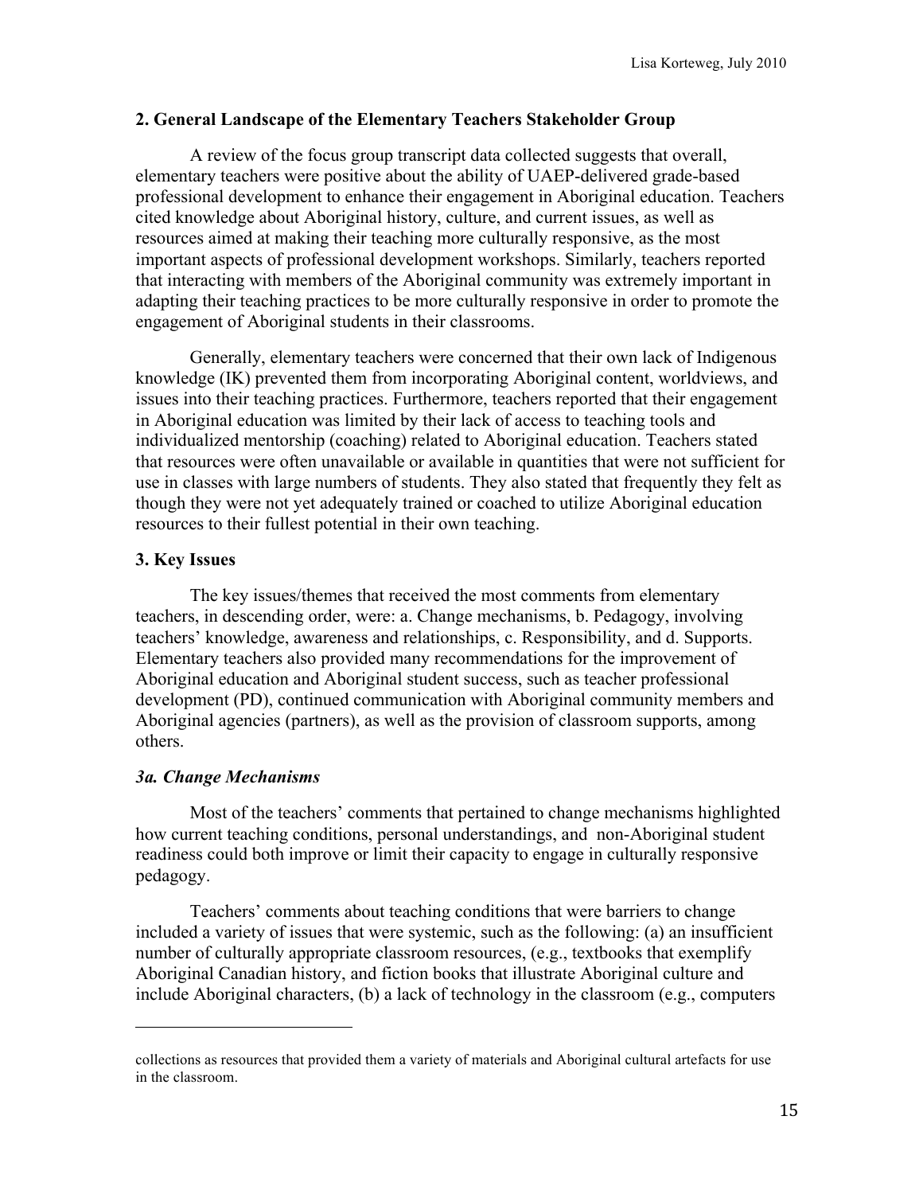## 2. General Landscape of the Elementary Teachers Stakeholder Group

A review of the focus group transcript data collected suggests that overall, elementary teachers were positive about the ability of UAEP-delivered grade-based professional development to enhance their engagement in Aboriginal education. Teachers cited knowledge about Aboriginal history, culture, and current issues, as well as resources aimed at making their teaching more culturally responsive, as the most important aspects of professional development workshops. Similarly, teachers reported that interacting with members of the Aboriginal community was extremely important in adapting their teaching practices to be more culturally responsive in order to promote the engagement of Aboriginal students in their classrooms.

Generally, elementary teachers were concerned that their own lack of Indigenous knowledge (IK) prevented them from incorporating Aboriginal content, worldviews, and issues into their teaching practices. Furthermore, teachers reported that their engagement in Aboriginal education was limited by their lack of access to teaching tools and individualized mentorship (coaching) related to Aboriginal education. Teachers stated that resources were often unavailable or available in quantities that were not sufficient for use in classes with large numbers of students. They also stated that frequently they felt as though they were not yet adequately trained or coached to utilize Aboriginal education resources to their fullest potential in their own teaching.

## 3. Key Issues

The key issues/themes that received the most comments from elementary teachers, in descending order, were: a. Change mechanisms, b. Pedagogy, involving teachers' knowledge, awareness and relationships, c. Responsibility, and d. Supports. Elementary teachers also provided many recommendations for the improvement of Aboriginal education and Aboriginal student success, such as teacher professional development (PD), continued communication with Aboriginal community members and Aboriginal agencies (partners), as well as the provision of classroom supports, among others.

### *3a. Change Mechanisms*

Most of the teachers' comments that pertained to change mechanisms highlighted how current teaching conditions, personal understandings, and non-Aboriginal student readiness could both improve or limit their capacity to engage in culturally responsive pedagogy.

Teachers' comments about teaching conditions that were barriers to change included a variety of issues that were systemic, such as the following: (a) an insufficient number of culturally appropriate classroom resources, (e.g., textbooks that exemplify Aboriginal Canadian history, and fiction books that illustrate Aboriginal culture and include Aboriginal characters, (b) a lack of technology in the classroom (e.g., computers

---

collections as resources that provided them a variety of materials and Aboriginal cultural artefacts for use in the classroom.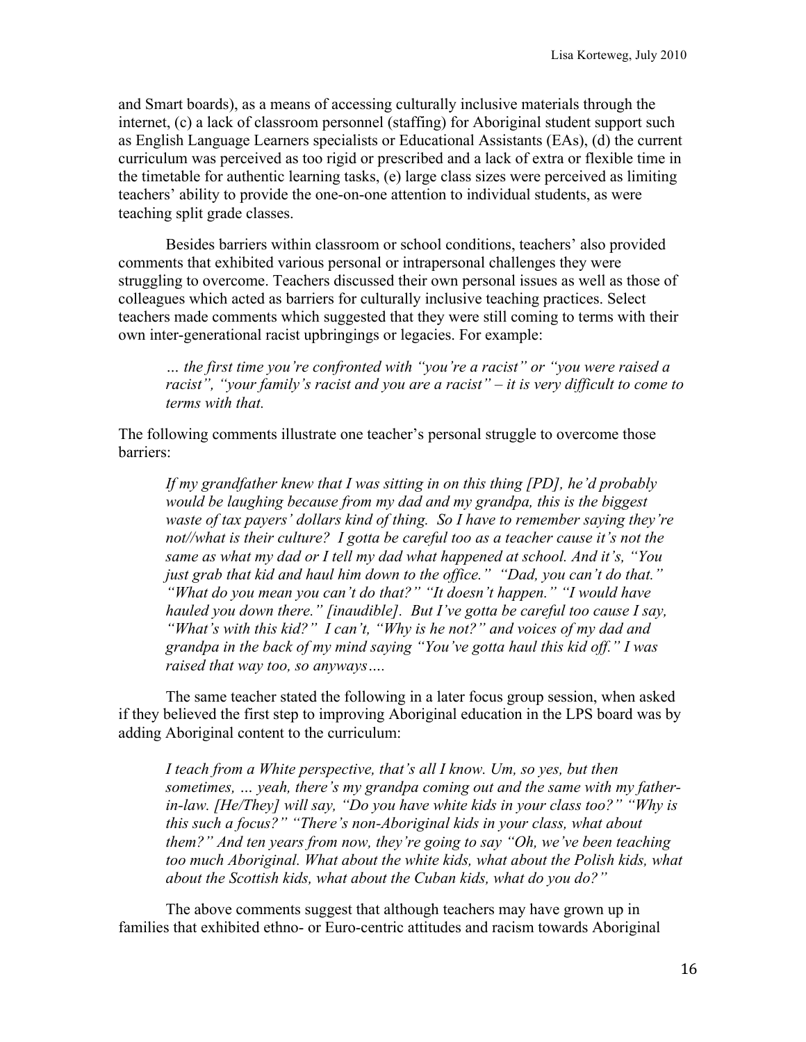and Smart boards), as a means of accessing culturally inclusive materials through the internet, (c) a lack of classroom personnel (staffing) for Aboriginal student support such as English Language Learners specialists or Educational Assistants (EAs), (d) the current curriculum was perceived as too rigid or prescribed and a lack of extra or flexible time in the timetable for authentic learning tasks, (e) large class sizes were perceived as limiting teachers' ability to provide the one-on-one attention to individual students, as were teaching split grade classes.

Besides barriers within classroom or school conditions, teachers' also provided comments that exhibited various personal or intrapersonal challenges they were struggling to overcome. Teachers discussed their own personal issues as well as those of colleagues which acted as barriers for culturally inclusive teaching practices. Select teachers made comments which suggested that they were still coming to terms with their own inter-generational racist upbringings or legacies. For example:

> *… the first time you're confronted with "you're a racist" or "you were raised a racist", "your family's racist and you are a racist" – it is very difficult to come to terms with that.*

The following comments illustrate one teacher's personal struggle to overcome those barriers:

> *If my grandfather knew that I was sitting in on this thing [PD], he'd probably would be laughing because from my dad and my grandpa, this is the biggest waste of tax payers' dollars kind of thing. So I have to remember saying they're not//what is their culture? I gotta be careful too as a teacher cause it's not the same as what my dad or I tell my dad what happened at school. And it's, "You just grab that kid and haul him down to the office." "Dad, you can't do that." "What do you mean you can't do that?" "It doesn't happen." "I would have hauled you down there." [inaudible]. But I've gotta be careful too cause I say, "What's with this kid?" I can't, "Why is he not?" and voices of my dad and grandpa in the back of my mind saying "You've gotta haul this kid off." I was raised that way too, so anyways….*

The same teacher stated the following in a later focus group session, when asked if they believed the first step to improving Aboriginal education in the LPS board was by adding Aboriginal content to the curriculum:

> *I teach from a White perspective, that's all I know. Um, so yes, but then sometimes, … yeah, there's my grandpa coming out and the same with my father-in-law. [He/They] will say, "Do you have white kids in your class too?" "Why is this such a focus?" "There's non-Aboriginal kids in your class, what about them?" And ten years from now, they're going to say "Oh, we've been teaching too much Aboriginal. What about the white kids, what about the Polish kids, what about the Scottish kids, what about the Cuban kids, what do you do?"*

The above comments suggest that although teachers may have grown up in families that exhibited ethno- or Euro-centric attitudes and racism towards Aboriginal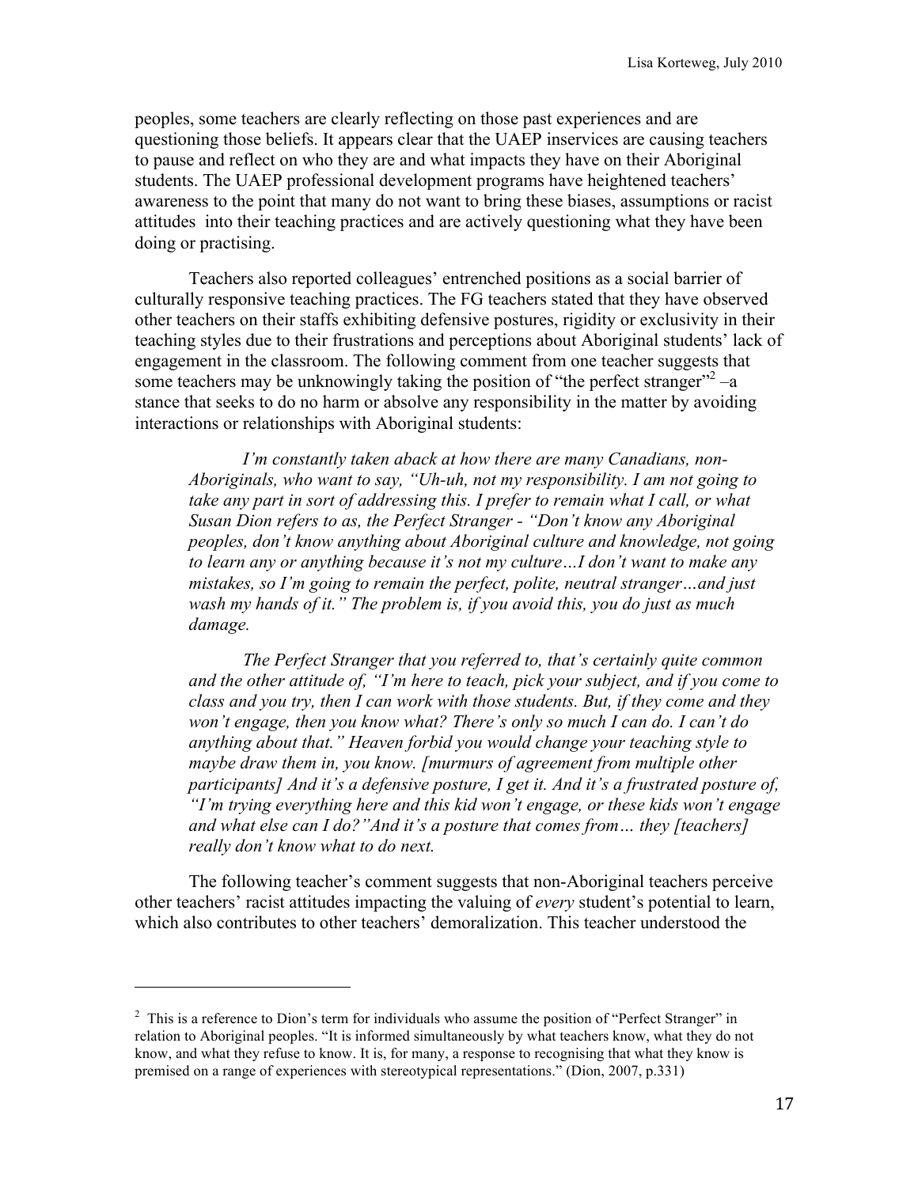peoples, some teachers are clearly reflecting on those past experiences and are questioning those beliefs. It appears clear that the UAEP inservices are causing teachers to pause and reflect on who they are and what impacts they have on their Aboriginal students. The UAEP professional development programs have heightened teachers' awareness to the point that many do not want to bring these biases, assumptions or racist attitudes into their teaching practices and are actively questioning what they have been doing or practising.

Teachers also reported colleagues' entrenched positions as a social barrier of culturally responsive teaching practices. The FG teachers stated that they have observed other teachers on their staffs exhibiting defensive postures, rigidity or exclusivity in their teaching styles due to their frustrations and perceptions about Aboriginal students' lack of engagement in the classroom. The following comment from one teacher suggests that some teachers may be unknowingly taking the position of "the perfect stranger"[2] –a stance that seeks to do no harm or absolve any responsibility in the matter by avoiding interactions or relationships with Aboriginal students:

> *I'm constantly taken aback at how there are many Canadians, non-Aboriginals, who want to say, "Uh-uh, not my responsibility. I am not going to take any part in sort of addressing this. I prefer to remain what I call, or what Susan Dion refers to as, the Perfect Stranger - "Don't know any Aboriginal peoples, don't know anything about Aboriginal culture and knowledge, not going to learn any or anything because it's not my culture…I don't want to make any mistakes, so I'm going to remain the perfect, polite, neutral stranger…and just wash my hands of it." The problem is, if you avoid this, you do just as much damage.*
>
> *The Perfect Stranger that you referred to, that's certainly quite common and the other attitude of, "I'm here to teach, pick your subject, and if you come to class and you try, then I can work with those students. But, if they come and they won't engage, then you know what? There's only so much I can do. I can't do anything about that." Heaven forbid you would change your teaching style to maybe draw them in, you know. [murmurs of agreement from multiple other participants] And it's a defensive posture, I get it. And it's a frustrated posture of, "I'm trying everything here and this kid won't engage, or these kids won't engage and what else can I do?"And it's a posture that comes from… they [teachers] really don't know what to do next.*

The following teacher's comment suggests that non-Aboriginal teachers perceive other teachers' racist attitudes impacting the valuing of *every* student's potential to learn, which also contributes to other teachers' demoralization. This teacher understood the

---

[2] This is a reference to Dion's term for individuals who assume the position of "Perfect Stranger" in relation to Aboriginal peoples. "It is informed simultaneously by what teachers know, what they do not know, and what they refuse to know. It is, for many, a response to recognising that what they know is premised on a range of experiences with stereotypical representations." (Dion, 2007, p.331)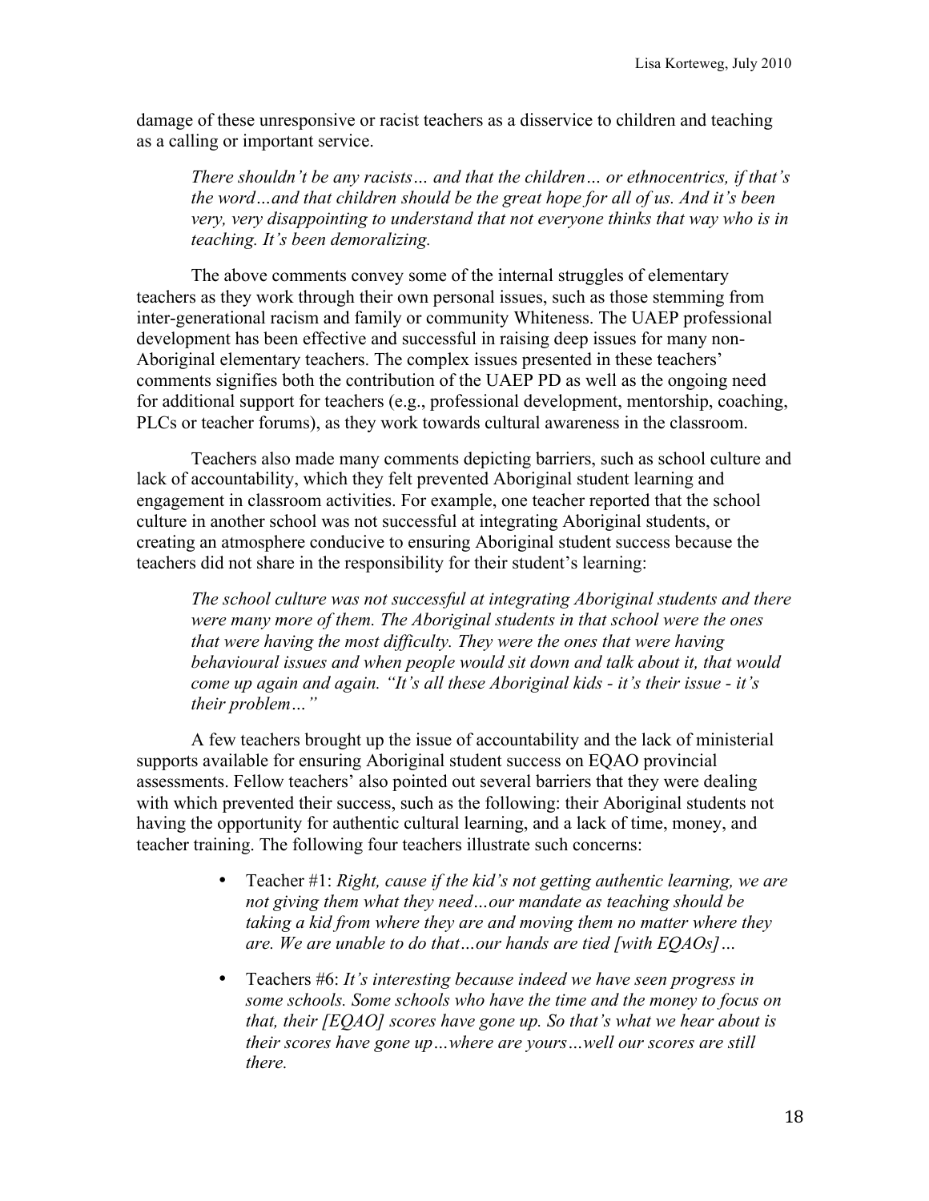damage of these unresponsive or racist teachers as a disservice to children and teaching as a calling or important service.

> *There shouldn't be any racists… and that the children… or ethnocentrics, if that's the word…and that children should be the great hope for all of us. And it's been very, very disappointing to understand that not everyone thinks that way who is in teaching. It's been demoralizing.*

The above comments convey some of the internal struggles of elementary teachers as they work through their own personal issues, such as those stemming from inter-generational racism and family or community Whiteness. The UAEP professional development has been effective and successful in raising deep issues for many non-Aboriginal elementary teachers. The complex issues presented in these teachers' comments signifies both the contribution of the UAEP PD as well as the ongoing need for additional support for teachers (e.g., professional development, mentorship, coaching, PLCs or teacher forums), as they work towards cultural awareness in the classroom.

Teachers also made many comments depicting barriers, such as school culture and lack of accountability, which they felt prevented Aboriginal student learning and engagement in classroom activities. For example, one teacher reported that the school culture in another school was not successful at integrating Aboriginal students, or creating an atmosphere conducive to ensuring Aboriginal student success because the teachers did not share in the responsibility for their student's learning:

> *The school culture was not successful at integrating Aboriginal students and there were many more of them. The Aboriginal students in that school were the ones that were having the most difficulty. They were the ones that were having behavioural issues and when people would sit down and talk about it, that would come up again and again. "It's all these Aboriginal kids - it's their issue - it's their problem…"*

A few teachers brought up the issue of accountability and the lack of ministerial supports available for ensuring Aboriginal student success on EQAO provincial assessments. Fellow teachers' also pointed out several barriers that they were dealing with which prevented their success, such as the following: their Aboriginal students not having the opportunity for authentic cultural learning, and a lack of time, money, and teacher training. The following four teachers illustrate such concerns:

- Teacher #1: *Right, cause if the kid's not getting authentic learning, we are not giving them what they need…our mandate as teaching should be taking a kid from where they are and moving them no matter where they are. We are unable to do that…our hands are tied [with EQAOs]…*

- Teachers #6: *It's interesting because indeed we have seen progress in some schools. Some schools who have the time and the money to focus on that, their [EQAO] scores have gone up. So that's what we hear about is their scores have gone up…where are yours…well our scores are still there.*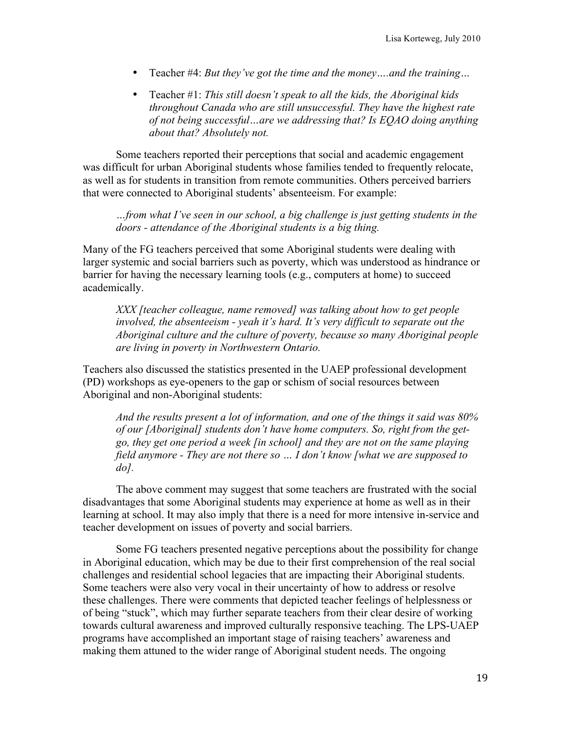- Teacher #4: *But they've got the time and the money….and the training…*
- Teacher #1: *This still doesn't speak to all the kids, the Aboriginal kids throughout Canada who are still unsuccessful. They have the highest rate of not being successful…are we addressing that? Is EQAO doing anything about that? Absolutely not.*

Some teachers reported their perceptions that social and academic engagement was difficult for urban Aboriginal students whose families tended to frequently relocate, as well as for students in transition from remote communities. Others perceived barriers that were connected to Aboriginal students' absenteeism. For example:

> *…from what I've seen in our school, a big challenge is just getting students in the doors - attendance of the Aboriginal students is a big thing.*

Many of the FG teachers perceived that some Aboriginal students were dealing with larger systemic and social barriers such as poverty, which was understood as hindrance or barrier for having the necessary learning tools (e.g., computers at home) to succeed academically.

> *XXX [teacher colleague, name removed] was talking about how to get people involved, the absenteeism - yeah it's hard. It's very difficult to separate out the Aboriginal culture and the culture of poverty, because so many Aboriginal people are living in poverty in Northwestern Ontario.*

Teachers also discussed the statistics presented in the UAEP professional development (PD) workshops as eye-openers to the gap or schism of social resources between Aboriginal and non-Aboriginal students:

> *And the results present a lot of information, and one of the things it said was 80% of our [Aboriginal] students don't have home computers. So, right from the get-go, they get one period a week [in school] and they are not on the same playing field anymore - They are not there so … I don't know [what we are supposed to do].*

The above comment may suggest that some teachers are frustrated with the social disadvantages that some Aboriginal students may experience at home as well as in their learning at school. It may also imply that there is a need for more intensive in-service and teacher development on issues of poverty and social barriers.

Some FG teachers presented negative perceptions about the possibility for change in Aboriginal education, which may be due to their first comprehension of the real social challenges and residential school legacies that are impacting their Aboriginal students. Some teachers were also very vocal in their uncertainty of how to address or resolve these challenges. There were comments that depicted teacher feelings of helplessness or of being "stuck", which may further separate teachers from their clear desire of working towards cultural awareness and improved culturally responsive teaching. The LPS-UAEP programs have accomplished an important stage of raising teachers' awareness and making them attuned to the wider range of Aboriginal student needs. The ongoing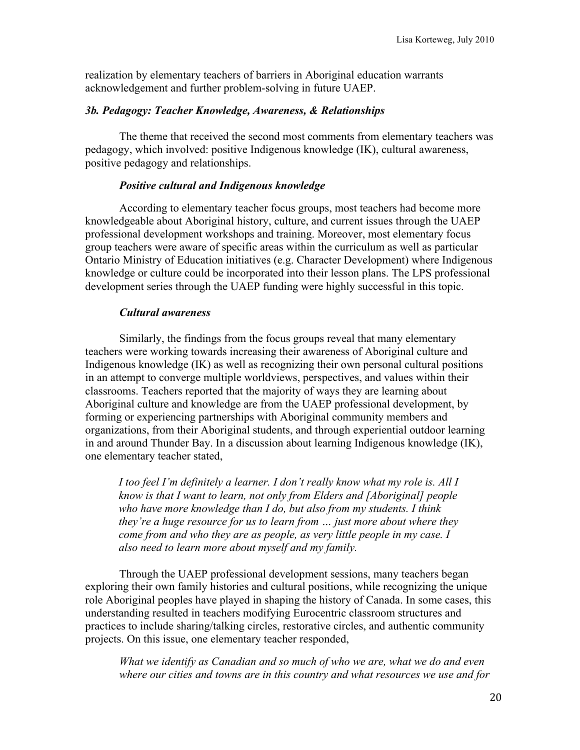realization by elementary teachers of barriers in Aboriginal education warrants acknowledgement and further problem-solving in future UAEP.

### *3b. Pedagogy: Teacher Knowledge, Awareness, & Relationships*

The theme that received the second most comments from elementary teachers was pedagogy, which involved: positive Indigenous knowledge (IK), cultural awareness, positive pedagogy and relationships.

#### *Positive cultural and Indigenous knowledge*

According to elementary teacher focus groups, most teachers had become more knowledgeable about Aboriginal history, culture, and current issues through the UAEP professional development workshops and training. Moreover, most elementary focus group teachers were aware of specific areas within the curriculum as well as particular Ontario Ministry of Education initiatives (e.g. Character Development) where Indigenous knowledge or culture could be incorporated into their lesson plans. The LPS professional development series through the UAEP funding were highly successful in this topic.

#### *Cultural awareness*

Similarly, the findings from the focus groups reveal that many elementary teachers were working towards increasing their awareness of Aboriginal culture and Indigenous knowledge (IK) as well as recognizing their own personal cultural positions in an attempt to converge multiple worldviews, perspectives, and values within their classrooms. Teachers reported that the majority of ways they are learning about Aboriginal culture and knowledge are from the UAEP professional development, by forming or experiencing partnerships with Aboriginal community members and organizations, from their Aboriginal students, and through experiential outdoor learning in and around Thunder Bay. In a discussion about learning Indigenous knowledge (IK), one elementary teacher stated,

> *I too feel I'm definitely a learner. I don't really know what my role is. All I know is that I want to learn, not only from Elders and [Aboriginal] people who have more knowledge than I do, but also from my students. I think they're a huge resource for us to learn from … just more about where they come from and who they are as people, as very little people in my case. I also need to learn more about myself and my family.*

Through the UAEP professional development sessions, many teachers began exploring their own family histories and cultural positions, while recognizing the unique role Aboriginal peoples have played in shaping the history of Canada. In some cases, this understanding resulted in teachers modifying Eurocentric classroom structures and practices to include sharing/talking circles, restorative circles, and authentic community projects. On this issue, one elementary teacher responded,

> *What we identify as Canadian and so much of who we are, what we do and even where our cities and towns are in this country and what resources we use and for*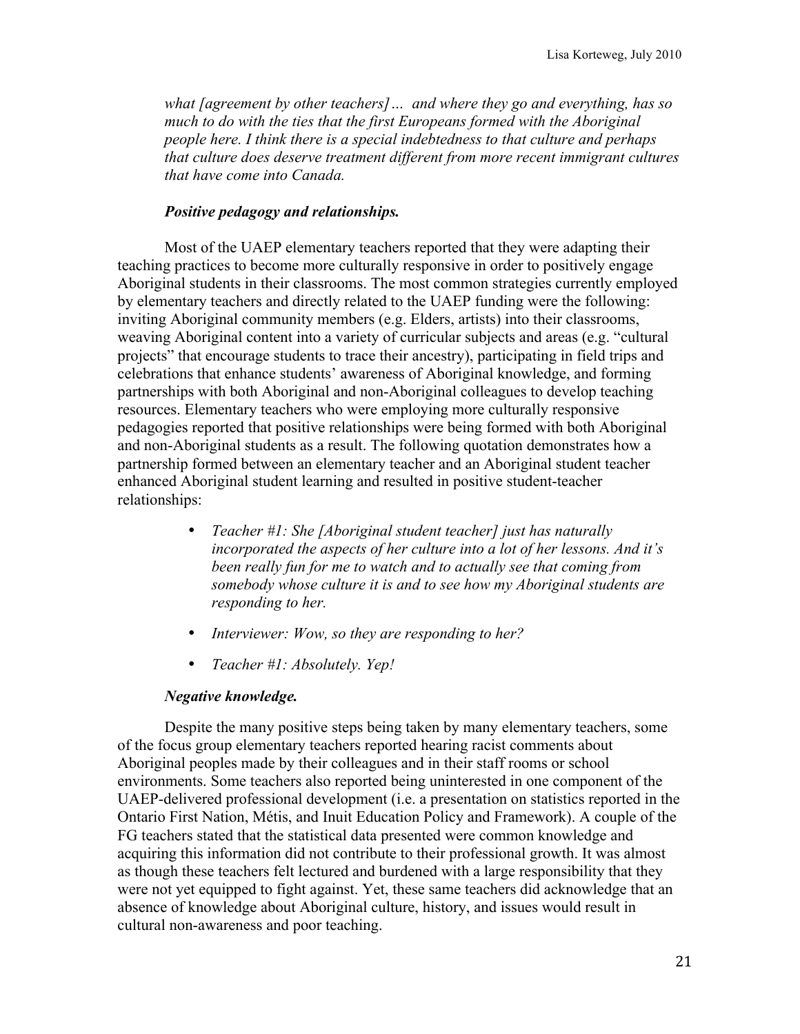*what [agreement by other teachers]… and where they go and everything, has so much to do with the ties that the first Europeans formed with the Aboriginal people here. I think there is a special indebtedness to that culture and perhaps that culture does deserve treatment different from more recent immigrant cultures that have come into Canada.*

#### *Positive pedagogy and relationships.*

Most of the UAEP elementary teachers reported that they were adapting their teaching practices to become more culturally responsive in order to positively engage Aboriginal students in their classrooms. The most common strategies currently employed by elementary teachers and directly related to the UAEP funding were the following: inviting Aboriginal community members (e.g. Elders, artists) into their classrooms, weaving Aboriginal content into a variety of curricular subjects and areas (e.g. "cultural projects" that encourage students to trace their ancestry), participating in field trips and celebrations that enhance students' awareness of Aboriginal knowledge, and forming partnerships with both Aboriginal and non-Aboriginal colleagues to develop teaching resources. Elementary teachers who were employing more culturally responsive pedagogies reported that positive relationships were being formed with both Aboriginal and non-Aboriginal students as a result. The following quotation demonstrates how a partnership formed between an elementary teacher and an Aboriginal student teacher enhanced Aboriginal student learning and resulted in positive student-teacher relationships:

- *Teacher #1: She [Aboriginal student teacher] just has naturally incorporated the aspects of her culture into a lot of her lessons. And it's been really fun for me to watch and to actually see that coming from somebody whose culture it is and to see how my Aboriginal students are responding to her.*
- *Interviewer: Wow, so they are responding to her?*
- *Teacher #1: Absolutely. Yep!*

#### *Negative knowledge.*

Despite the many positive steps being taken by many elementary teachers, some of the focus group elementary teachers reported hearing racist comments about Aboriginal peoples made by their colleagues and in their staff rooms or school environments. Some teachers also reported being uninterested in one component of the UAEP-delivered professional development (i.e. a presentation on statistics reported in the Ontario First Nation, Métis, and Inuit Education Policy and Framework). A couple of the FG teachers stated that the statistical data presented were common knowledge and acquiring this information did not contribute to their professional growth. It was almost as though these teachers felt lectured and burdened with a large responsibility that they were not yet equipped to fight against. Yet, these same teachers did acknowledge that an absence of knowledge about Aboriginal culture, history, and issues would result in cultural non-awareness and poor teaching.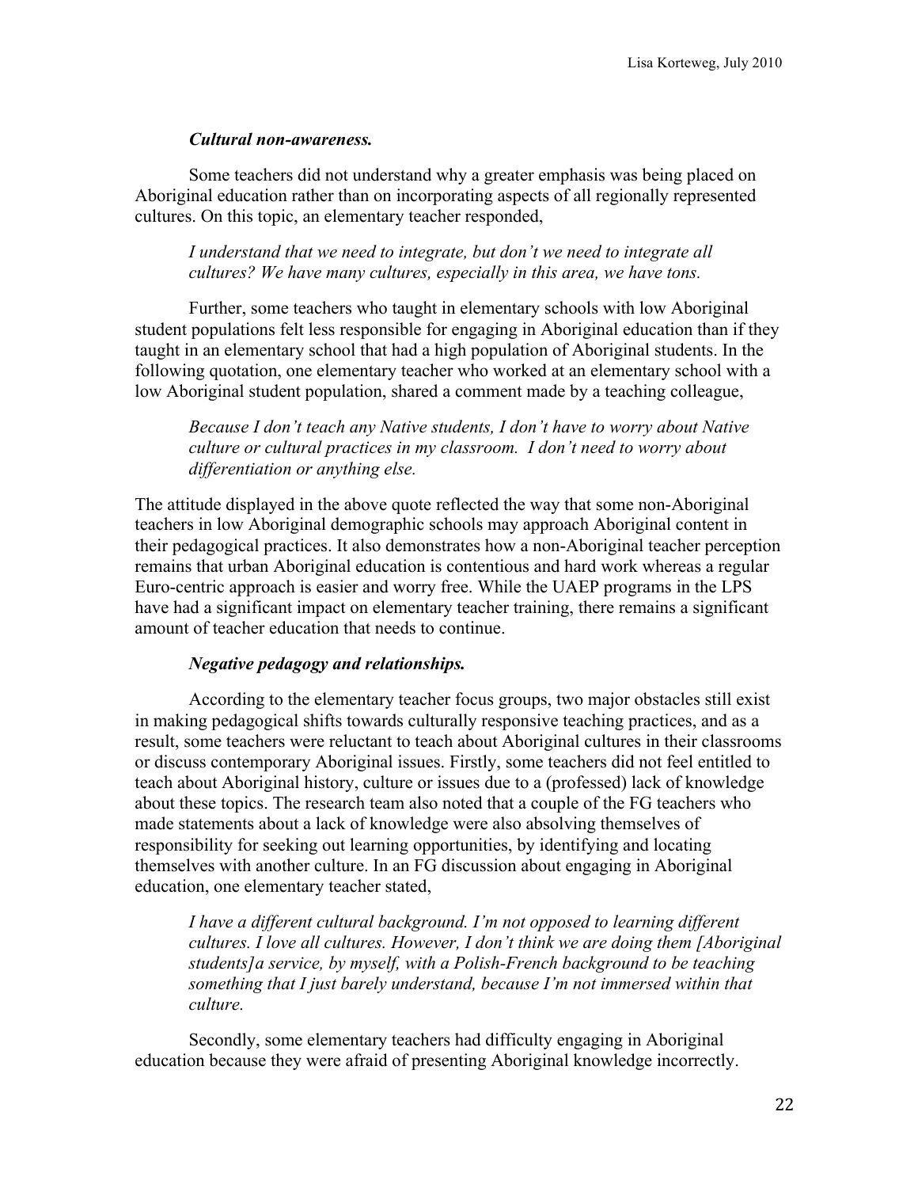#### *Cultural non-awareness.*

Some teachers did not understand why a greater emphasis was being placed on Aboriginal education rather than on incorporating aspects of all regionally represented cultures. On this topic, an elementary teacher responded,

> *I understand that we need to integrate, but don't we need to integrate all cultures? We have many cultures, especially in this area, we have tons.*

Further, some teachers who taught in elementary schools with low Aboriginal student populations felt less responsible for engaging in Aboriginal education than if they taught in an elementary school that had a high population of Aboriginal students. In the following quotation, one elementary teacher who worked at an elementary school with a low Aboriginal student population, shared a comment made by a teaching colleague,

> *Because I don't teach any Native students, I don't have to worry about Native culture or cultural practices in my classroom. I don't need to worry about differentiation or anything else.*

The attitude displayed in the above quote reflected the way that some non-Aboriginal teachers in low Aboriginal demographic schools may approach Aboriginal content in their pedagogical practices. It also demonstrates how a non-Aboriginal teacher perception remains that urban Aboriginal education is contentious and hard work whereas a regular Euro-centric approach is easier and worry free. While the UAEP programs in the LPS have had a significant impact on elementary teacher training, there remains a significant amount of teacher education that needs to continue.

#### *Negative pedagogy and relationships.*

According to the elementary teacher focus groups, two major obstacles still exist in making pedagogical shifts towards culturally responsive teaching practices, and as a result, some teachers were reluctant to teach about Aboriginal cultures in their classrooms or discuss contemporary Aboriginal issues. Firstly, some teachers did not feel entitled to teach about Aboriginal history, culture or issues due to a (professed) lack of knowledge about these topics. The research team also noted that a couple of the FG teachers who made statements about a lack of knowledge were also absolving themselves of responsibility for seeking out learning opportunities, by identifying and locating themselves with another culture. In an FG discussion about engaging in Aboriginal education, one elementary teacher stated,

> *I have a different cultural background. I'm not opposed to learning different cultures. I love all cultures. However, I don't think we are doing them [Aboriginal students]a service, by myself, with a Polish-French background to be teaching something that I just barely understand, because I'm not immersed within that culture.*

Secondly, some elementary teachers had difficulty engaging in Aboriginal education because they were afraid of presenting Aboriginal knowledge incorrectly.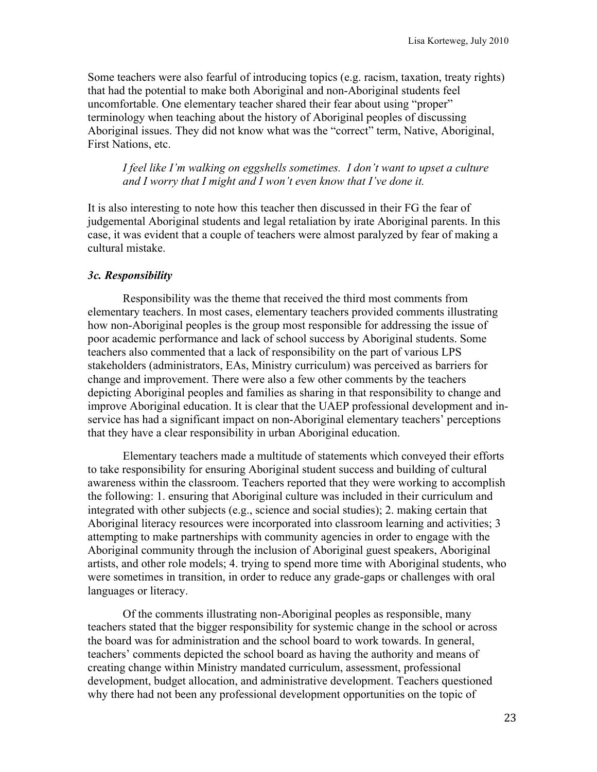Some teachers were also fearful of introducing topics (e.g. racism, taxation, treaty rights) that had the potential to make both Aboriginal and non-Aboriginal students feel uncomfortable. One elementary teacher shared their fear about using "proper" terminology when teaching about the history of Aboriginal peoples of discussing Aboriginal issues. They did not know what was the "correct" term, Native, Aboriginal, First Nations, etc.

> *I feel like I'm walking on eggshells sometimes. I don't want to upset a culture and I worry that I might and I won't even know that I've done it.*

It is also interesting to note how this teacher then discussed in their FG the fear of judgemental Aboriginal students and legal retaliation by irate Aboriginal parents. In this case, it was evident that a couple of teachers were almost paralyzed by fear of making a cultural mistake.

### *3c. Responsibility*

Responsibility was the theme that received the third most comments from elementary teachers. In most cases, elementary teachers provided comments illustrating how non-Aboriginal peoples is the group most responsible for addressing the issue of poor academic performance and lack of school success by Aboriginal students. Some teachers also commented that a lack of responsibility on the part of various LPS stakeholders (administrators, EAs, Ministry curriculum) was perceived as barriers for change and improvement. There were also a few other comments by the teachers depicting Aboriginal peoples and families as sharing in that responsibility to change and improve Aboriginal education. It is clear that the UAEP professional development and in-service has had a significant impact on non-Aboriginal elementary teachers' perceptions that they have a clear responsibility in urban Aboriginal education.

Elementary teachers made a multitude of statements which conveyed their efforts to take responsibility for ensuring Aboriginal student success and building of cultural awareness within the classroom. Teachers reported that they were working to accomplish the following: 1. ensuring that Aboriginal culture was included in their curriculum and integrated with other subjects (e.g., science and social studies); 2. making certain that Aboriginal literacy resources were incorporated into classroom learning and activities; 3 attempting to make partnerships with community agencies in order to engage with the Aboriginal community through the inclusion of Aboriginal guest speakers, Aboriginal artists, and other role models; 4. trying to spend more time with Aboriginal students, who were sometimes in transition, in order to reduce any grade-gaps or challenges with oral languages or literacy.

Of the comments illustrating non-Aboriginal peoples as responsible, many teachers stated that the bigger responsibility for systemic change in the school or across the board was for administration and the school board to work towards. In general, teachers' comments depicted the school board as having the authority and means of creating change within Ministry mandated curriculum, assessment, professional development, budget allocation, and administrative development. Teachers questioned why there had not been any professional development opportunities on the topic of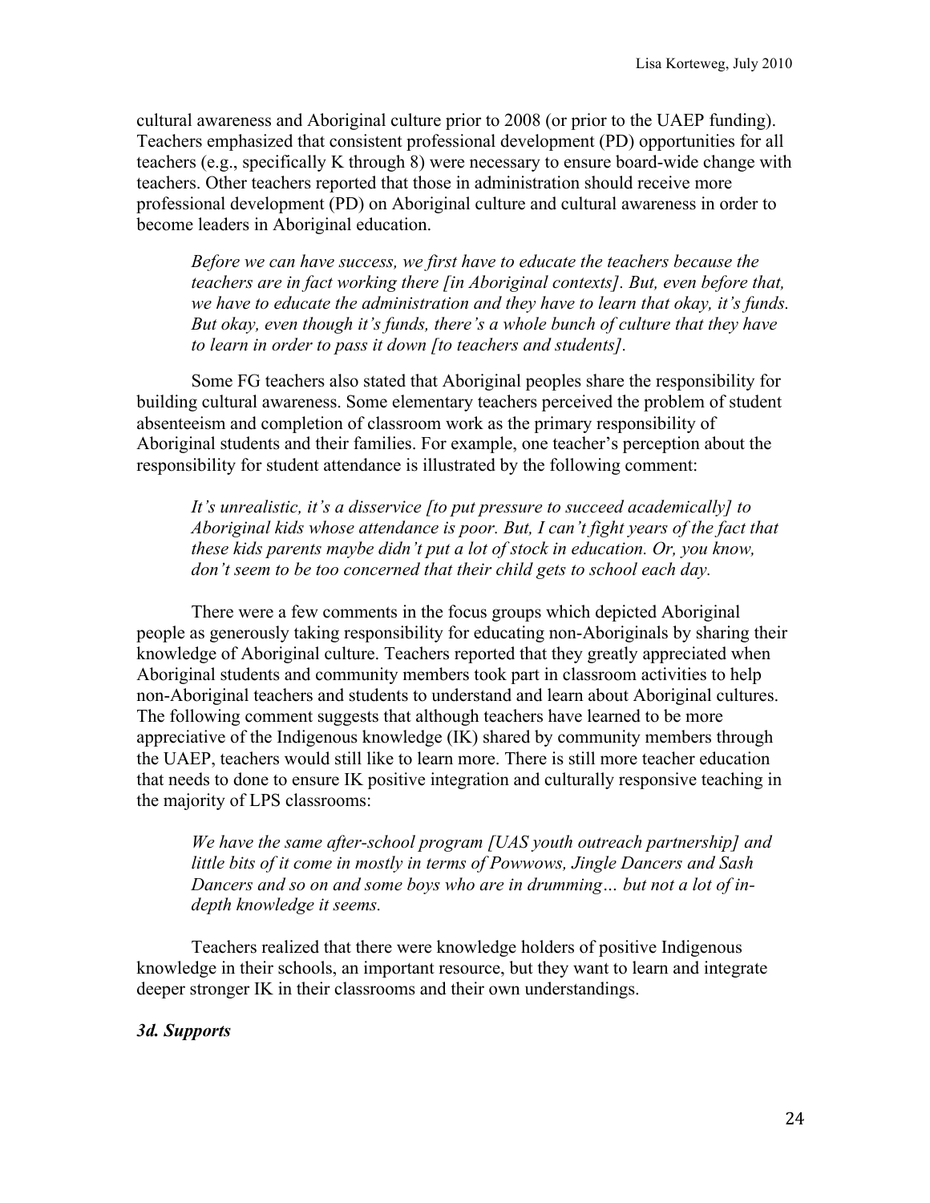cultural awareness and Aboriginal culture prior to 2008 (or prior to the UAEP funding). Teachers emphasized that consistent professional development (PD) opportunities for all teachers (e.g., specifically K through 8) were necessary to ensure board-wide change with teachers. Other teachers reported that those in administration should receive more professional development (PD) on Aboriginal culture and cultural awareness in order to become leaders in Aboriginal education.

> *Before we can have success, we first have to educate the teachers because the teachers are in fact working there [in Aboriginal contexts]. But, even before that, we have to educate the administration and they have to learn that okay, it's funds. But okay, even though it's funds, there's a whole bunch of culture that they have to learn in order to pass it down [to teachers and students].*

Some FG teachers also stated that Aboriginal peoples share the responsibility for building cultural awareness. Some elementary teachers perceived the problem of student absenteeism and completion of classroom work as the primary responsibility of Aboriginal students and their families. For example, one teacher's perception about the responsibility for student attendance is illustrated by the following comment:

> *It's unrealistic, it's a disservice [to put pressure to succeed academically] to Aboriginal kids whose attendance is poor. But, I can't fight years of the fact that these kids parents maybe didn't put a lot of stock in education. Or, you know, don't seem to be too concerned that their child gets to school each day.*

There were a few comments in the focus groups which depicted Aboriginal people as generously taking responsibility for educating non-Aboriginals by sharing their knowledge of Aboriginal culture. Teachers reported that they greatly appreciated when Aboriginal students and community members took part in classroom activities to help non-Aboriginal teachers and students to understand and learn about Aboriginal cultures. The following comment suggests that although teachers have learned to be more appreciative of the Indigenous knowledge (IK) shared by community members through the UAEP, teachers would still like to learn more. There is still more teacher education that needs to done to ensure IK positive integration and culturally responsive teaching in the majority of LPS classrooms:

> *We have the same after-school program [UAS youth outreach partnership] and little bits of it come in mostly in terms of Powwows, Jingle Dancers and Sash Dancers and so on and some boys who are in drumming… but not a lot of in-depth knowledge it seems.*

Teachers realized that there were knowledge holders of positive Indigenous knowledge in their schools, an important resource, but they want to learn and integrate deeper stronger IK in their classrooms and their own understandings.

### *3d. Supports*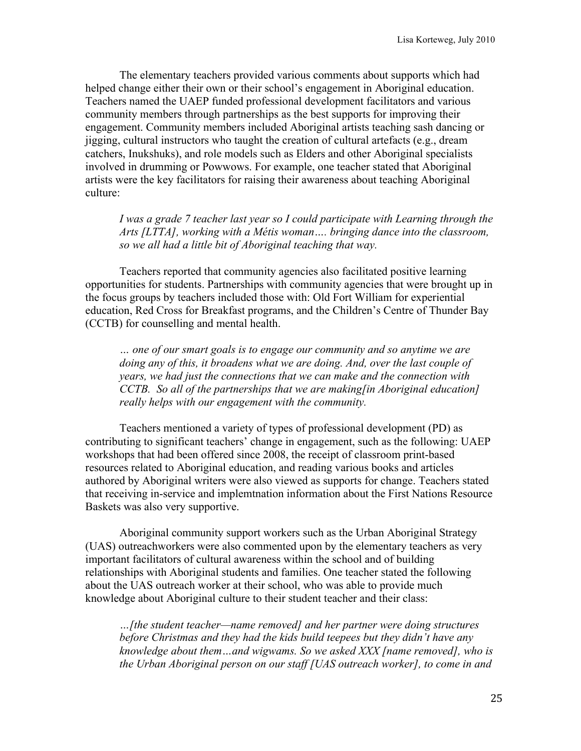The elementary teachers provided various comments about supports which had helped change either their own or their school's engagement in Aboriginal education. Teachers named the UAEP funded professional development facilitators and various community members through partnerships as the best supports for improving their engagement. Community members included Aboriginal artists teaching sash dancing or jigging, cultural instructors who taught the creation of cultural artefacts (e.g., dream catchers, Inukshuks), and role models such as Elders and other Aboriginal specialists involved in drumming or Powwows. For example, one teacher stated that Aboriginal artists were the key facilitators for raising their awareness about teaching Aboriginal culture:

> *I was a grade 7 teacher last year so I could participate with Learning through the Arts [LTTA], working with a Métis woman…. bringing dance into the classroom, so we all had a little bit of Aboriginal teaching that way.*

Teachers reported that community agencies also facilitated positive learning opportunities for students. Partnerships with community agencies that were brought up in the focus groups by teachers included those with: Old Fort William for experiential education, Red Cross for Breakfast programs, and the Children's Centre of Thunder Bay (CCTB) for counselling and mental health.

> *… one of our smart goals is to engage our community and so anytime we are doing any of this, it broadens what we are doing. And, over the last couple of years, we had just the connections that we can make and the connection with CCTB. So all of the partnerships that we are making[in Aboriginal education] really helps with our engagement with the community.*

Teachers mentioned a variety of types of professional development (PD) as contributing to significant teachers' change in engagement, such as the following: UAEP workshops that had been offered since 2008, the receipt of classroom print-based resources related to Aboriginal education, and reading various books and articles authored by Aboriginal writers were also viewed as supports for change. Teachers stated that receiving in-service and implemtnation information about the First Nations Resource Baskets was also very supportive.

Aboriginal community support workers such as the Urban Aboriginal Strategy (UAS) outreachworkers were also commented upon by the elementary teachers as very important facilitators of cultural awareness within the school and of building relationships with Aboriginal students and families. One teacher stated the following about the UAS outreach worker at their school, who was able to provide much knowledge about Aboriginal culture to their student teacher and their class:

> *…[the student teacher—name removed] and her partner were doing structures before Christmas and they had the kids build teepees but they didn't have any knowledge about them…and wigwams. So we asked XXX [name removed], who is the Urban Aboriginal person on our staff [UAS outreach worker], to come in and*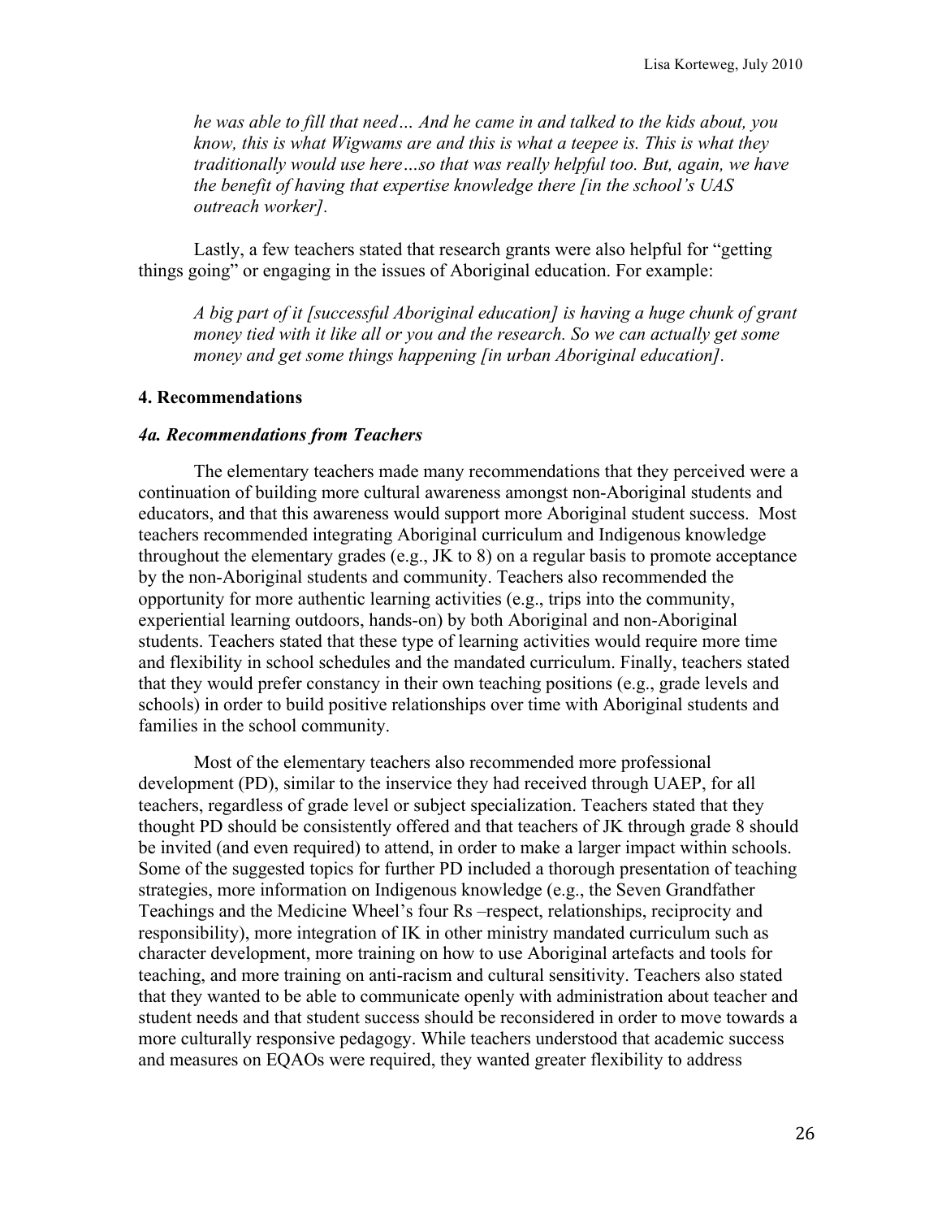*he was able to fill that need… And he came in and talked to the kids about, you know, this is what Wigwams are and this is what a teepee is. This is what they traditionally would use here…so that was really helpful too. But, again, we have the benefit of having that expertise knowledge there [in the school's UAS outreach worker].*

Lastly, a few teachers stated that research grants were also helpful for "getting things going" or engaging in the issues of Aboriginal education. For example:

*A big part of it [successful Aboriginal education] is having a huge chunk of grant money tied with it like all or you and the research. So we can actually get some money and get some things happening [in urban Aboriginal education].*

### 4. Recommendations

#### *4a. Recommendations from Teachers*

The elementary teachers made many recommendations that they perceived were a continuation of building more cultural awareness amongst non-Aboriginal students and educators, and that this awareness would support more Aboriginal student success. Most teachers recommended integrating Aboriginal curriculum and Indigenous knowledge throughout the elementary grades (e.g., JK to 8) on a regular basis to promote acceptance by the non-Aboriginal students and community. Teachers also recommended the opportunity for more authentic learning activities (e.g., trips into the community, experiential learning outdoors, hands-on) by both Aboriginal and non-Aboriginal students. Teachers stated that these type of learning activities would require more time and flexibility in school schedules and the mandated curriculum. Finally, teachers stated that they would prefer constancy in their own teaching positions (e.g., grade levels and schools) in order to build positive relationships over time with Aboriginal students and families in the school community.

Most of the elementary teachers also recommended more professional development (PD), similar to the inservice they had received through UAEP, for all teachers, regardless of grade level or subject specialization. Teachers stated that they thought PD should be consistently offered and that teachers of JK through grade 8 should be invited (and even required) to attend, in order to make a larger impact within schools. Some of the suggested topics for further PD included a thorough presentation of teaching strategies, more information on Indigenous knowledge (e.g., the Seven Grandfather Teachings and the Medicine Wheel's four Rs –respect, relationships, reciprocity and responsibility), more integration of IK in other ministry mandated curriculum such as character development, more training on how to use Aboriginal artefacts and tools for teaching, and more training on anti-racism and cultural sensitivity. Teachers also stated that they wanted to be able to communicate openly with administration about teacher and student needs and that student success should be reconsidered in order to move towards a more culturally responsive pedagogy. While teachers understood that academic success and measures on EQAOs were required, they wanted greater flexibility to address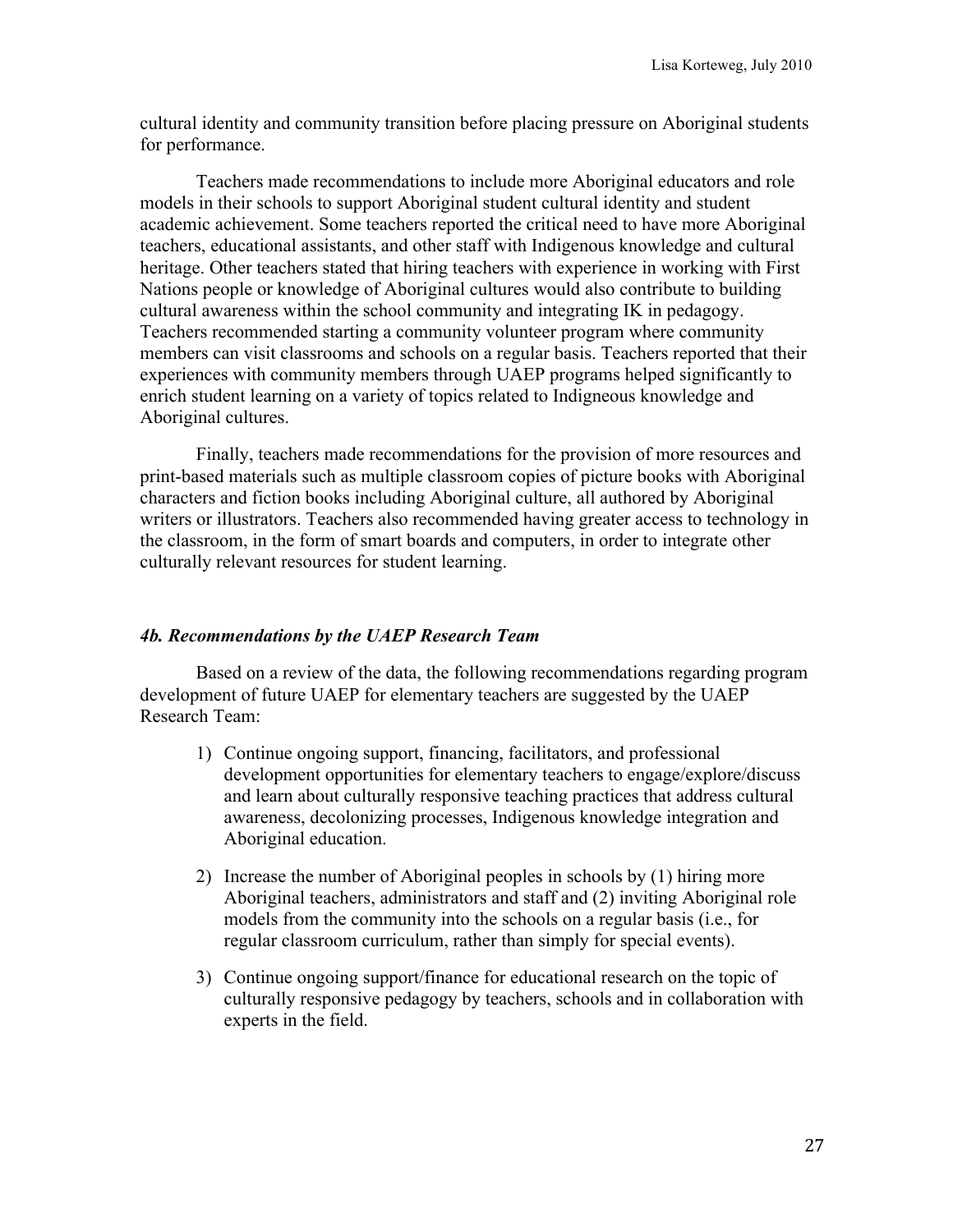cultural identity and community transition before placing pressure on Aboriginal students for performance.

Teachers made recommendations to include more Aboriginal educators and role models in their schools to support Aboriginal student cultural identity and student academic achievement. Some teachers reported the critical need to have more Aboriginal teachers, educational assistants, and other staff with Indigenous knowledge and cultural heritage. Other teachers stated that hiring teachers with experience in working with First Nations people or knowledge of Aboriginal cultures would also contribute to building cultural awareness within the school community and integrating IK in pedagogy. Teachers recommended starting a community volunteer program where community members can visit classrooms and schools on a regular basis. Teachers reported that their experiences with community members through UAEP programs helped significantly to enrich student learning on a variety of topics related to Indigneous knowledge and Aboriginal cultures.

Finally, teachers made recommendations for the provision of more resources and print-based materials such as multiple classroom copies of picture books with Aboriginal characters and fiction books including Aboriginal culture, all authored by Aboriginal writers or illustrators. Teachers also recommended having greater access to technology in the classroom, in the form of smart boards and computers, in order to integrate other culturally relevant resources for student learning.

### *4b. Recommendations by the UAEP Research Team*

Based on a review of the data, the following recommendations regarding program development of future UAEP for elementary teachers are suggested by the UAEP Research Team:

1) Continue ongoing support, financing, facilitators, and professional development opportunities for elementary teachers to engage/explore/discuss and learn about culturally responsive teaching practices that address cultural awareness, decolonizing processes, Indigenous knowledge integration and Aboriginal education.

2) Increase the number of Aboriginal peoples in schools by (1) hiring more Aboriginal teachers, administrators and staff and (2) inviting Aboriginal role models from the community into the schools on a regular basis (i.e., for regular classroom curriculum, rather than simply for special events).

3) Continue ongoing support/finance for educational research on the topic of culturally responsive pedagogy by teachers, schools and in collaboration with experts in the field.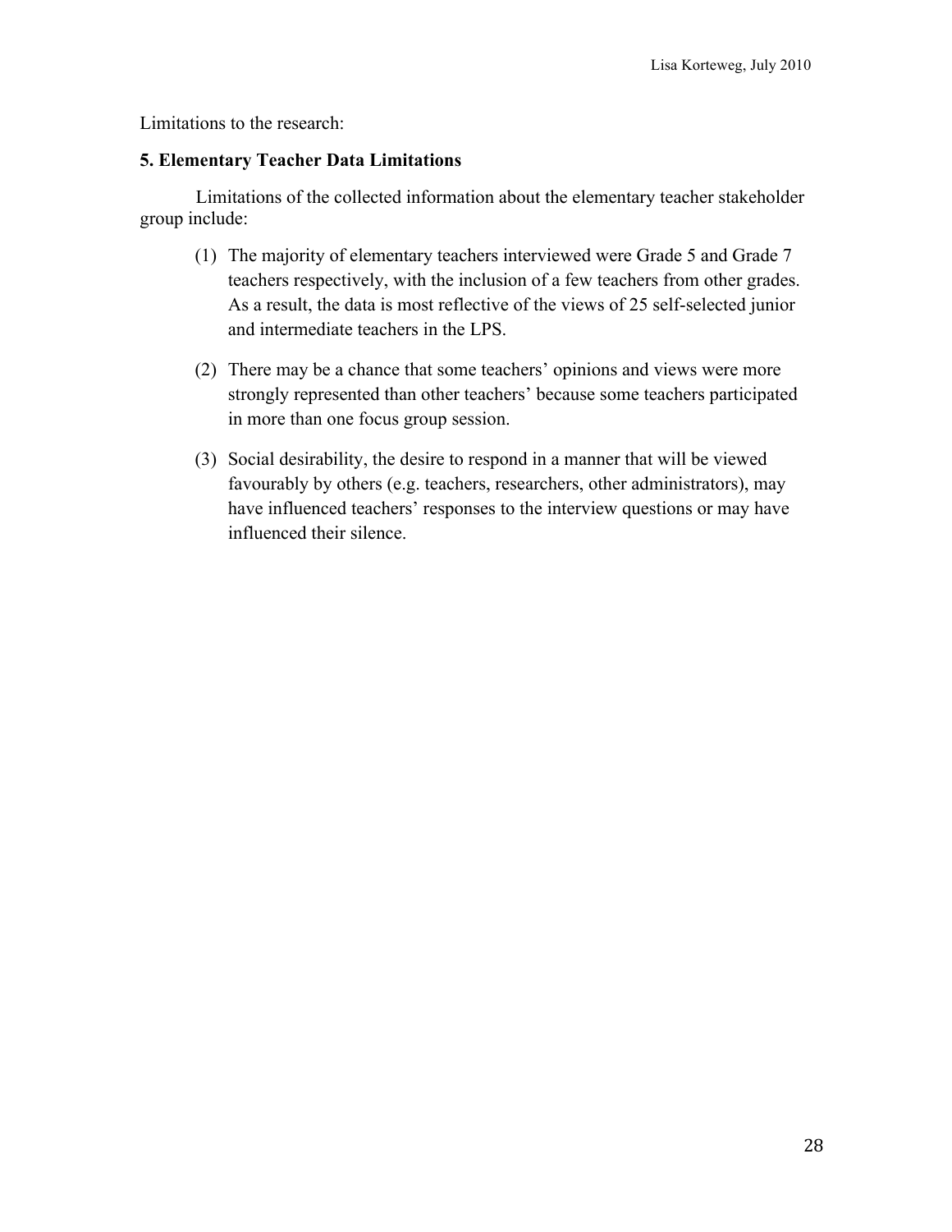Limitations to the research:

**5. Elementary Teacher Data Limitations**

Limitations of the collected information about the elementary teacher stakeholder group include:

(1) The majority of elementary teachers interviewed were Grade 5 and Grade 7 teachers respectively, with the inclusion of a few teachers from other grades. As a result, the data is most reflective of the views of 25 self-selected junior and intermediate teachers in the LPS.

(2) There may be a chance that some teachers' opinions and views were more strongly represented than other teachers' because some teachers participated in more than one focus group session.

(3) Social desirability, the desire to respond in a manner that will be viewed favourably by others (e.g. teachers, researchers, other administrators), may have influenced teachers' responses to the interview questions or may have influenced their silence.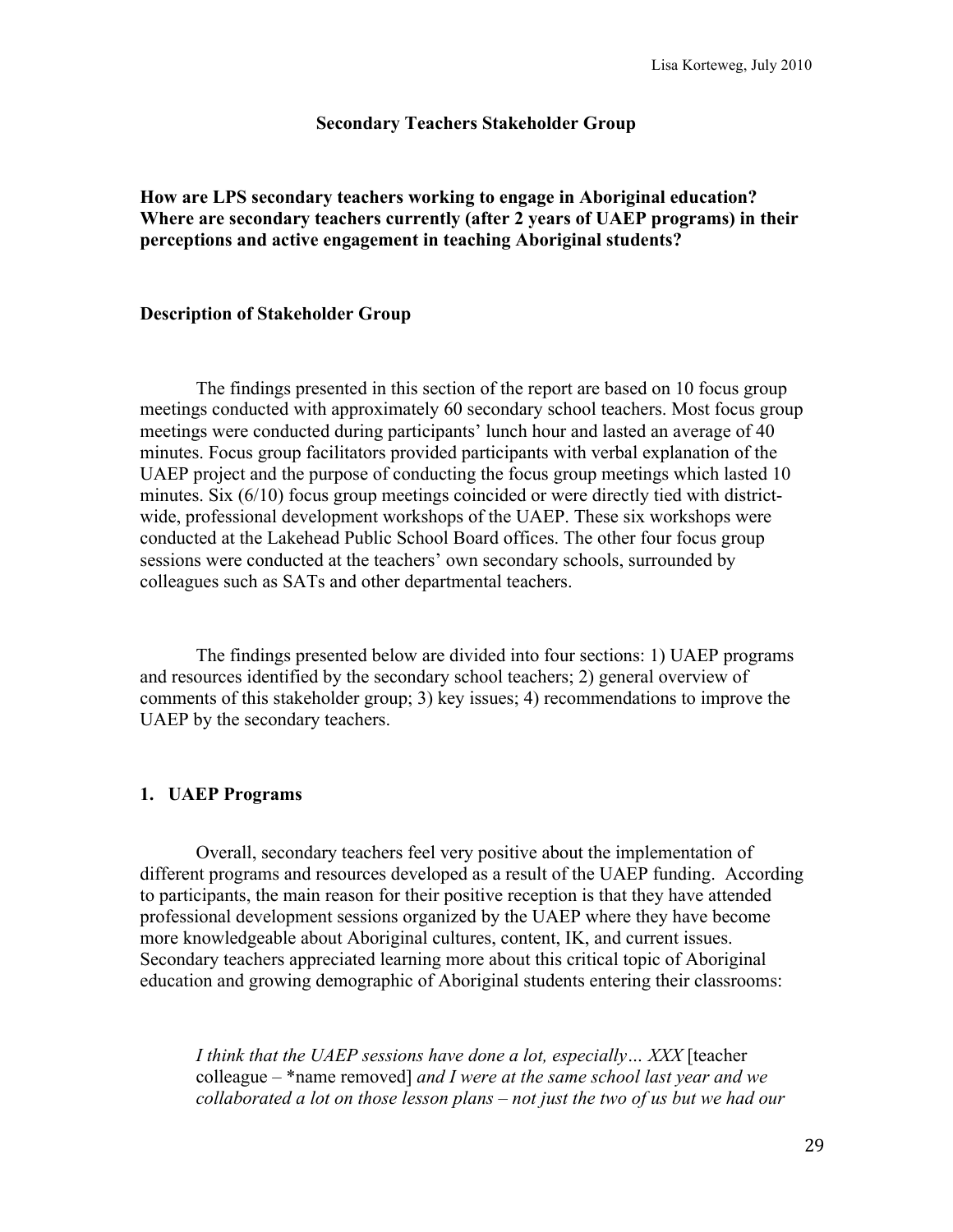### Secondary Teachers Stakeholder Group

**How are LPS secondary teachers working to engage in Aboriginal education? Where are secondary teachers currently (after 2 years of UAEP programs) in their perceptions and active engagement in teaching Aboriginal students?**

**Description of Stakeholder Group**

The findings presented in this section of the report are based on 10 focus group meetings conducted with approximately 60 secondary school teachers. Most focus group meetings were conducted during participants' lunch hour and lasted an average of 40 minutes. Focus group facilitators provided participants with verbal explanation of the UAEP project and the purpose of conducting the focus group meetings which lasted 10 minutes. Six (6/10) focus group meetings coincided or were directly tied with district-wide, professional development workshops of the UAEP. These six workshops were conducted at the Lakehead Public School Board offices. The other four focus group sessions were conducted at the teachers' own secondary schools, surrounded by colleagues such as SATs and other departmental teachers.

The findings presented below are divided into four sections: 1) UAEP programs and resources identified by the secondary school teachers; 2) general overview of comments of this stakeholder group; 3) key issues; 4) recommendations to improve the UAEP by the secondary teachers.

**1. UAEP Programs**

Overall, secondary teachers feel very positive about the implementation of different programs and resources developed as a result of the UAEP funding. According to participants, the main reason for their positive reception is that they have attended professional development sessions organized by the UAEP where they have become more knowledgeable about Aboriginal cultures, content, IK, and current issues. Secondary teachers appreciated learning more about this critical topic of Aboriginal education and growing demographic of Aboriginal students entering their classrooms:

> *I think that the UAEP sessions have done a lot, especially… XXX* [teacher colleague – *name removed] *and I were at the same school last year and we collaborated a lot on those lesson plans – not just the two of us but we had our*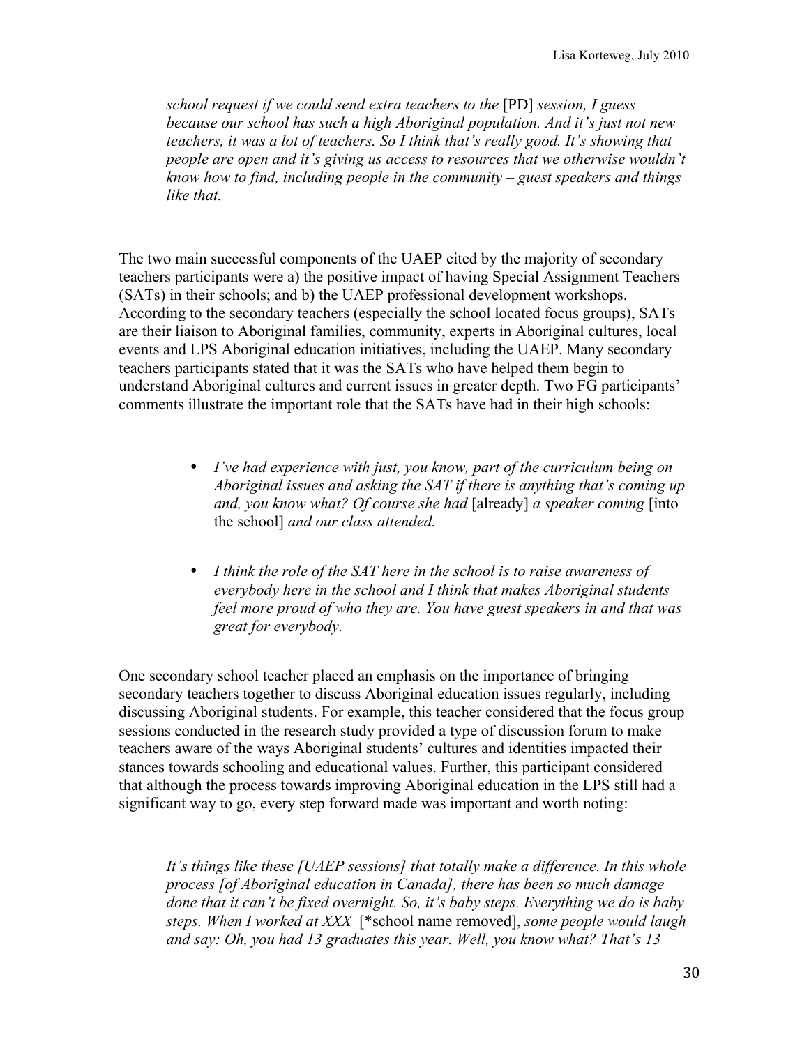> *school request if we could send extra teachers to the* [PD] *session, I guess because our school has such a high Aboriginal population. And it's just not new teachers, it was a lot of teachers. So I think that's really good. It's showing that people are open and it's giving us access to resources that we otherwise wouldn't know how to find, including people in the community – guest speakers and things like that.*

The two main successful components of the UAEP cited by the majority of secondary teachers participants were a) the positive impact of having Special Assignment Teachers (SATs) in their schools; and b) the UAEP professional development workshops. According to the secondary teachers (especially the school located focus groups), SATs are their liaison to Aboriginal families, community, experts in Aboriginal cultures, local events and LPS Aboriginal education initiatives, including the UAEP. Many secondary teachers participants stated that it was the SATs who have helped them begin to understand Aboriginal cultures and current issues in greater depth. Two FG participants' comments illustrate the important role that the SATs have had in their high schools:

- *I've had experience with just, you know, part of the curriculum being on Aboriginal issues and asking the SAT if there is anything that's coming up and, you know what? Of course she had* [already] *a speaker coming* [into the school] *and our class attended.*
- *I think the role of the SAT here in the school is to raise awareness of everybody here in the school and I think that makes Aboriginal students feel more proud of who they are. You have guest speakers in and that was great for everybody.*

One secondary school teacher placed an emphasis on the importance of bringing secondary teachers together to discuss Aboriginal education issues regularly, including discussing Aboriginal students. For example, this teacher considered that the focus group sessions conducted in the research study provided a type of discussion forum to make teachers aware of the ways Aboriginal students' cultures and identities impacted their stances towards schooling and educational values. Further, this participant considered that although the process towards improving Aboriginal education in the LPS still had a significant way to go, every step forward made was important and worth noting:

> *It's things like these [UAEP sessions] that totally make a difference. In this whole process [of Aboriginal education in Canada], there has been so much damage done that it can't be fixed overnight. So, it's baby steps. Everything we do is baby steps. When I worked at XXX* [*school name removed], *some people would laugh and say: Oh, you had 13 graduates this year. Well, you know what? That's 13*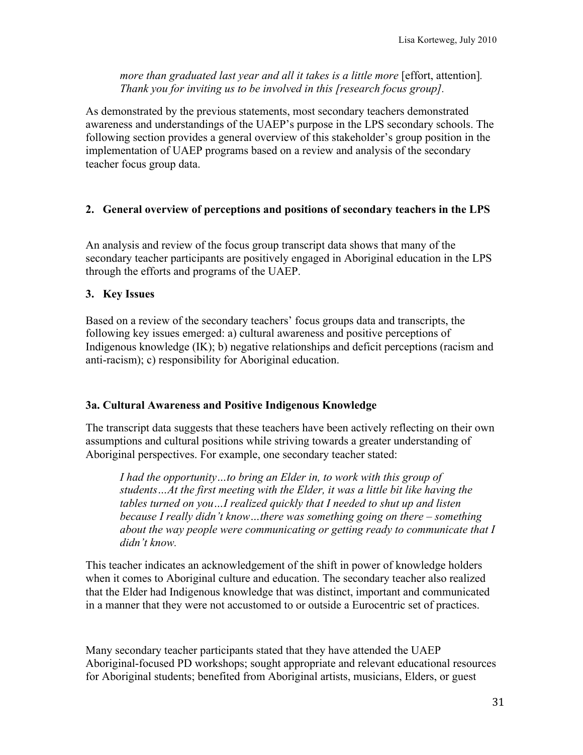> *more than graduated last year and all it takes is a little more* [effort, attention]*. Thank you for inviting us to be involved in this [research focus group].*

As demonstrated by the previous statements, most secondary teachers demonstrated awareness and understandings of the UAEP's purpose in the LPS secondary schools. The following section provides a general overview of this stakeholder's group position in the implementation of UAEP programs based on a review and analysis of the secondary teacher focus group data.

## 2. General overview of perceptions and positions of secondary teachers in the LPS

An analysis and review of the focus group transcript data shows that many of the secondary teacher participants are positively engaged in Aboriginal education in the LPS through the efforts and programs of the UAEP.

## 3. Key Issues

Based on a review of the secondary teachers' focus groups data and transcripts, the following key issues emerged: a) cultural awareness and positive perceptions of Indigenous knowledge (IK); b) negative relationships and deficit perceptions (racism and anti-racism); c) responsibility for Aboriginal education.

### 3a. Cultural Awareness and Positive Indigenous Knowledge

The transcript data suggests that these teachers have been actively reflecting on their own assumptions and cultural positions while striving towards a greater understanding of Aboriginal perspectives. For example, one secondary teacher stated:

> *I had the opportunity…to bring an Elder in, to work with this group of students…At the first meeting with the Elder, it was a little bit like having the tables turned on you…I realized quickly that I needed to shut up and listen because I really didn't know…there was something going on there – something about the way people were communicating or getting ready to communicate that I didn't know.*

This teacher indicates an acknowledgement of the shift in power of knowledge holders when it comes to Aboriginal culture and education. The secondary teacher also realized that the Elder had Indigenous knowledge that was distinct, important and communicated in a manner that they were not accustomed to or outside a Eurocentric set of practices.

Many secondary teacher participants stated that they have attended the UAEP Aboriginal-focused PD workshops; sought appropriate and relevant educational resources for Aboriginal students; benefited from Aboriginal artists, musicians, Elders, or guest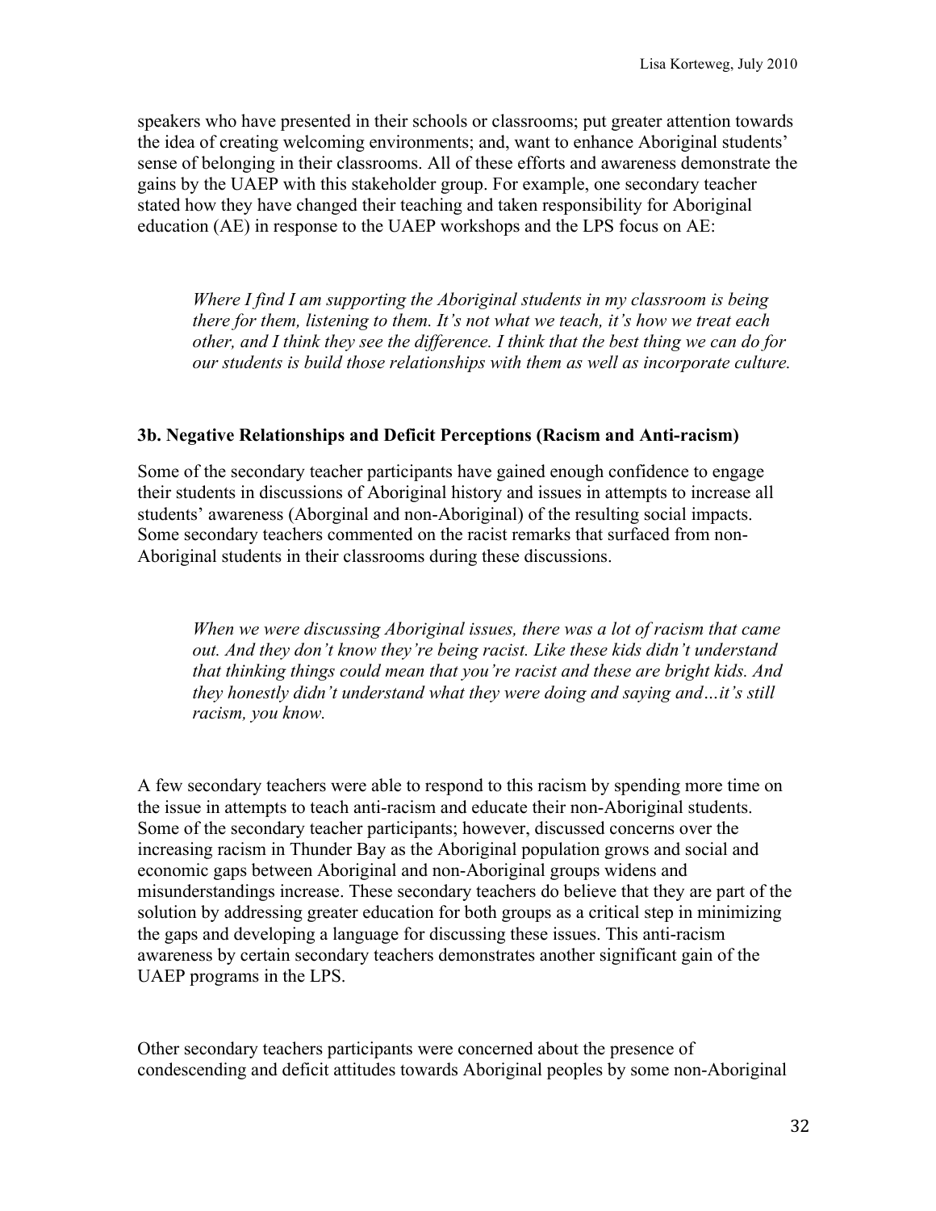speakers who have presented in their schools or classrooms; put greater attention towards the idea of creating welcoming environments; and, want to enhance Aboriginal students' sense of belonging in their classrooms. All of these efforts and awareness demonstrate the gains by the UAEP with this stakeholder group. For example, one secondary teacher stated how they have changed their teaching and taken responsibility for Aboriginal education (AE) in response to the UAEP workshops and the LPS focus on AE:

> *Where I find I am supporting the Aboriginal students in my classroom is being there for them, listening to them. It's not what we teach, it's how we treat each other, and I think they see the difference. I think that the best thing we can do for our students is build those relationships with them as well as incorporate culture.*

### 3b. Negative Relationships and Deficit Perceptions (Racism and Anti-racism)

Some of the secondary teacher participants have gained enough confidence to engage their students in discussions of Aboriginal history and issues in attempts to increase all students' awareness (Aborginal and non-Aboriginal) of the resulting social impacts. Some secondary teachers commented on the racist remarks that surfaced from non-Aboriginal students in their classrooms during these discussions.

> *When we were discussing Aboriginal issues, there was a lot of racism that came out. And they don't know they're being racist. Like these kids didn't understand that thinking things could mean that you're racist and these are bright kids. And they honestly didn't understand what they were doing and saying and…it's still racism, you know.*

A few secondary teachers were able to respond to this racism by spending more time on the issue in attempts to teach anti-racism and educate their non-Aboriginal students. Some of the secondary teacher participants; however, discussed concerns over the increasing racism in Thunder Bay as the Aboriginal population grows and social and economic gaps between Aboriginal and non-Aboriginal groups widens and misunderstandings increase. These secondary teachers do believe that they are part of the solution by addressing greater education for both groups as a critical step in minimizing the gaps and developing a language for discussing these issues. This anti-racism awareness by certain secondary teachers demonstrates another significant gain of the UAEP programs in the LPS.

Other secondary teachers participants were concerned about the presence of condescending and deficit attitudes towards Aboriginal peoples by some non-Aboriginal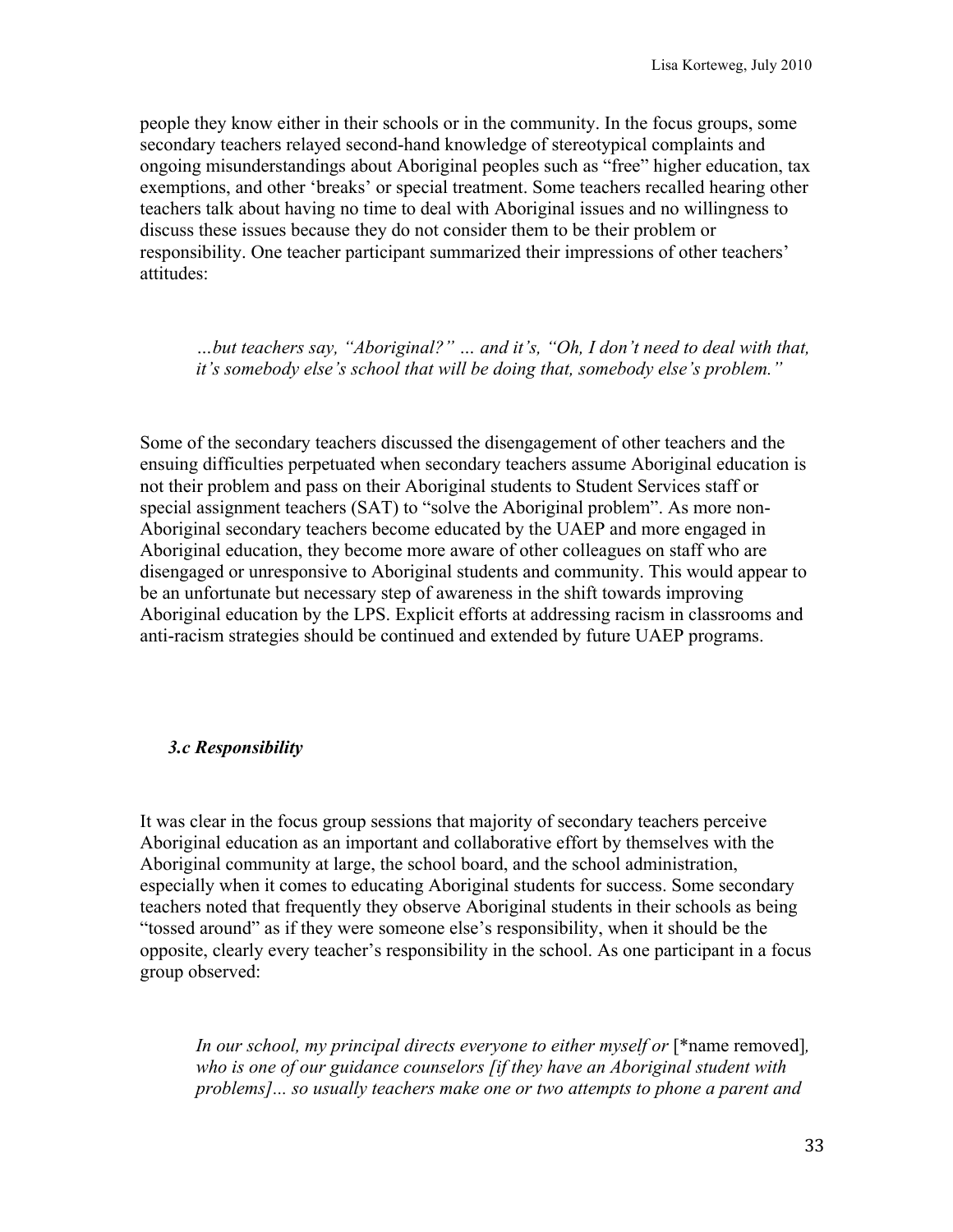people they know either in their schools or in the community. In the focus groups, some secondary teachers relayed second-hand knowledge of stereotypical complaints and ongoing misunderstandings about Aboriginal peoples such as "free" higher education, tax exemptions, and other 'breaks' or special treatment. Some teachers recalled hearing other teachers talk about having no time to deal with Aboriginal issues and no willingness to discuss these issues because they do not consider them to be their problem or responsibility. One teacher participant summarized their impressions of other teachers' attitudes:

> *…but teachers say, "Aboriginal?" … and it's, "Oh, I don't need to deal with that, it's somebody else's school that will be doing that, somebody else's problem."*

Some of the secondary teachers discussed the disengagement of other teachers and the ensuing difficulties perpetuated when secondary teachers assume Aboriginal education is not their problem and pass on their Aboriginal students to Student Services staff or special assignment teachers (SAT) to "solve the Aboriginal problem". As more non-Aboriginal secondary teachers become educated by the UAEP and more engaged in Aboriginal education, they become more aware of other colleagues on staff who are disengaged or unresponsive to Aboriginal students and community. This would appear to be an unfortunate but necessary step of awareness in the shift towards improving Aboriginal education by the LPS. Explicit efforts at addressing racism in classrooms and anti-racism strategies should be continued and extended by future UAEP programs.

### *3.c Responsibility*

It was clear in the focus group sessions that majority of secondary teachers perceive Aboriginal education as an important and collaborative effort by themselves with the Aboriginal community at large, the school board, and the school administration, especially when it comes to educating Aboriginal students for success. Some secondary teachers noted that frequently they observe Aboriginal students in their schools as being "tossed around" as if they were someone else's responsibility, when it should be the opposite, clearly every teacher's responsibility in the school. As one participant in a focus group observed:

> *In our school, my principal directs everyone to either myself or* [*name removed]*, who is one of our guidance counselors [if they have an Aboriginal student with problems]... so usually teachers make one or two attempts to phone a parent and*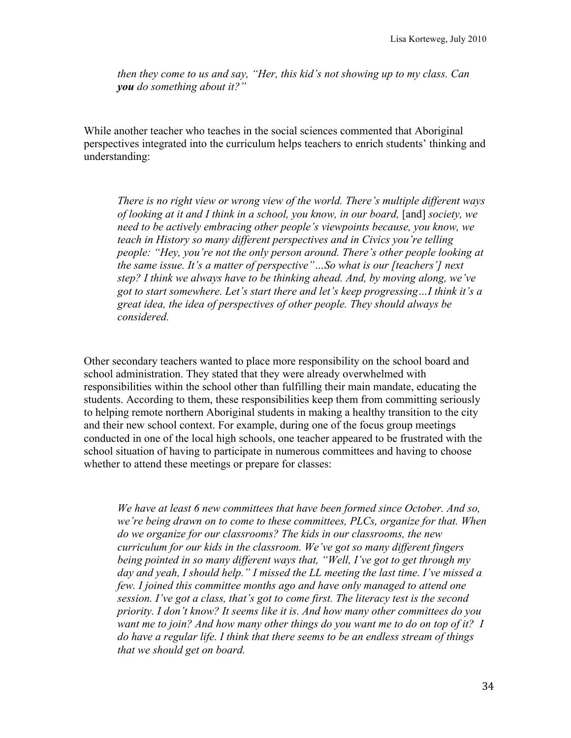*then they come to us and say, "Her, this kid's not showing up to my class. Can **you** do something about it?"*

While another teacher who teaches in the social sciences commented that Aboriginal perspectives integrated into the curriculum helps teachers to enrich students' thinking and understanding:

> *There is no right view or wrong view of the world. There's multiple different ways of looking at it and I think in a school, you know, in our board,* [and] *society, we need to be actively embracing other people's viewpoints because, you know, we teach in History so many different perspectives and in Civics you're telling people: "Hey, you're not the only person around. There's other people looking at the same issue. It's a matter of perspective"…So what is our [teachers'] next step? I think we always have to be thinking ahead. And, by moving along, we've got to start somewhere. Let's start there and let's keep progressing…I think it's a great idea, the idea of perspectives of other people. They should always be considered.*

Other secondary teachers wanted to place more responsibility on the school board and school administration. They stated that they were already overwhelmed with responsibilities within the school other than fulfilling their main mandate, educating the students. According to them, these responsibilities keep them from committing seriously to helping remote northern Aboriginal students in making a healthy transition to the city and their new school context. For example, during one of the focus group meetings conducted in one of the local high schools, one teacher appeared to be frustrated with the school situation of having to participate in numerous committees and having to choose whether to attend these meetings or prepare for classes:

> *We have at least 6 new committees that have been formed since October. And so, we're being drawn on to come to these committees, PLCs, organize for that. When do we organize for our classrooms? The kids in our classrooms, the new curriculum for our kids in the classroom. We've got so many different fingers being pointed in so many different ways that, "Well, I've got to get through my day and yeah, I should help." I missed the LL meeting the last time. I've missed a few. I joined this committee months ago and have only managed to attend one session. I've got a class, that's got to come first. The literacy test is the second priority. I don't know? It seems like it is. And how many other committees do you want me to join? And how many other things do you want me to do on top of it? I do have a regular life. I think that there seems to be an endless stream of things that we should get on board.*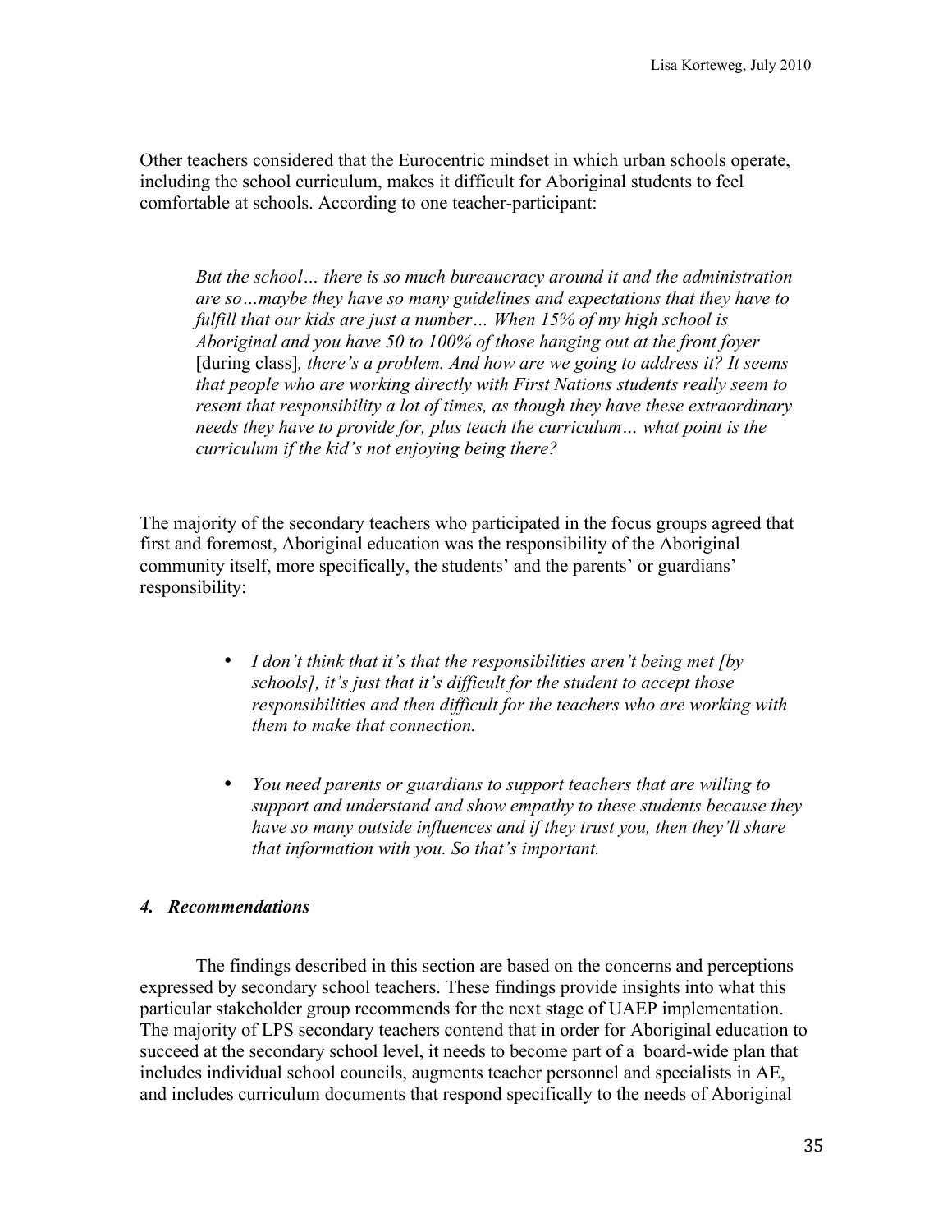Other teachers considered that the Eurocentric mindset in which urban schools operate, including the school curriculum, makes it difficult for Aboriginal students to feel comfortable at schools. According to one teacher-participant:

> *But the school… there is so much bureaucracy around it and the administration are so…maybe they have so many guidelines and expectations that they have to fulfill that our kids are just a number… When 15% of my high school is Aboriginal and you have 50 to 100% of those hanging out at the front foyer* [during class]*, there's a problem. And how are we going to address it? It seems that people who are working directly with First Nations students really seem to resent that responsibility a lot of times, as though they have these extraordinary needs they have to provide for, plus teach the curriculum… what point is the curriculum if the kid's not enjoying being there?*

The majority of the secondary teachers who participated in the focus groups agreed that first and foremost, Aboriginal education was the responsibility of the Aboriginal community itself, more specifically, the students' and the parents' or guardians' responsibility:

- *I don't think that it's that the responsibilities aren't being met [by schools], it's just that it's difficult for the student to accept those responsibilities and then difficult for the teachers who are working with them to make that connection.*
- *You need parents or guardians to support teachers that are willing to support and understand and show empathy to these students because they have so many outside influences and if they trust you, then they'll share that information with you. So that's important.*

### *4. Recommendations*

The findings described in this section are based on the concerns and perceptions expressed by secondary school teachers. These findings provide insights into what this particular stakeholder group recommends for the next stage of UAEP implementation. The majority of LPS secondary teachers contend that in order for Aboriginal education to succeed at the secondary school level, it needs to become part of a board-wide plan that includes individual school councils, augments teacher personnel and specialists in AE, and includes curriculum documents that respond specifically to the needs of Aboriginal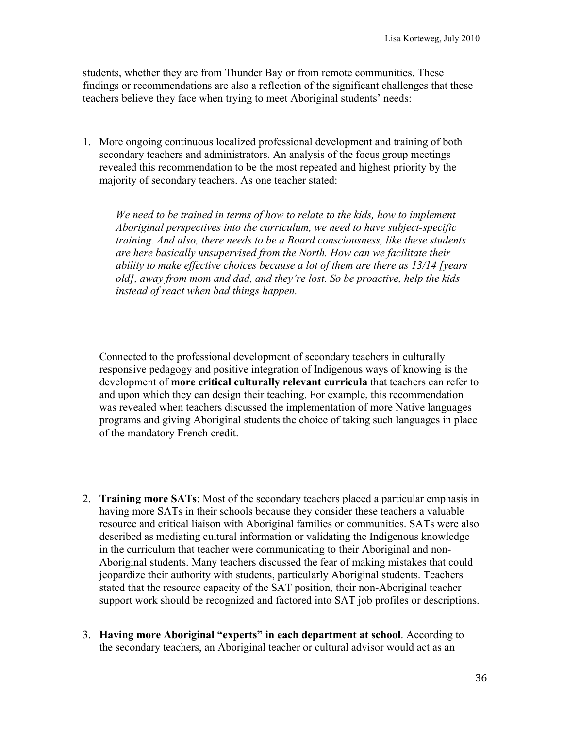students, whether they are from Thunder Bay or from remote communities. These findings or recommendations are also a reflection of the significant challenges that these teachers believe they face when trying to meet Aboriginal students' needs:

1. More ongoing continuous localized professional development and training of both secondary teachers and administrators. An analysis of the focus group meetings revealed this recommendation to be the most repeated and highest priority by the majority of secondary teachers. As one teacher stated:

   > *We need to be trained in terms of how to relate to the kids, how to implement Aboriginal perspectives into the curriculum, we need to have subject-specific training. And also, there needs to be a Board consciousness, like these students are here basically unsupervised from the North. How can we facilitate their ability to make effective choices because a lot of them are there as 13/14 [years old], away from mom and dad, and they're lost. So be proactive, help the kids instead of react when bad things happen.*

   Connected to the professional development of secondary teachers in culturally responsive pedagogy and positive integration of Indigenous ways of knowing is the development of **more critical culturally relevant curricula** that teachers can refer to and upon which they can design their teaching. For example, this recommendation was revealed when teachers discussed the implementation of more Native languages programs and giving Aboriginal students the choice of taking such languages in place of the mandatory French credit.

2. **Training more SATs**: Most of the secondary teachers placed a particular emphasis in having more SATs in their schools because they consider these teachers a valuable resource and critical liaison with Aboriginal families or communities. SATs were also described as mediating cultural information or validating the Indigenous knowledge in the curriculum that teacher were communicating to their Aboriginal and non-Aboriginal students. Many teachers discussed the fear of making mistakes that could jeopardize their authority with students, particularly Aboriginal students. Teachers stated that the resource capacity of the SAT position, their non-Aboriginal teacher support work should be recognized and factored into SAT job profiles or descriptions.

3. **Having more Aboriginal "experts" in each department at school**. According to the secondary teachers, an Aboriginal teacher or cultural advisor would act as an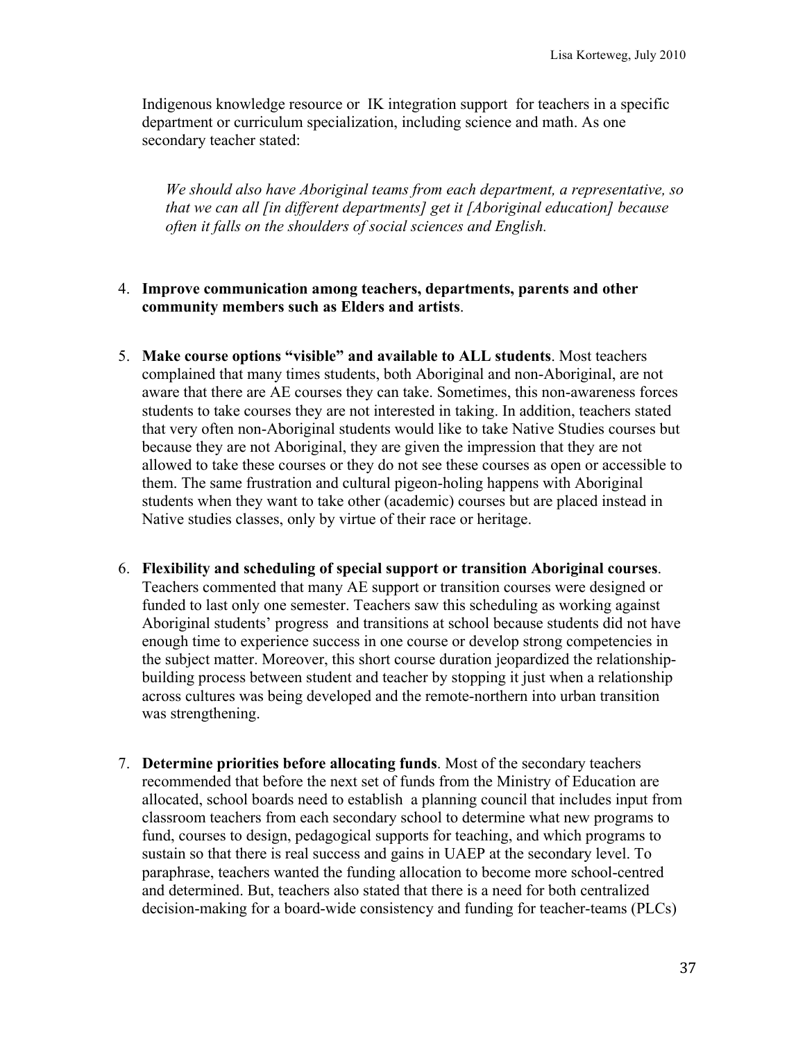Indigenous knowledge resource or IK integration support for teachers in a specific department or curriculum specialization, including science and math. As one secondary teacher stated:

> *We should also have Aboriginal teams from each department, a representative, so that we can all [in different departments] get it [Aboriginal education] because often it falls on the shoulders of social sciences and English.*

4. **Improve communication among teachers, departments, parents and other community members such as Elders and artists**.

5. **Make course options "visible" and available to ALL students**. Most teachers complained that many times students, both Aboriginal and non-Aboriginal, are not aware that there are AE courses they can take. Sometimes, this non-awareness forces students to take courses they are not interested in taking. In addition, teachers stated that very often non-Aboriginal students would like to take Native Studies courses but because they are not Aboriginal, they are given the impression that they are not allowed to take these courses or they do not see these courses as open or accessible to them. The same frustration and cultural pigeon-holing happens with Aboriginal students when they want to take other (academic) courses but are placed instead in Native studies classes, only by virtue of their race or heritage.

6. **Flexibility and scheduling of special support or transition Aboriginal courses**. Teachers commented that many AE support or transition courses were designed or funded to last only one semester. Teachers saw this scheduling as working against Aboriginal students' progress and transitions at school because students did not have enough time to experience success in one course or develop strong competencies in the subject matter. Moreover, this short course duration jeopardized the relationship-building process between student and teacher by stopping it just when a relationship across cultures was being developed and the remote-northern into urban transition was strengthening.

7. **Determine priorities before allocating funds**. Most of the secondary teachers recommended that before the next set of funds from the Ministry of Education are allocated, school boards need to establish a planning council that includes input from classroom teachers from each secondary school to determine what new programs to fund, courses to design, pedagogical supports for teaching, and which programs to sustain so that there is real success and gains in UAEP at the secondary level. To paraphrase, teachers wanted the funding allocation to become more school-centred and determined. But, teachers also stated that there is a need for both centralized decision-making for a board-wide consistency and funding for teacher-teams (PLCs)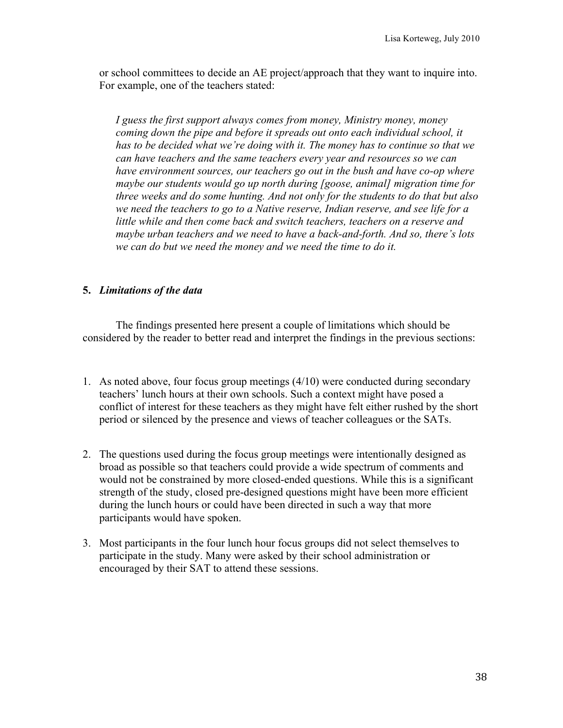or school committees to decide an AE project/approach that they want to inquire into. For example, one of the teachers stated:

> *I guess the first support always comes from money, Ministry money, money coming down the pipe and before it spreads out onto each individual school, it has to be decided what we're doing with it. The money has to continue so that we can have teachers and the same teachers every year and resources so we can have environment sources, our teachers go out in the bush and have co-op where maybe our students would go up north during [goose, animal] migration time for three weeks and do some hunting. And not only for the students to do that but also we need the teachers to go to a Native reserve, Indian reserve, and see life for a little while and then come back and switch teachers, teachers on a reserve and maybe urban teachers and we need to have a back-and-forth. And so, there's lots we can do but we need the money and we need the time to do it.*

## 5. *Limitations of the data*

The findings presented here present a couple of limitations which should be considered by the reader to better read and interpret the findings in the previous sections:

1. As noted above, four focus group meetings (4/10) were conducted during secondary teachers' lunch hours at their own schools. Such a context might have posed a conflict of interest for these teachers as they might have felt either rushed by the short period or silenced by the presence and views of teacher colleagues or the SATs.

2. The questions used during the focus group meetings were intentionally designed as broad as possible so that teachers could provide a wide spectrum of comments and would not be constrained by more closed-ended questions. While this is a significant strength of the study, closed pre-designed questions might have been more efficient during the lunch hours or could have been directed in such a way that more participants would have spoken.

3. Most participants in the four lunch hour focus groups did not select themselves to participate in the study. Many were asked by their school administration or encouraged by their SAT to attend these sessions.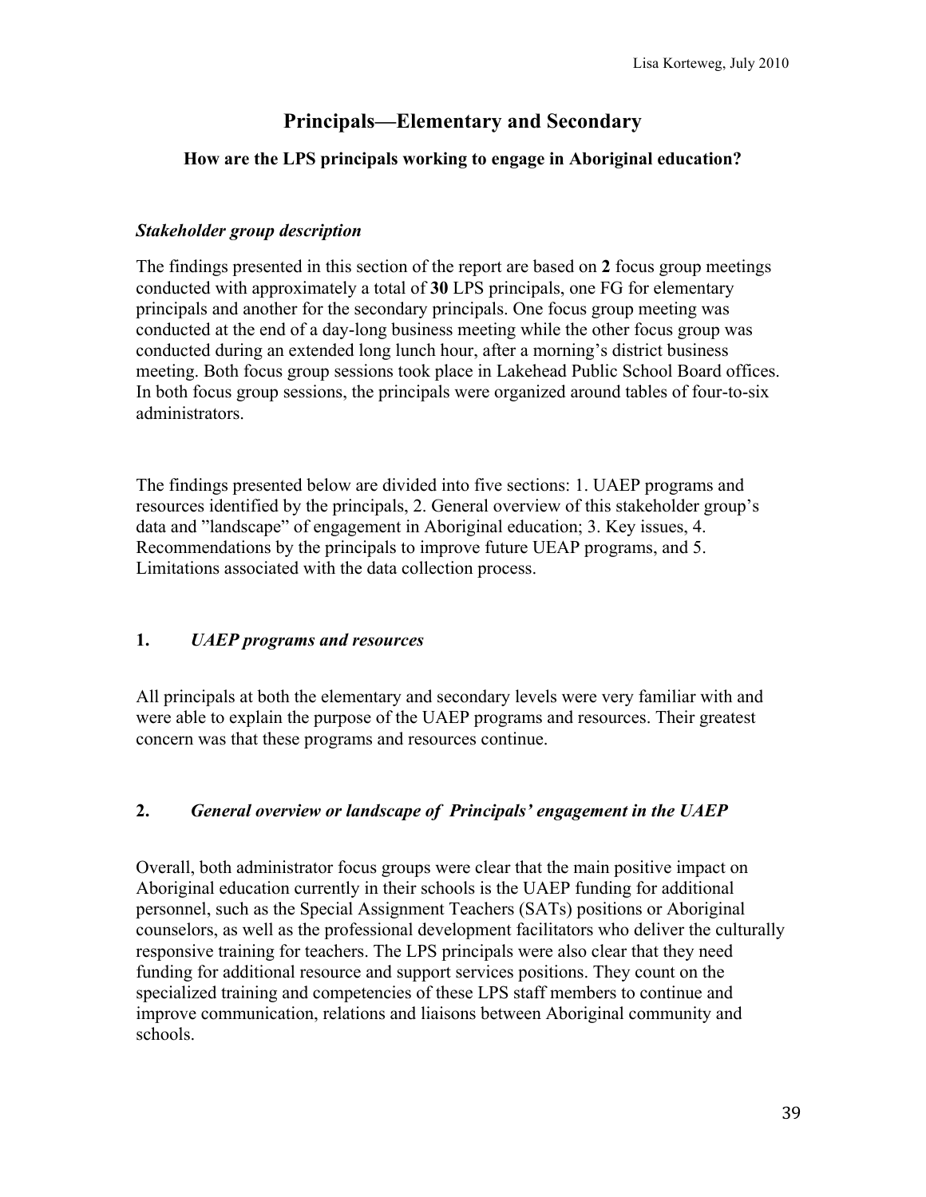# Principals—Elementary and Secondary

### How are the LPS principals working to engage in Aboriginal education?

#### *Stakeholder group description*

The findings presented in this section of the report are based on **2** focus group meetings conducted with approximately a total of **30** LPS principals, one FG for elementary principals and another for the secondary principals. One focus group meeting was conducted at the end of a day-long business meeting while the other focus group was conducted during an extended long lunch hour, after a morning's district business meeting. Both focus group sessions took place in Lakehead Public School Board offices. In both focus group sessions, the principals were organized around tables of four-to-six administrators.

The findings presented below are divided into five sections: 1. UAEP programs and resources identified by the principals, 2. General overview of this stakeholder group's data and "landscape" of engagement in Aboriginal education; 3. Key issues, 4. Recommendations by the principals to improve future UEAP programs, and 5. Limitations associated with the data collection process.

#### 1. *UAEP programs and resources*

All principals at both the elementary and secondary levels were very familiar with and were able to explain the purpose of the UAEP programs and resources. Their greatest concern was that these programs and resources continue.

#### 2. *General overview or landscape of Principals' engagement in the UAEP*

Overall, both administrator focus groups were clear that the main positive impact on Aboriginal education currently in their schools is the UAEP funding for additional personnel, such as the Special Assignment Teachers (SATs) positions or Aboriginal counselors, as well as the professional development facilitators who deliver the culturally responsive training for teachers. The LPS principals were also clear that they need funding for additional resource and support services positions. They count on the specialized training and competencies of these LPS staff members to continue and improve communication, relations and liaisons between Aboriginal community and schools.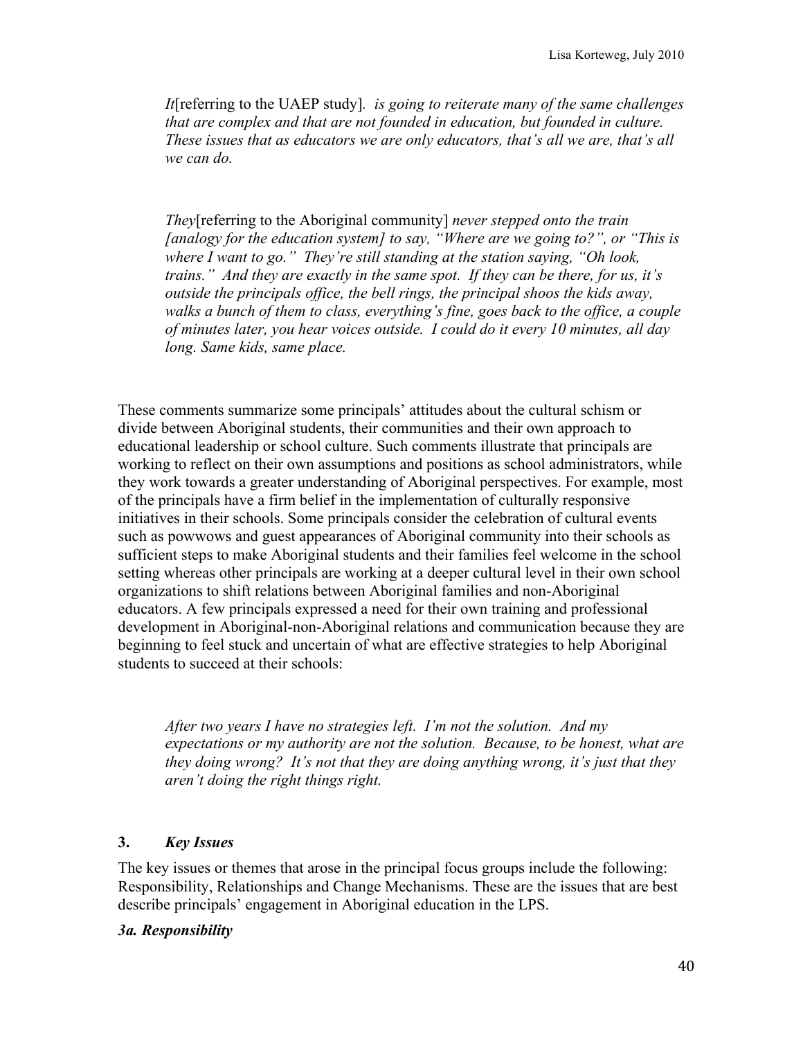> *It*[referring to the UAEP study]*. is going to reiterate many of the same challenges that are complex and that are not founded in education, but founded in culture. These issues that as educators we are only educators, that's all we are, that's all we can do.*

> *They*[referring to the Aboriginal community] *never stepped onto the train [analogy for the education system] to say, "Where are we going to?", or "This is where I want to go." They're still standing at the station saying, "Oh look, trains." And they are exactly in the same spot. If they can be there, for us, it's outside the principals office, the bell rings, the principal shoos the kids away, walks a bunch of them to class, everything's fine, goes back to the office, a couple of minutes later, you hear voices outside. I could do it every 10 minutes, all day long. Same kids, same place.*

These comments summarize some principals' attitudes about the cultural schism or divide between Aboriginal students, their communities and their own approach to educational leadership or school culture. Such comments illustrate that principals are working to reflect on their own assumptions and positions as school administrators, while they work towards a greater understanding of Aboriginal perspectives. For example, most of the principals have a firm belief in the implementation of culturally responsive initiatives in their schools. Some principals consider the celebration of cultural events such as powwows and guest appearances of Aboriginal community into their schools as sufficient steps to make Aboriginal students and their families feel welcome in the school setting whereas other principals are working at a deeper cultural level in their own school organizations to shift relations between Aboriginal families and non-Aboriginal educators. A few principals expressed a need for their own training and professional development in Aboriginal-non-Aboriginal relations and communication because they are beginning to feel stuck and uncertain of what are effective strategies to help Aboriginal students to succeed at their schools:

> *After two years I have no strategies left. I'm not the solution. And my expectations or my authority are not the solution. Because, to be honest, what are they doing wrong? It's not that they are doing anything wrong, it's just that they aren't doing the right things right.*

### 3. *Key Issues*

The key issues or themes that arose in the principal focus groups include the following: Responsibility, Relationships and Change Mechanisms. These are the issues that are best describe principals' engagement in Aboriginal education in the LPS.

#### *3a. Responsibility*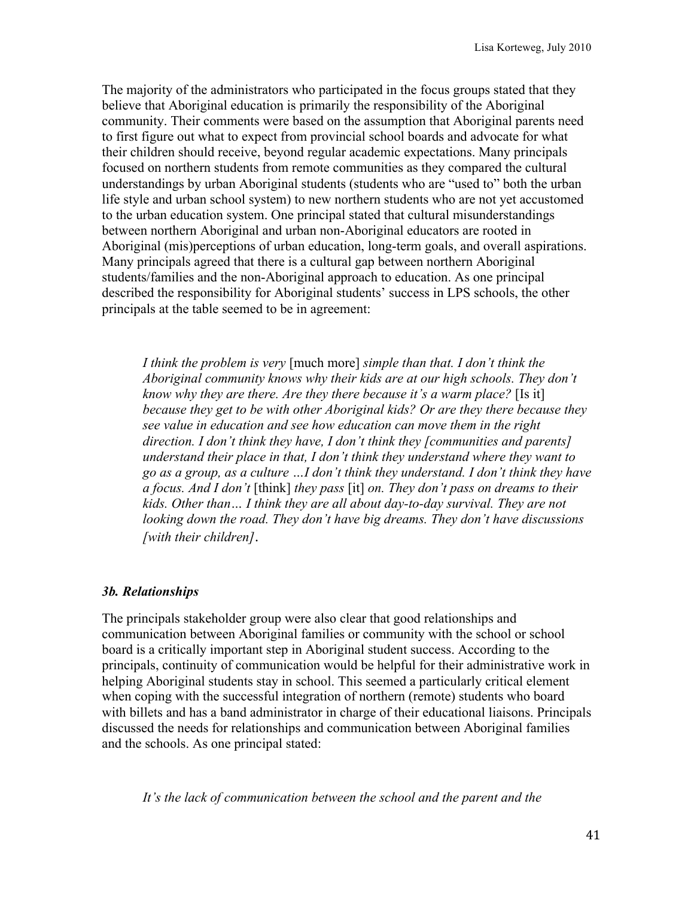The majority of the administrators who participated in the focus groups stated that they believe that Aboriginal education is primarily the responsibility of the Aboriginal community. Their comments were based on the assumption that Aboriginal parents need to first figure out what to expect from provincial school boards and advocate for what their children should receive, beyond regular academic expectations. Many principals focused on northern students from remote communities as they compared the cultural understandings by urban Aboriginal students (students who are "used to" both the urban life style and urban school system) to new northern students who are not yet accustomed to the urban education system. One principal stated that cultural misunderstandings between northern Aboriginal and urban non-Aboriginal educators are rooted in Aboriginal (mis)perceptions of urban education, long-term goals, and overall aspirations. Many principals agreed that there is a cultural gap between northern Aboriginal students/families and the non-Aboriginal approach to education. As one principal described the responsibility for Aboriginal students' success in LPS schools, the other principals at the table seemed to be in agreement:

> *I think the problem is very* [much more] *simple than that. I don't think the Aboriginal community knows why their kids are at our high schools. They don't know why they are there. Are they there because it's a warm place?* [Is it] *because they get to be with other Aboriginal kids? Or are they there because they see value in education and see how education can move them in the right direction. I don't think they have, I don't think they [communities and parents] understand their place in that, I don't think they understand where they want to go as a group, as a culture …I don't think they understand. I don't think they have a focus. And I don't* [think] *they pass* [it] *on. They don't pass on dreams to their kids. Other than… I think they are all about day-to-day survival. They are not looking down the road. They don't have big dreams. They don't have discussions [with their children].*

### *3b. Relationships*

The principals stakeholder group were also clear that good relationships and communication between Aboriginal families or community with the school or school board is a critically important step in Aboriginal student success. According to the principals, continuity of communication would be helpful for their administrative work in helping Aboriginal students stay in school. This seemed a particularly critical element when coping with the successful integration of northern (remote) students who board with billets and has a band administrator in charge of their educational liaisons. Principals discussed the needs for relationships and communication between Aboriginal families and the schools. As one principal stated:

> *It's the lack of communication between the school and the parent and the*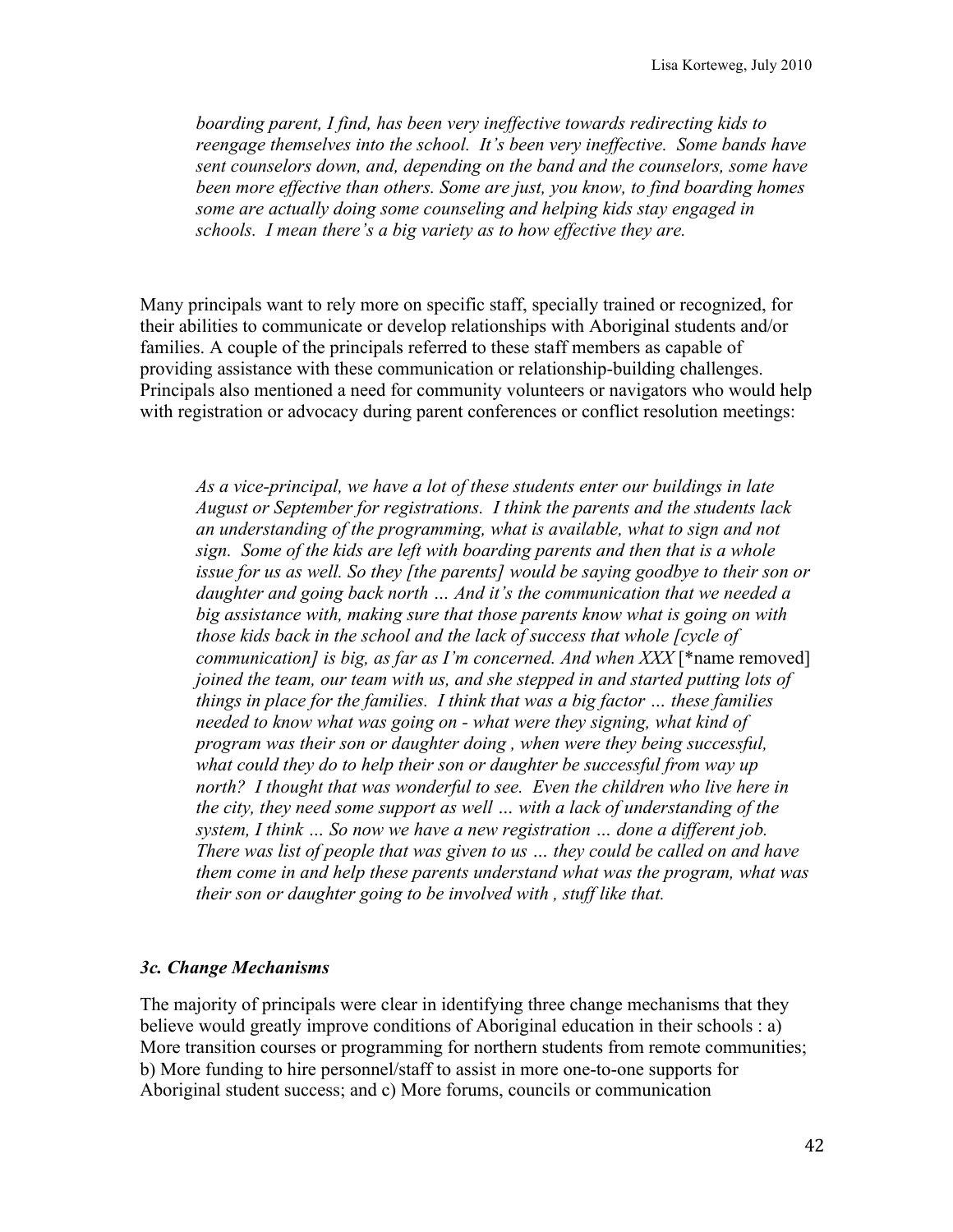> *boarding parent, I find, has been very ineffective towards redirecting kids to reengage themselves into the school. It's been very ineffective. Some bands have sent counselors down, and, depending on the band and the counselors, some have been more effective than others. Some are just, you know, to find boarding homes some are actually doing some counseling and helping kids stay engaged in schools. I mean there's a big variety as to how effective they are.*

Many principals want to rely more on specific staff, specially trained or recognized, for their abilities to communicate or develop relationships with Aboriginal students and/or families. A couple of the principals referred to these staff members as capable of providing assistance with these communication or relationship-building challenges. Principals also mentioned a need for community volunteers or navigators who would help with registration or advocacy during parent conferences or conflict resolution meetings:

> *As a vice-principal, we have a lot of these students enter our buildings in late August or September for registrations. I think the parents and the students lack an understanding of the programming, what is available, what to sign and not sign. Some of the kids are left with boarding parents and then that is a whole issue for us as well. So they [the parents] would be saying goodbye to their son or daughter and going back north … And it's the communication that we needed a big assistance with, making sure that those parents know what is going on with those kids back in the school and the lack of success that whole [cycle of communication] is big, as far as I'm concerned. And when XXX* [*name removed] *joined the team, our team with us, and she stepped in and started putting lots of things in place for the families. I think that was a big factor … these families needed to know what was going on - what were they signing, what kind of program was their son or daughter doing , when were they being successful, what could they do to help their son or daughter be successful from way up north? I thought that was wonderful to see. Even the children who live here in the city, they need some support as well … with a lack of understanding of the system, I think … So now we have a new registration … done a different job. There was list of people that was given to us … they could be called on and have them come in and help these parents understand what was the program, what was their son or daughter going to be involved with , stuff like that.*

### *3c. Change Mechanisms*

The majority of principals were clear in identifying three change mechanisms that they believe would greatly improve conditions of Aboriginal education in their schools : a) More transition courses or programming for northern students from remote communities; b) More funding to hire personnel/staff to assist in more one-to-one supports for Aboriginal student success; and c) More forums, councils or communication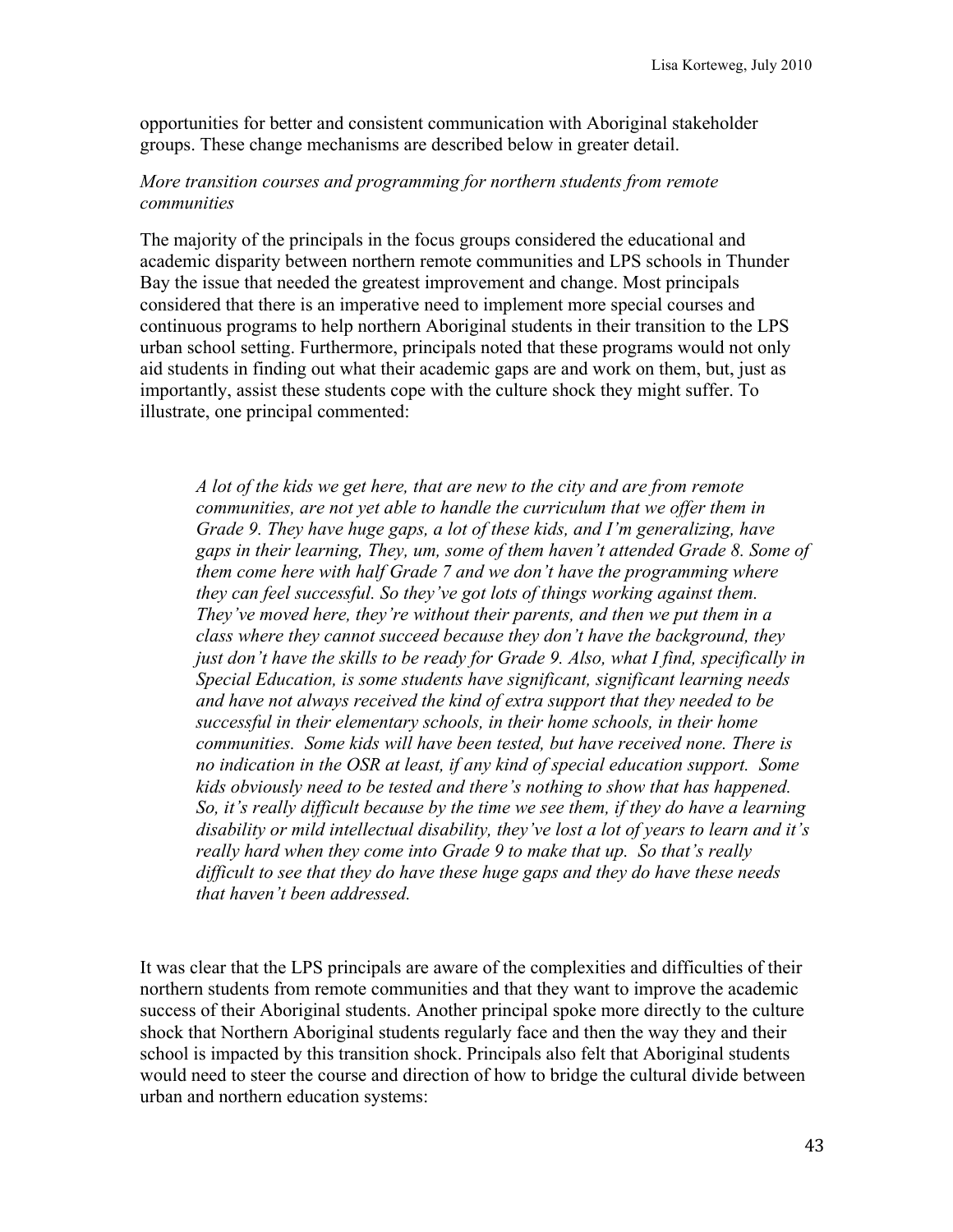opportunities for better and consistent communication with Aboriginal stakeholder groups. These change mechanisms are described below in greater detail.

*More transition courses and programming for northern students from remote communities*

The majority of the principals in the focus groups considered the educational and academic disparity between northern remote communities and LPS schools in Thunder Bay the issue that needed the greatest improvement and change. Most principals considered that there is an imperative need to implement more special courses and continuous programs to help northern Aboriginal students in their transition to the LPS urban school setting. Furthermore, principals noted that these programs would not only aid students in finding out what their academic gaps are and work on them, but, just as importantly, assist these students cope with the culture shock they might suffer. To illustrate, one principal commented:

> *A lot of the kids we get here, that are new to the city and are from remote communities, are not yet able to handle the curriculum that we offer them in Grade 9. They have huge gaps, a lot of these kids, and I'm generalizing, have gaps in their learning, They, um, some of them haven't attended Grade 8. Some of them come here with half Grade 7 and we don't have the programming where they can feel successful. So they've got lots of things working against them. They've moved here, they're without their parents, and then we put them in a class where they cannot succeed because they don't have the background, they just don't have the skills to be ready for Grade 9. Also, what I find, specifically in Special Education, is some students have significant, significant learning needs and have not always received the kind of extra support that they needed to be successful in their elementary schools, in their home schools, in their home communities. Some kids will have been tested, but have received none. There is no indication in the OSR at least, if any kind of special education support. Some kids obviously need to be tested and there's nothing to show that has happened. So, it's really difficult because by the time we see them, if they do have a learning disability or mild intellectual disability, they've lost a lot of years to learn and it's really hard when they come into Grade 9 to make that up. So that's really difficult to see that they do have these huge gaps and they do have these needs that haven't been addressed.*

It was clear that the LPS principals are aware of the complexities and difficulties of their northern students from remote communities and that they want to improve the academic success of their Aboriginal students. Another principal spoke more directly to the culture shock that Northern Aboriginal students regularly face and then the way they and their school is impacted by this transition shock. Principals also felt that Aboriginal students would need to steer the course and direction of how to bridge the cultural divide between urban and northern education systems: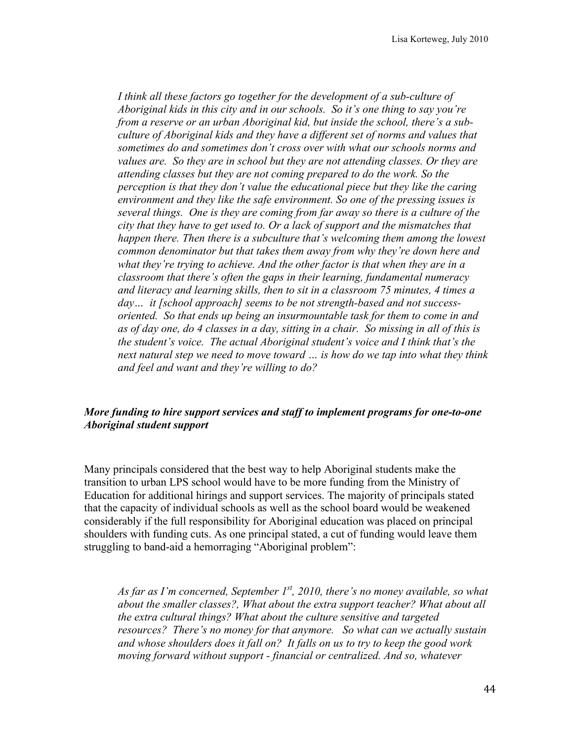*I think all these factors go together for the development of a sub-culture of Aboriginal kids in this city and in our schools. So it's one thing to say you're from a reserve or an urban Aboriginal kid, but inside the school, there's a sub-culture of Aboriginal kids and they have a different set of norms and values that sometimes do and sometimes don't cross over with what our schools norms and values are. So they are in school but they are not attending classes. Or they are attending classes but they are not coming prepared to do the work. So the perception is that they don't value the educational piece but they like the caring environment and they like the safe environment. So one of the pressing issues is several things. One is they are coming from far away so there is a culture of the city that they have to get used to. Or a lack of support and the mismatches that happen there. Then there is a subculture that's welcoming them among the lowest common denominator but that takes them away from why they're down here and what they're trying to achieve. And the other factor is that when they are in a classroom that there's often the gaps in their learning, fundamental numeracy and literacy and learning skills, then to sit in a classroom 75 minutes, 4 times a day… it [school approach] seems to be not strength-based and not success-oriented. So that ends up being an insurmountable task for them to come in and as of day one, do 4 classes in a day, sitting in a chair. So missing in all of this is the student's voice. The actual Aboriginal student's voice and I think that's the next natural step we need to move toward … is how do we tap into what they think and feel and want and they're willing to do?*

***More funding to hire support services and staff to implement programs for one-to-one Aboriginal student support***

Many principals considered that the best way to help Aboriginal students make the transition to urban LPS school would have to be more funding from the Ministry of Education for additional hirings and support services. The majority of principals stated that the capacity of individual schools as well as the school board would be weakened considerably if the full responsibility for Aboriginal education was placed on principal shoulders with funding cuts. As one principal stated, a cut of funding would leave them struggling to band-aid a hemorraging "Aboriginal problem":

*As far as I'm concerned, September 1st, 2010, there's no money available, so what about the smaller classes?, What about the extra support teacher? What about all the extra cultural things? What about the culture sensitive and targeted resources? There's no money for that anymore. So what can we actually sustain and whose shoulders does it fall on? It falls on us to try to keep the good work moving forward without support - financial or centralized. And so, whatever*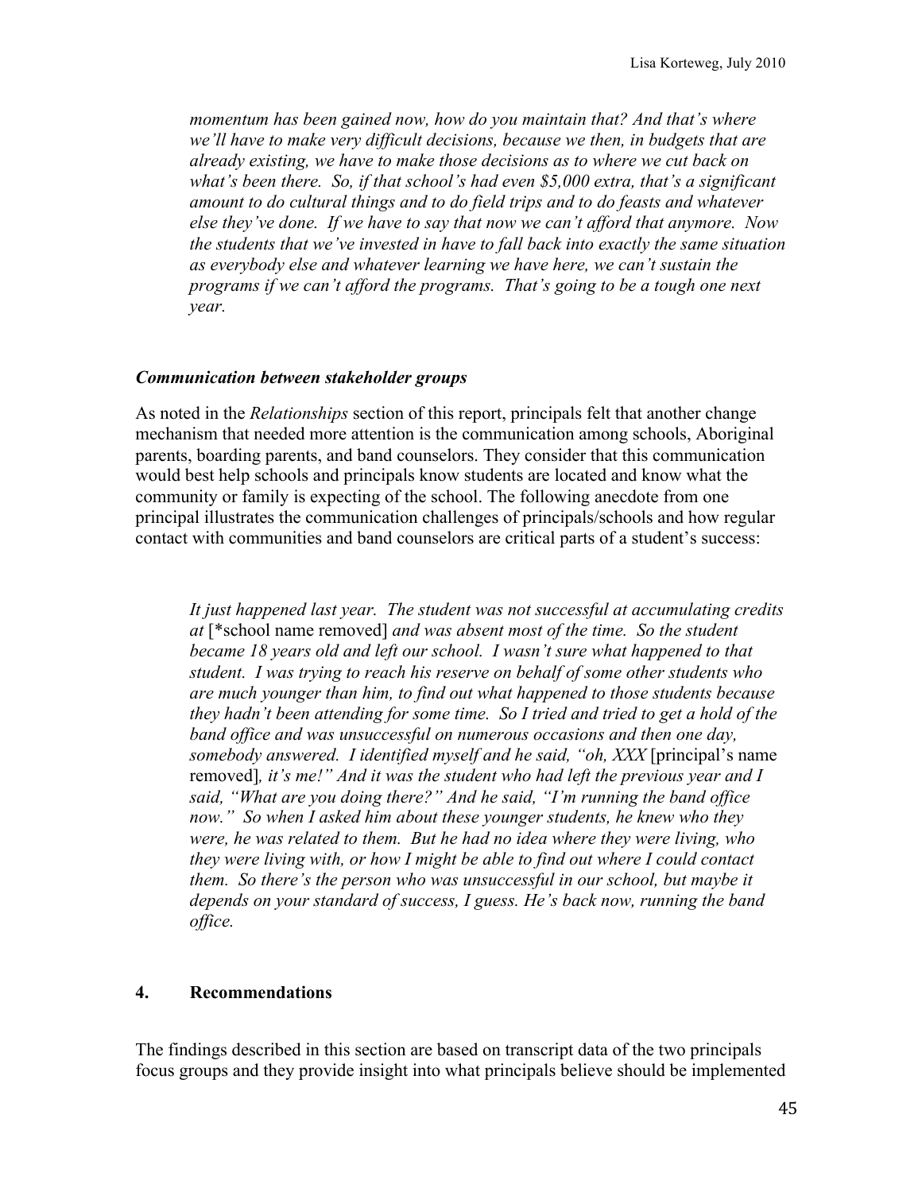> *momentum has been gained now, how do you maintain that? And that's where we'll have to make very difficult decisions, because we then, in budgets that are already existing, we have to make those decisions as to where we cut back on what's been there. So, if that school's had even $5,000 extra, that's a significant amount to do cultural things and to do field trips and to do feasts and whatever else they've done. If we have to say that now we can't afford that anymore. Now the students that we've invested in have to fall back into exactly the same situation as everybody else and whatever learning we have here, we can't sustain the programs if we can't afford the programs. That's going to be a tough one next year.*

### *Communication between stakeholder groups*

As noted in the *Relationships* section of this report, principals felt that another change mechanism that needed more attention is the communication among schools, Aboriginal parents, boarding parents, and band counselors. They consider that this communication would best help schools and principals know students are located and know what the community or family is expecting of the school. The following anecdote from one principal illustrates the communication challenges of principals/schools and how regular contact with communities and band counselors are critical parts of a student's success:

> *It just happened last year. The student was not successful at accumulating credits at* [*school name removed] *and was absent most of the time. So the student became 18 years old and left our school. I wasn't sure what happened to that student. I was trying to reach his reserve on behalf of some other students who are much younger than him, to find out what happened to those students because they hadn't been attending for some time. So I tried and tried to get a hold of the band office and was unsuccessful on numerous occasions and then one day, somebody answered. I identified myself and he said, "oh, XXX* [principal's name removed]*, it's me!" And it was the student who had left the previous year and I said, "What are you doing there?" And he said, "I'm running the band office now." So when I asked him about these younger students, he knew who they were, he was related to them. But he had no idea where they were living, who they were living with, or how I might be able to find out where I could contact them. So there's the person who was unsuccessful in our school, but maybe it depends on your standard of success, I guess. He's back now, running the band office.*

## 4. Recommendations

The findings described in this section are based on transcript data of the two principals focus groups and they provide insight into what principals believe should be implemented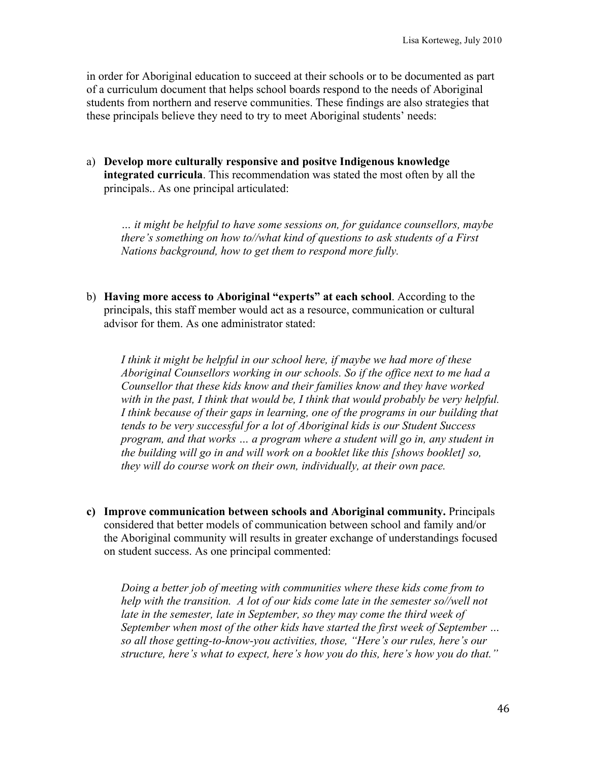in order for Aboriginal education to succeed at their schools or to be documented as part of a curriculum document that helps school boards respond to the needs of Aboriginal students from northern and reserve communities. These findings are also strategies that these principals believe they need to try to meet Aboriginal students' needs:

a) **Develop more culturally responsive and positve Indigenous knowledge integrated curricula**. This recommendation was stated the most often by all the principals.. As one principal articulated:

> *… it might be helpful to have some sessions on, for guidance counsellors, maybe there's something on how to//what kind of questions to ask students of a First Nations background, how to get them to respond more fully.*

b) **Having more access to Aboriginal "experts" at each school**. According to the principals, this staff member would act as a resource, communication or cultural advisor for them. As one administrator stated:

> *I think it might be helpful in our school here, if maybe we had more of these Aboriginal Counsellors working in our schools. So if the office next to me had a Counsellor that these kids know and their families know and they have worked with in the past, I think that would be, I think that would probably be very helpful. I think because of their gaps in learning, one of the programs in our building that tends to be very successful for a lot of Aboriginal kids is our Student Success program, and that works … a program where a student will go in, any student in the building will go in and will work on a booklet like this [shows booklet] so, they will do course work on their own, individually, at their own pace.*

c) **Improve communication between schools and Aboriginal community.** Principals considered that better models of communication between school and family and/or the Aboriginal community will results in greater exchange of understandings focused on student success. As one principal commented:

> *Doing a better job of meeting with communities where these kids come from to help with the transition. A lot of our kids come late in the semester so//well not late in the semester, late in September, so they may come the third week of September when most of the other kids have started the first week of September … so all those getting-to-know-you activities, those, "Here's our rules, here's our structure, here's what to expect, here's how you do this, here's how you do that."*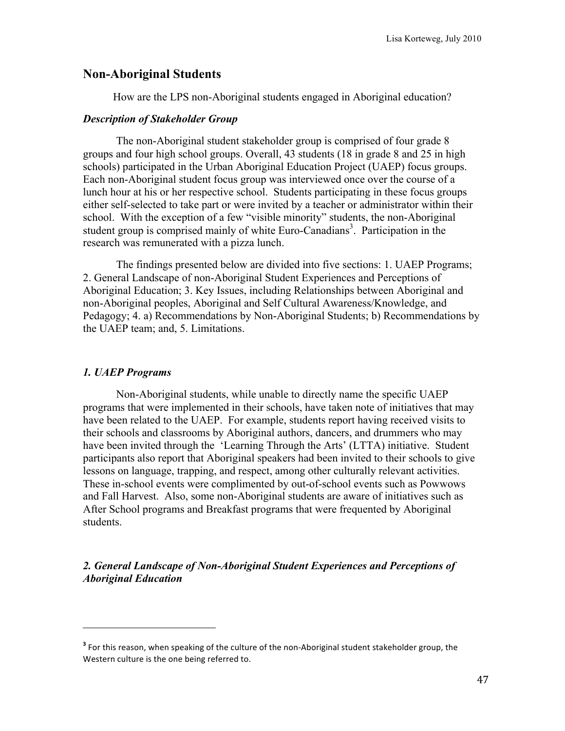## Non-Aboriginal Students

How are the LPS non-Aboriginal students engaged in Aboriginal education?

### *Description of Stakeholder Group*

The non-Aboriginal student stakeholder group is comprised of four grade 8 groups and four high school groups. Overall, 43 students (18 in grade 8 and 25 in high schools) participated in the Urban Aboriginal Education Project (UAEP) focus groups. Each non-Aboriginal student focus group was interviewed once over the course of a lunch hour at his or her respective school. Students participating in these focus groups either self-selected to take part or were invited by a teacher or administrator within their school. With the exception of a few "visible minority" students, the non-Aboriginal student group is comprised mainly of white Euro-Canadians[3]. Participation in the research was remunerated with a pizza lunch.

The findings presented below are divided into five sections: 1. UAEP Programs; 2. General Landscape of non-Aboriginal Student Experiences and Perceptions of Aboriginal Education; 3. Key Issues, including Relationships between Aboriginal and non-Aboriginal peoples, Aboriginal and Self Cultural Awareness/Knowledge, and Pedagogy; 4. a) Recommendations by Non-Aboriginal Students; b) Recommendations by the UAEP team; and, 5. Limitations.

### *1. UAEP Programs*

Non-Aboriginal students, while unable to directly name the specific UAEP programs that were implemented in their schools, have taken note of initiatives that may have been related to the UAEP. For example, students report having received visits to their schools and classrooms by Aboriginal authors, dancers, and drummers who may have been invited through the 'Learning Through the Arts' (LTTA) initiative. Student participants also report that Aboriginal speakers had been invited to their schools to give lessons on language, trapping, and respect, among other culturally relevant activities. These in-school events were complimented by out-of-school events such as Powwows and Fall Harvest. Also, some non-Aboriginal students are aware of initiatives such as After School programs and Breakfast programs that were frequented by Aboriginal students.

### *2. General Landscape of Non-Aboriginal Student Experiences and Perceptions of Aboriginal Education*

[3] For this reason, when speaking of the culture of the non-Aboriginal student stakeholder group, the Western culture is the one being referred to.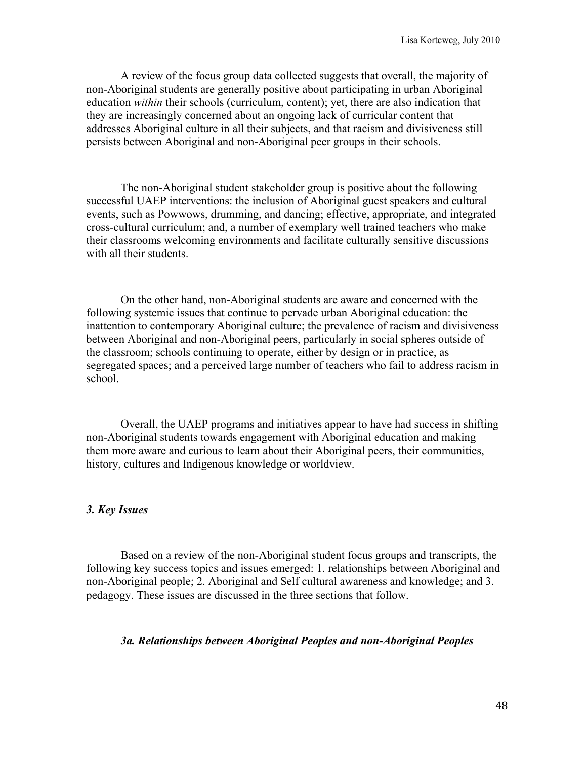A review of the focus group data collected suggests that overall, the majority of non-Aboriginal students are generally positive about participating in urban Aboriginal education *within* their schools (curriculum, content); yet, there are also indication that they are increasingly concerned about an ongoing lack of curricular content that addresses Aboriginal culture in all their subjects, and that racism and divisiveness still persists between Aboriginal and non-Aboriginal peer groups in their schools.

The non-Aboriginal student stakeholder group is positive about the following successful UAEP interventions: the inclusion of Aboriginal guest speakers and cultural events, such as Powwows, drumming, and dancing; effective, appropriate, and integrated cross-cultural curriculum; and, a number of exemplary well trained teachers who make their classrooms welcoming environments and facilitate culturally sensitive discussions with all their students.

On the other hand, non-Aboriginal students are aware and concerned with the following systemic issues that continue to pervade urban Aboriginal education: the inattention to contemporary Aboriginal culture; the prevalence of racism and divisiveness between Aboriginal and non-Aboriginal peers, particularly in social spheres outside of the classroom; schools continuing to operate, either by design or in practice, as segregated spaces; and a perceived large number of teachers who fail to address racism in school.

Overall, the UAEP programs and initiatives appear to have had success in shifting non-Aboriginal students towards engagement with Aboriginal education and making them more aware and curious to learn about their Aboriginal peers, their communities, history, cultures and Indigenous knowledge or worldview.

### *3. Key Issues*

Based on a review of the non-Aboriginal student focus groups and transcripts, the following key success topics and issues emerged: 1. relationships between Aboriginal and non-Aboriginal people; 2. Aboriginal and Self cultural awareness and knowledge; and 3. pedagogy. These issues are discussed in the three sections that follow.

#### *3a. Relationships between Aboriginal Peoples and non-Aboriginal Peoples*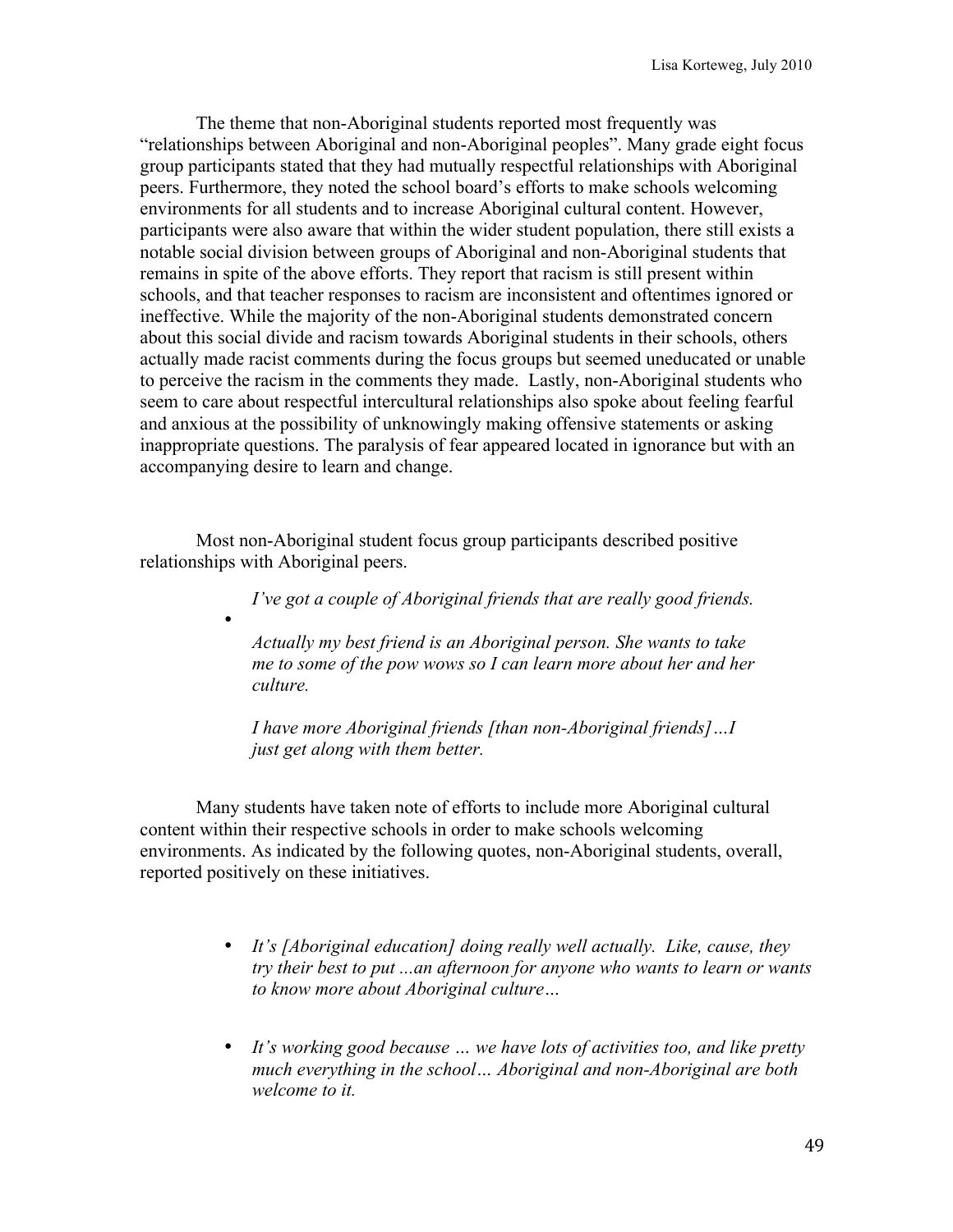The theme that non-Aboriginal students reported most frequently was "relationships between Aboriginal and non-Aboriginal peoples". Many grade eight focus group participants stated that they had mutually respectful relationships with Aboriginal peers. Furthermore, they noted the school board's efforts to make schools welcoming environments for all students and to increase Aboriginal cultural content. However, participants were also aware that within the wider student population, there still exists a notable social division between groups of Aboriginal and non-Aboriginal students that remains in spite of the above efforts. They report that racism is still present within schools, and that teacher responses to racism are inconsistent and oftentimes ignored or ineffective. While the majority of the non-Aboriginal students demonstrated concern about this social divide and racism towards Aboriginal students in their schools, others actually made racist comments during the focus groups but seemed uneducated or unable to perceive the racism in the comments they made. Lastly, non-Aboriginal students who seem to care about respectful intercultural relationships also spoke about feeling fearful and anxious at the possibility of unknowingly making offensive statements or asking inappropriate questions. The paralysis of fear appeared located in ignorance but with an accompanying desire to learn and change.

Most non-Aboriginal student focus group participants described positive relationships with Aboriginal peers.

- *I've got a couple of Aboriginal friends that are really good friends.*

  *Actually my best friend is an Aboriginal person. She wants to take me to some of the pow wows so I can learn more about her and her culture.*

  *I have more Aboriginal friends [than non-Aboriginal friends]…I just get along with them better.*

Many students have taken note of efforts to include more Aboriginal cultural content within their respective schools in order to make schools welcoming environments. As indicated by the following quotes, non-Aboriginal students, overall, reported positively on these initiatives.

- *It's [Aboriginal education] doing really well actually. Like, cause, they try their best to put ...an afternoon for anyone who wants to learn or wants to know more about Aboriginal culture…*

- *It's working good because … we have lots of activities too, and like pretty much everything in the school… Aboriginal and non-Aboriginal are both welcome to it.*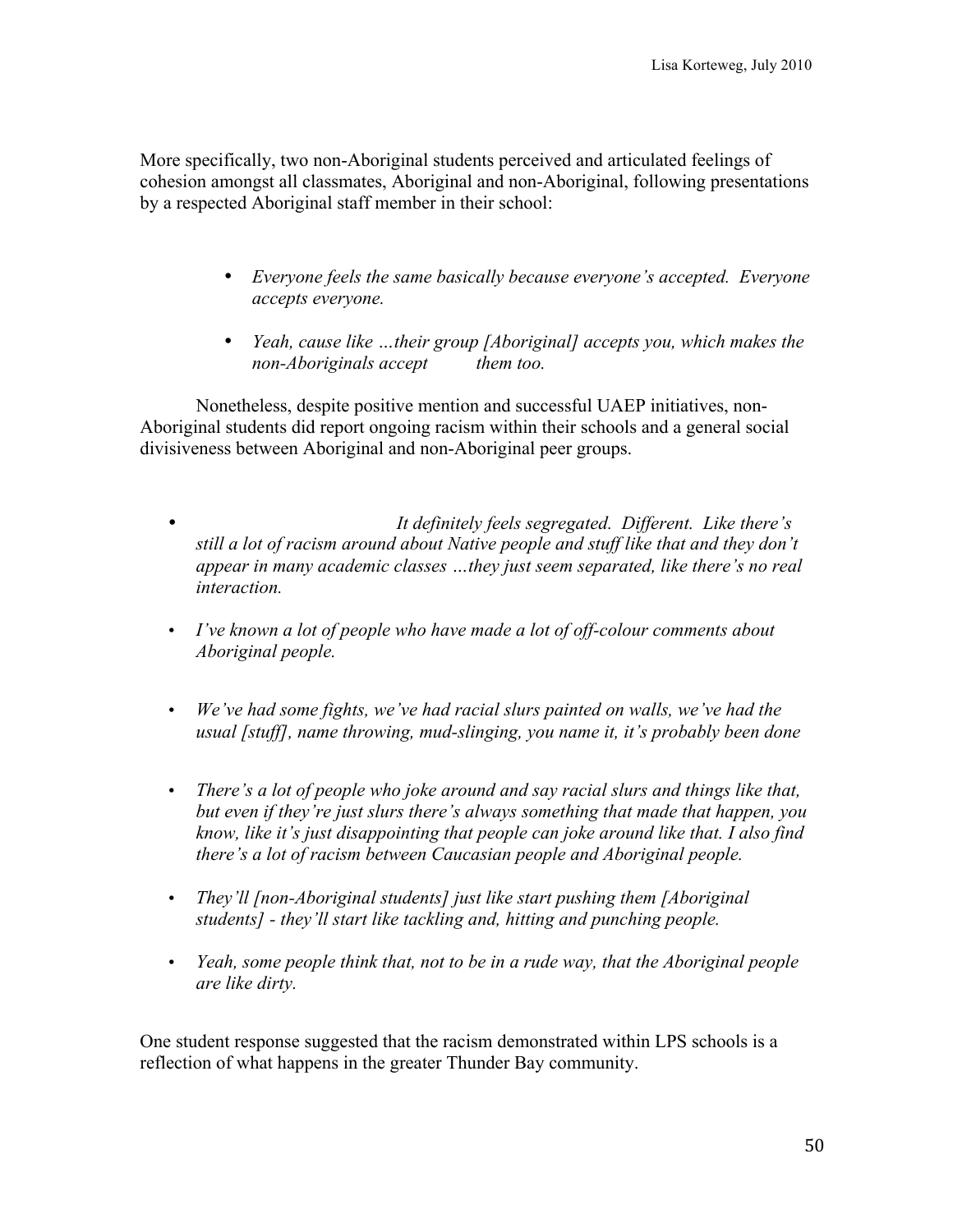More specifically, two non-Aboriginal students perceived and articulated feelings of cohesion amongst all classmates, Aboriginal and non-Aboriginal, following presentations by a respected Aboriginal staff member in their school:

- *Everyone feels the same basically because everyone's accepted. Everyone accepts everyone.*
- *Yeah, cause like …their group [Aboriginal] accepts you, which makes the non-Aboriginals accept them too.*

Nonetheless, despite positive mention and successful UAEP initiatives, non-Aboriginal students did report ongoing racism within their schools and a general social divisiveness between Aboriginal and non-Aboriginal peer groups.

- *It definitely feels segregated. Different. Like there's still a lot of racism around about Native people and stuff like that and they don't appear in many academic classes …they just seem separated, like there's no real interaction.*
- *I've known a lot of people who have made a lot of off-colour comments about Aboriginal people.*
- *We've had some fights, we've had racial slurs painted on walls, we've had the usual [stuff], name throwing, mud-slinging, you name it, it's probably been done*
- *There's a lot of people who joke around and say racial slurs and things like that, but even if they're just slurs there's always something that made that happen, you know, like it's just disappointing that people can joke around like that. I also find there's a lot of racism between Caucasian people and Aboriginal people.*
- *They'll [non-Aboriginal students] just like start pushing them [Aboriginal students] - they'll start like tackling and, hitting and punching people.*
- *Yeah, some people think that, not to be in a rude way, that the Aboriginal people are like dirty.*

One student response suggested that the racism demonstrated within LPS schools is a reflection of what happens in the greater Thunder Bay community.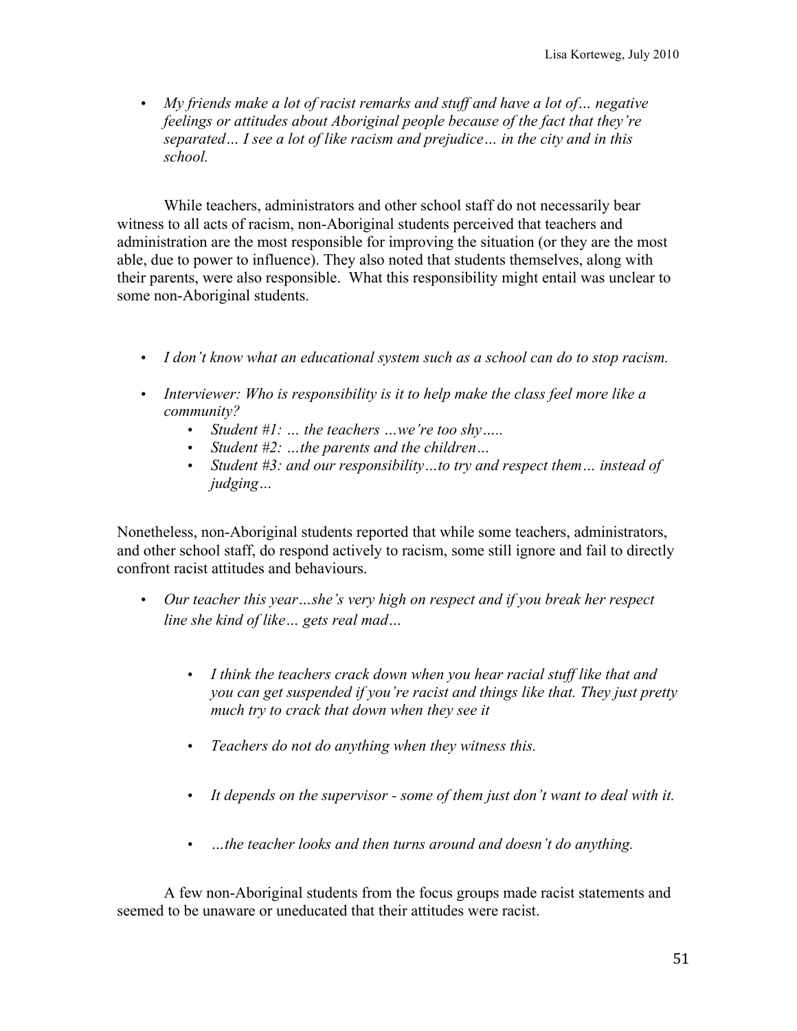- *My friends make a lot of racist remarks and stuff and have a lot of… negative feelings or attitudes about Aboriginal people because of the fact that they're separated… I see a lot of like racism and prejudice… in the city and in this school.*

While teachers, administrators and other school staff do not necessarily bear witness to all acts of racism, non-Aboriginal students perceived that teachers and administration are the most responsible for improving the situation (or they are the most able, due to power to influence). They also noted that students themselves, along with their parents, were also responsible. What this responsibility might entail was unclear to some non-Aboriginal students.

- *I don't know what an educational system such as a school can do to stop racism.*
- *Interviewer: Who is responsibility is it to help make the class feel more like a community?*
    - *Student #1: … the teachers …we're too shy…..*
    - *Student #2: …the parents and the children…*
    - *Student #3: and our responsibility…to try and respect them… instead of judging…*

Nonetheless, non-Aboriginal students reported that while some teachers, administrators, and other school staff, do respond actively to racism, some still ignore and fail to directly confront racist attitudes and behaviours.

- *Our teacher this year…she's very high on respect and if you break her respect line she kind of like… gets real mad…*
    - *I think the teachers crack down when you hear racial stuff like that and you can get suspended if you're racist and things like that. They just pretty much try to crack that down when they see it*
    - *Teachers do not do anything when they witness this.*
    - *It depends on the supervisor - some of them just don't want to deal with it.*
    - *…the teacher looks and then turns around and doesn't do anything.*

A few non-Aboriginal students from the focus groups made racist statements and seemed to be unaware or uneducated that their attitudes were racist.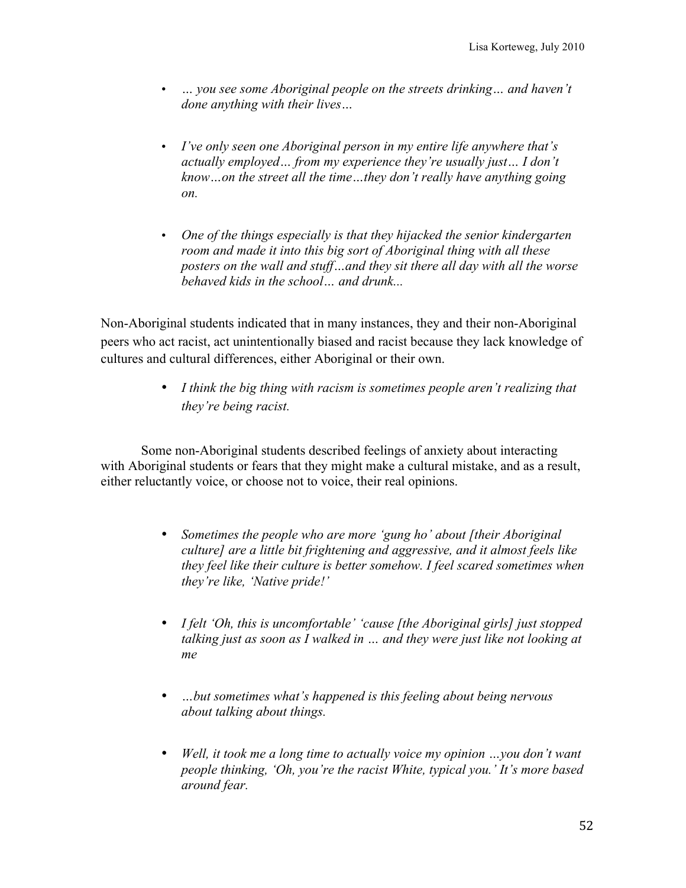- *… you see some Aboriginal people on the streets drinking… and haven't done anything with their lives…*

- *I've only seen one Aboriginal person in my entire life anywhere that's actually employed… from my experience they're usually just… I don't know…on the street all the time…they don't really have anything going on.*

- *One of the things especially is that they hijacked the senior kindergarten room and made it into this big sort of Aboriginal thing with all these posters on the wall and stuff…and they sit there all day with all the worse behaved kids in the school… and drunk...*

Non-Aboriginal students indicated that in many instances, they and their non-Aboriginal peers who act racist, act unintentionally biased and racist because they lack knowledge of cultures and cultural differences, either Aboriginal or their own.

- *I think the big thing with racism is sometimes people aren't realizing that they're being racist.*

Some non-Aboriginal students described feelings of anxiety about interacting with Aboriginal students or fears that they might make a cultural mistake, and as a result, either reluctantly voice, or choose not to voice, their real opinions.

- *Sometimes the people who are more 'gung ho' about [their Aboriginal culture] are a little bit frightening and aggressive, and it almost feels like they feel like their culture is better somehow. I feel scared sometimes when they're like, 'Native pride!'*

- *I felt 'Oh, this is uncomfortable' 'cause [the Aboriginal girls] just stopped talking just as soon as I walked in … and they were just like not looking at me*

- *…but sometimes what's happened is this feeling about being nervous about talking about things.*

- *Well, it took me a long time to actually voice my opinion …you don't want people thinking, 'Oh, you're the racist White, typical you.' It's more based around fear.*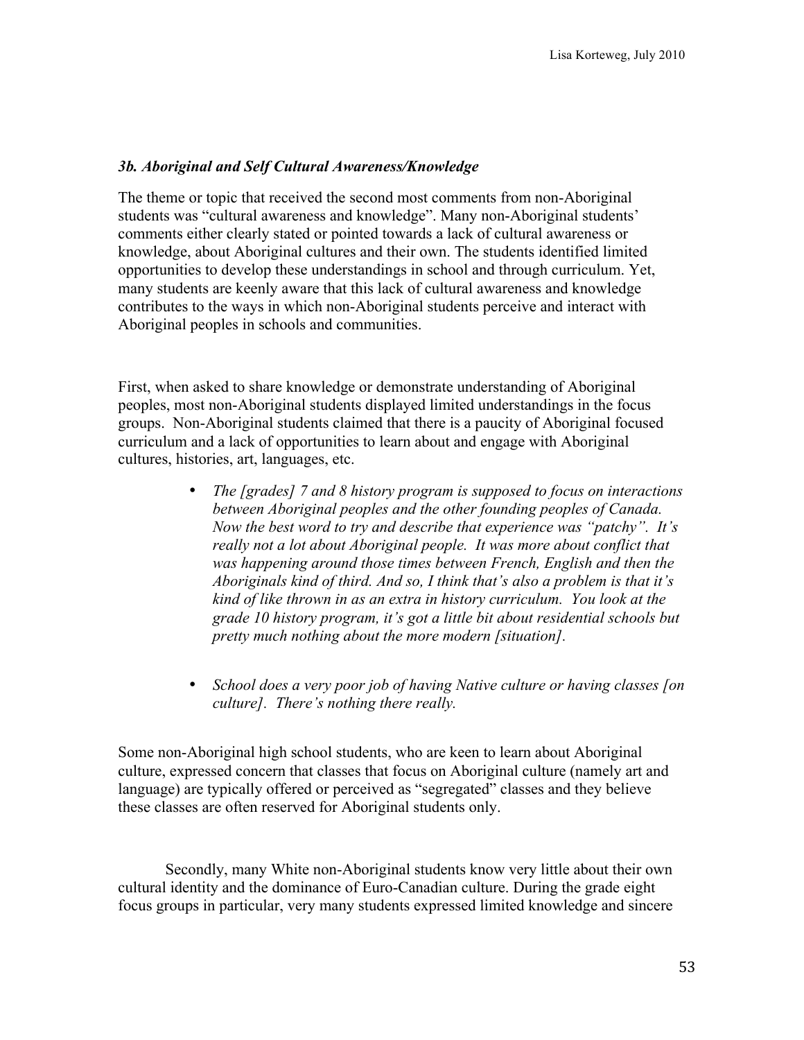### *3b. Aboriginal and Self Cultural Awareness/Knowledge*

The theme or topic that received the second most comments from non-Aboriginal students was "cultural awareness and knowledge". Many non-Aboriginal students' comments either clearly stated or pointed towards a lack of cultural awareness or knowledge, about Aboriginal cultures and their own. The students identified limited opportunities to develop these understandings in school and through curriculum. Yet, many students are keenly aware that this lack of cultural awareness and knowledge contributes to the ways in which non-Aboriginal students perceive and interact with Aboriginal peoples in schools and communities.

First, when asked to share knowledge or demonstrate understanding of Aboriginal peoples, most non-Aboriginal students displayed limited understandings in the focus groups. Non-Aboriginal students claimed that there is a paucity of Aboriginal focused curriculum and a lack of opportunities to learn about and engage with Aboriginal cultures, histories, art, languages, etc.

- *The [grades] 7 and 8 history program is supposed to focus on interactions between Aboriginal peoples and the other founding peoples of Canada. Now the best word to try and describe that experience was "patchy". It's really not a lot about Aboriginal people. It was more about conflict that was happening around those times between French, English and then the Aboriginals kind of third. And so, I think that's also a problem is that it's kind of like thrown in as an extra in history curriculum. You look at the grade 10 history program, it's got a little bit about residential schools but pretty much nothing about the more modern [situation].*

- *School does a very poor job of having Native culture or having classes [on culture]. There's nothing there really.*

Some non-Aboriginal high school students, who are keen to learn about Aboriginal culture, expressed concern that classes that focus on Aboriginal culture (namely art and language) are typically offered or perceived as "segregated" classes and they believe these classes are often reserved for Aboriginal students only.

Secondly, many White non-Aboriginal students know very little about their own cultural identity and the dominance of Euro-Canadian culture. During the grade eight focus groups in particular, very many students expressed limited knowledge and sincere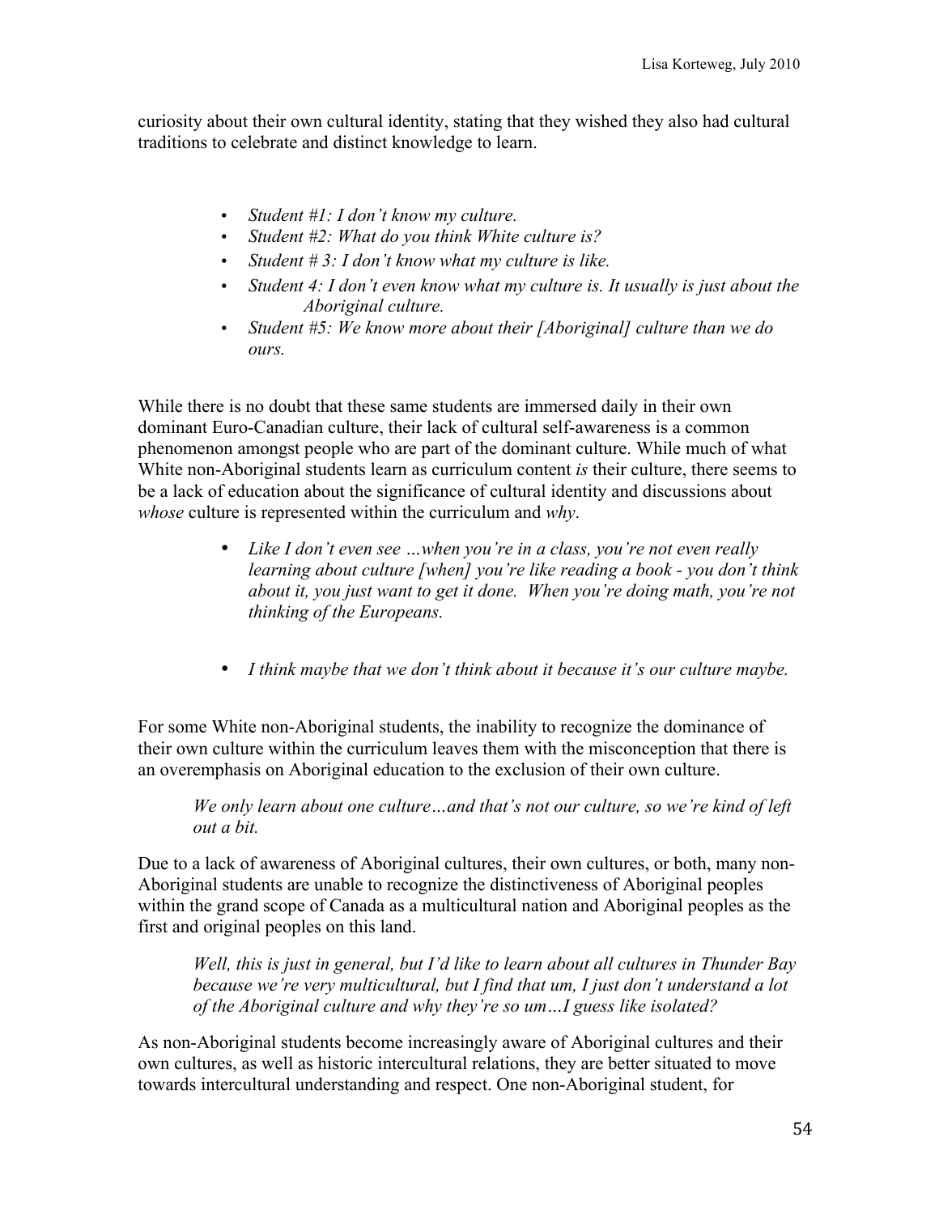curiosity about their own cultural identity, stating that they wished they also had cultural traditions to celebrate and distinct knowledge to learn.

- *Student #1: I don't know my culture.*
- *Student #2: What do you think White culture is?*
- *Student # 3: I don't know what my culture is like.*
- *Student 4: I don't even know what my culture is. It usually is just about the Aboriginal culture.*
- *Student #5: We know more about their [Aboriginal] culture than we do ours.*

While there is no doubt that these same students are immersed daily in their own dominant Euro-Canadian culture, their lack of cultural self-awareness is a common phenomenon amongst people who are part of the dominant culture. While much of what White non-Aboriginal students learn as curriculum content *is* their culture, there seems to be a lack of education about the significance of cultural identity and discussions about *whose* culture is represented within the curriculum and *why*.

- *Like I don't even see …when you're in a class, you're not even really learning about culture [when] you're like reading a book - you don't think about it, you just want to get it done. When you're doing math, you're not thinking of the Europeans.*

- *I think maybe that we don't think about it because it's our culture maybe.*

For some White non-Aboriginal students, the inability to recognize the dominance of their own culture within the curriculum leaves them with the misconception that there is an overemphasis on Aboriginal education to the exclusion of their own culture.

> *We only learn about one culture…and that's not our culture, so we're kind of left out a bit.*

Due to a lack of awareness of Aboriginal cultures, their own cultures, or both, many non-Aboriginal students are unable to recognize the distinctiveness of Aboriginal peoples within the grand scope of Canada as a multicultural nation and Aboriginal peoples as the first and original peoples on this land.

> *Well, this is just in general, but I'd like to learn about all cultures in Thunder Bay because we're very multicultural, but I find that um, I just don't understand a lot of the Aboriginal culture and why they're so um…I guess like isolated?*

As non-Aboriginal students become increasingly aware of Aboriginal cultures and their own cultures, as well as historic intercultural relations, they are better situated to move towards intercultural understanding and respect. One non-Aboriginal student, for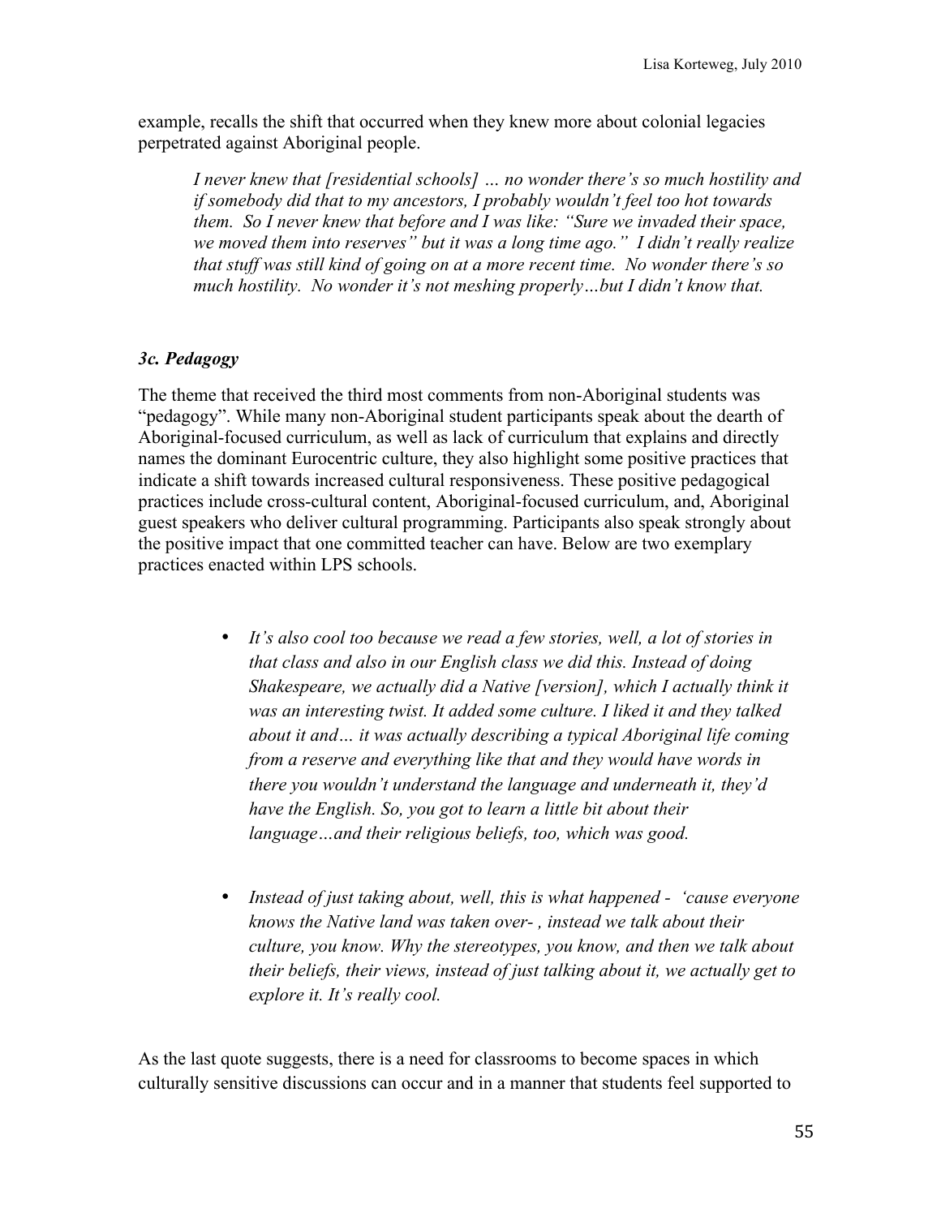example, recalls the shift that occurred when they knew more about colonial legacies perpetrated against Aboriginal people.

> *I never knew that [residential schools] … no wonder there's so much hostility and if somebody did that to my ancestors, I probably wouldn't feel too hot towards them. So I never knew that before and I was like: "Sure we invaded their space, we moved them into reserves" but it was a long time ago." I didn't really realize that stuff was still kind of going on at a more recent time. No wonder there's so much hostility. No wonder it's not meshing properly…but I didn't know that.*

### *3c. Pedagogy*

The theme that received the third most comments from non-Aboriginal students was "pedagogy". While many non-Aboriginal student participants speak about the dearth of Aboriginal-focused curriculum, as well as lack of curriculum that explains and directly names the dominant Eurocentric culture, they also highlight some positive practices that indicate a shift towards increased cultural responsiveness. These positive pedagogical practices include cross-cultural content, Aboriginal-focused curriculum, and, Aboriginal guest speakers who deliver cultural programming. Participants also speak strongly about the positive impact that one committed teacher can have. Below are two exemplary practices enacted within LPS schools.

- *It's also cool too because we read a few stories, well, a lot of stories in that class and also in our English class we did this. Instead of doing Shakespeare, we actually did a Native [version], which I actually think it was an interesting twist. It added some culture. I liked it and they talked about it and… it was actually describing a typical Aboriginal life coming from a reserve and everything like that and they would have words in there you wouldn't understand the language and underneath it, they'd have the English. So, you got to learn a little bit about their language…and their religious beliefs, too, which was good.*

- *Instead of just taking about, well, this is what happened - 'cause everyone knows the Native land was taken over- , instead we talk about their culture, you know. Why the stereotypes, you know, and then we talk about their beliefs, their views, instead of just talking about it, we actually get to explore it. It's really cool.*

As the last quote suggests, there is a need for classrooms to become spaces in which culturally sensitive discussions can occur and in a manner that students feel supported to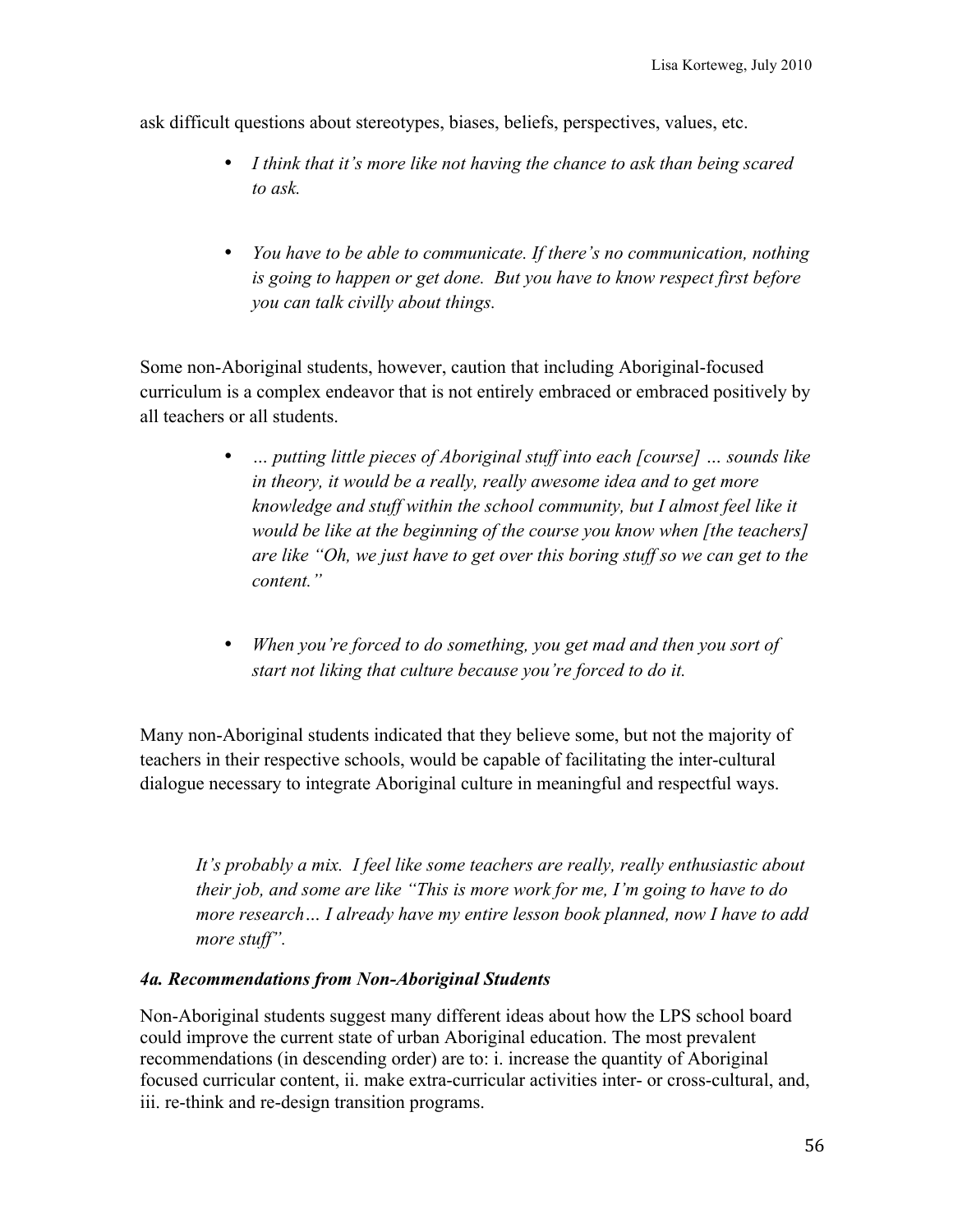ask difficult questions about stereotypes, biases, beliefs, perspectives, values, etc.

- *I think that it's more like not having the chance to ask than being scared to ask.*
- *You have to be able to communicate. If there's no communication, nothing is going to happen or get done. But you have to know respect first before you can talk civilly about things.*

Some non-Aboriginal students, however, caution that including Aboriginal-focused curriculum is a complex endeavor that is not entirely embraced or embraced positively by all teachers or all students.

- *… putting little pieces of Aboriginal stuff into each [course] … sounds like in theory, it would be a really, really awesome idea and to get more knowledge and stuff within the school community, but I almost feel like it would be like at the beginning of the course you know when [the teachers] are like "Oh, we just have to get over this boring stuff so we can get to the content."*
- *When you're forced to do something, you get mad and then you sort of start not liking that culture because you're forced to do it.*

Many non-Aboriginal students indicated that they believe some, but not the majority of teachers in their respective schools, would be capable of facilitating the inter-cultural dialogue necessary to integrate Aboriginal culture in meaningful and respectful ways.

> *It's probably a mix. I feel like some teachers are really, really enthusiastic about their job, and some are like "This is more work for me, I'm going to have to do more research… I already have my entire lesson book planned, now I have to add more stuff".*

### *4a. Recommendations from Non-Aboriginal Students*

Non-Aboriginal students suggest many different ideas about how the LPS school board could improve the current state of urban Aboriginal education. The most prevalent recommendations (in descending order) are to: i. increase the quantity of Aboriginal focused curricular content, ii. make extra-curricular activities inter- or cross-cultural, and, iii. re-think and re-design transition programs.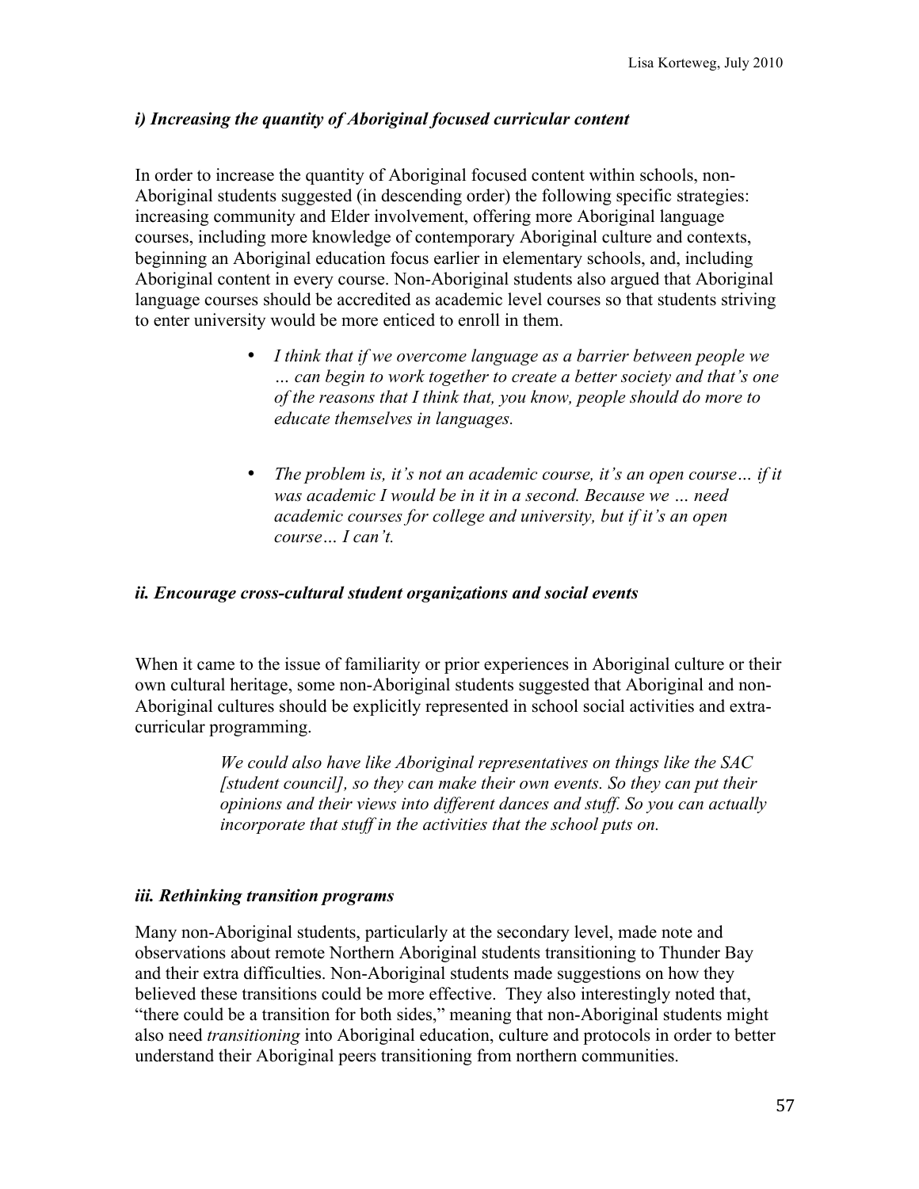### *i) Increasing the quantity of Aboriginal focused curricular content*

In order to increase the quantity of Aboriginal focused content within schools, non-Aboriginal students suggested (in descending order) the following specific strategies: increasing community and Elder involvement, offering more Aboriginal language courses, including more knowledge of contemporary Aboriginal culture and contexts, beginning an Aboriginal education focus earlier in elementary schools, and, including Aboriginal content in every course. Non-Aboriginal students also argued that Aboriginal language courses should be accredited as academic level courses so that students striving to enter university would be more enticed to enroll in them.

- *I think that if we overcome language as a barrier between people we … can begin to work together to create a better society and that's one of the reasons that I think that, you know, people should do more to educate themselves in languages.*

- *The problem is, it's not an academic course, it's an open course… if it was academic I would be in it in a second. Because we … need academic courses for college and university, but if it's an open course… I can't.*

### *ii. Encourage cross-cultural student organizations and social events*

When it came to the issue of familiarity or prior experiences in Aboriginal culture or their own cultural heritage, some non-Aboriginal students suggested that Aboriginal and non-Aboriginal cultures should be explicitly represented in school social activities and extra-curricular programming.

> *We could also have like Aboriginal representatives on things like the SAC [student council], so they can make their own events. So they can put their opinions and their views into different dances and stuff. So you can actually incorporate that stuff in the activities that the school puts on.*

### *iii. Rethinking transition programs*

Many non-Aboriginal students, particularly at the secondary level, made note and observations about remote Northern Aboriginal students transitioning to Thunder Bay and their extra difficulties. Non-Aboriginal students made suggestions on how they believed these transitions could be more effective. They also interestingly noted that, "there could be a transition for both sides," meaning that non-Aboriginal students might also need *transitioning* into Aboriginal education, culture and protocols in order to better understand their Aboriginal peers transitioning from northern communities.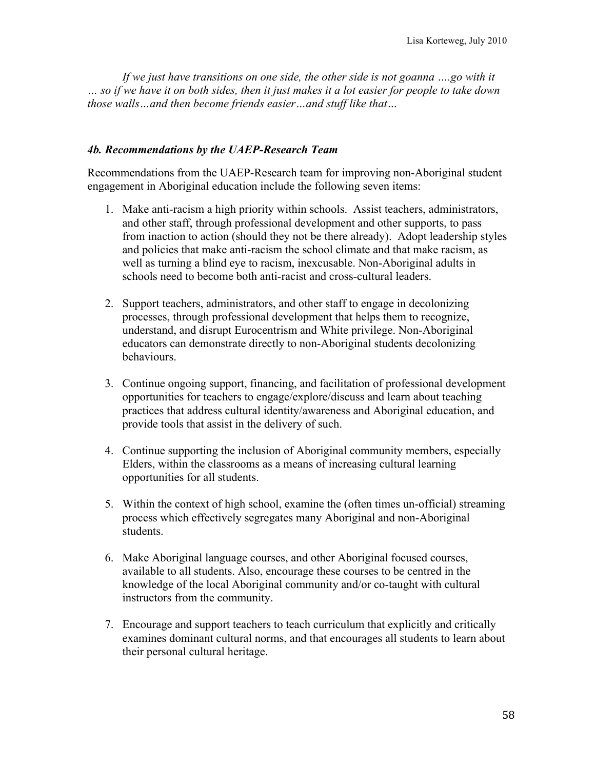*If we just have transitions on one side, the other side is not goanna ….go with it … so if we have it on both sides, then it just makes it a lot easier for people to take down those walls…and then become friends easier…and stuff like that…*

### *4b. Recommendations by the UAEP-Research Team*

Recommendations from the UAEP-Research team for improving non-Aboriginal student engagement in Aboriginal education include the following seven items:

1. Make anti-racism a high priority within schools. Assist teachers, administrators, and other staff, through professional development and other supports, to pass from inaction to action (should they not be there already). Adopt leadership styles and policies that make anti-racism the school climate and that make racism, as well as turning a blind eye to racism, inexcusable. Non-Aboriginal adults in schools need to become both anti-racist and cross-cultural leaders.

2. Support teachers, administrators, and other staff to engage in decolonizing processes, through professional development that helps them to recognize, understand, and disrupt Eurocentrism and White privilege. Non-Aboriginal educators can demonstrate directly to non-Aboriginal students decolonizing behaviours.

3. Continue ongoing support, financing, and facilitation of professional development opportunities for teachers to engage/explore/discuss and learn about teaching practices that address cultural identity/awareness and Aboriginal education, and provide tools that assist in the delivery of such.

4. Continue supporting the inclusion of Aboriginal community members, especially Elders, within the classrooms as a means of increasing cultural learning opportunities for all students.

5. Within the context of high school, examine the (often times un-official) streaming process which effectively segregates many Aboriginal and non-Aboriginal students.

6. Make Aboriginal language courses, and other Aboriginal focused courses, available to all students. Also, encourage these courses to be centred in the knowledge of the local Aboriginal community and/or co-taught with cultural instructors from the community.

7. Encourage and support teachers to teach curriculum that explicitly and critically examines dominant cultural norms, and that encourages all students to learn about their personal cultural heritage.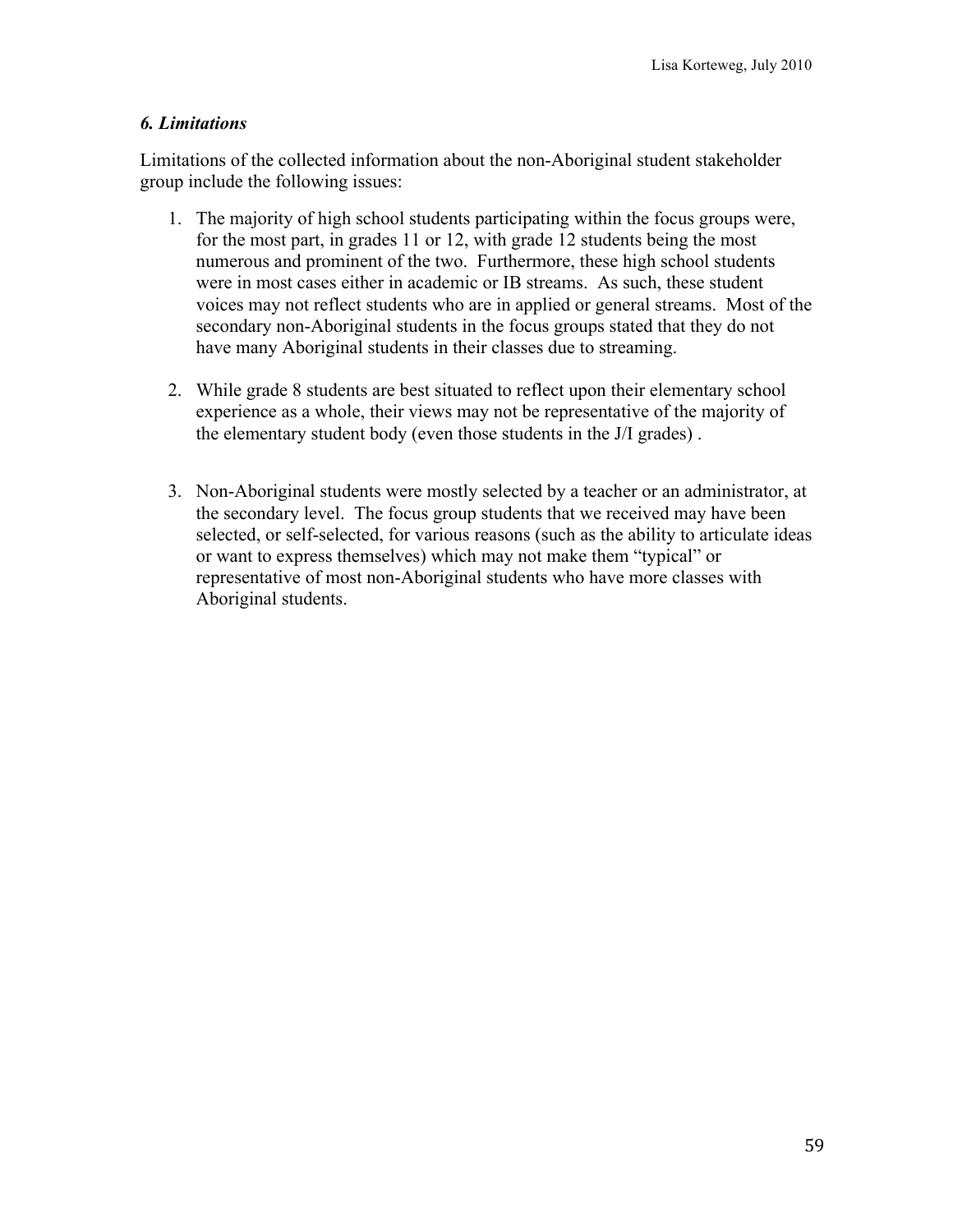### *6. Limitations*

Limitations of the collected information about the non-Aboriginal student stakeholder group include the following issues:

1. The majority of high school students participating within the focus groups were, for the most part, in grades 11 or 12, with grade 12 students being the most numerous and prominent of the two. Furthermore, these high school students were in most cases either in academic or IB streams. As such, these student voices may not reflect students who are in applied or general streams. Most of the secondary non-Aboriginal students in the focus groups stated that they do not have many Aboriginal students in their classes due to streaming.

2. While grade 8 students are best situated to reflect upon their elementary school experience as a whole, their views may not be representative of the majority of the elementary student body (even those students in the J/I grades) .

3. Non-Aboriginal students were mostly selected by a teacher or an administrator, at the secondary level. The focus group students that we received may have been selected, or self-selected, for various reasons (such as the ability to articulate ideas or want to express themselves) which may not make them "typical" or representative of most non-Aboriginal students who have more classes with Aboriginal students.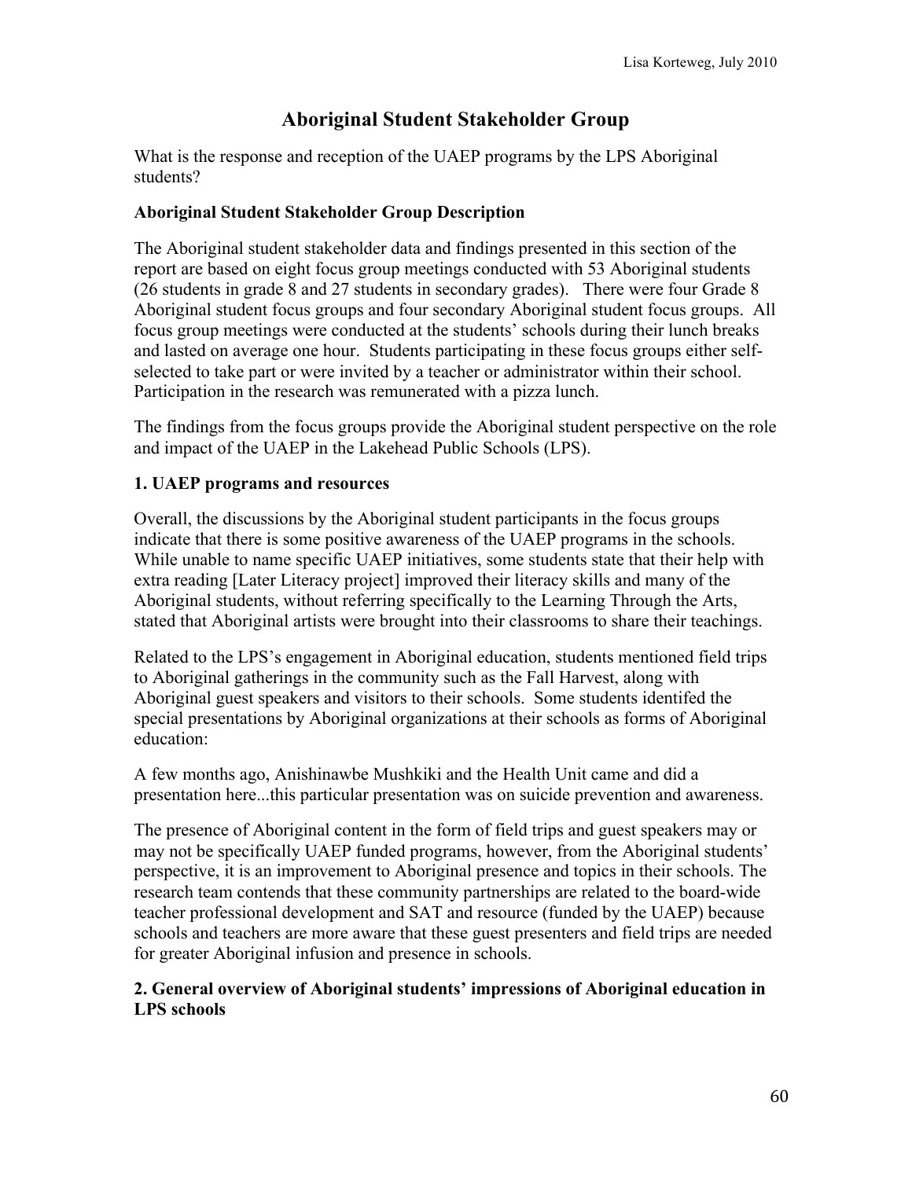## Aboriginal Student Stakeholder Group

What is the response and reception of the UAEP programs by the LPS Aboriginal students?

### Aboriginal Student Stakeholder Group Description

The Aboriginal student stakeholder data and findings presented in this section of the report are based on eight focus group meetings conducted with 53 Aboriginal students (26 students in grade 8 and 27 students in secondary grades). There were four Grade 8 Aboriginal student focus groups and four secondary Aboriginal student focus groups. All focus group meetings were conducted at the students' schools during their lunch breaks and lasted on average one hour. Students participating in these focus groups either self-selected to take part or were invited by a teacher or administrator within their school. Participation in the research was remunerated with a pizza lunch.

The findings from the focus groups provide the Aboriginal student perspective on the role and impact of the UAEP in the Lakehead Public Schools (LPS).

### 1. UAEP programs and resources

Overall, the discussions by the Aboriginal student participants in the focus groups indicate that there is some positive awareness of the UAEP programs in the schools. While unable to name specific UAEP initiatives, some students state that their help with extra reading [Later Literacy project] improved their literacy skills and many of the Aboriginal students, without referring specifically to the Learning Through the Arts, stated that Aboriginal artists were brought into their classrooms to share their teachings.

Related to the LPS's engagement in Aboriginal education, students mentioned field trips to Aboriginal gatherings in the community such as the Fall Harvest, along with Aboriginal guest speakers and visitors to their schools. Some students identifed the special presentations by Aboriginal organizations at their schools as forms of Aboriginal education:

A few months ago, Anishinawbe Mushkiki and the Health Unit came and did a presentation here...this particular presentation was on suicide prevention and awareness.

The presence of Aboriginal content in the form of field trips and guest speakers may or may not be specifically UAEP funded programs, however, from the Aboriginal students' perspective, it is an improvement to Aboriginal presence and topics in their schools. The research team contends that these community partnerships are related to the board-wide teacher professional development and SAT and resource (funded by the UAEP) because schools and teachers are more aware that these guest presenters and field trips are needed for greater Aboriginal infusion and presence in schools.

### 2. General overview of Aboriginal students' impressions of Aboriginal education in LPS schools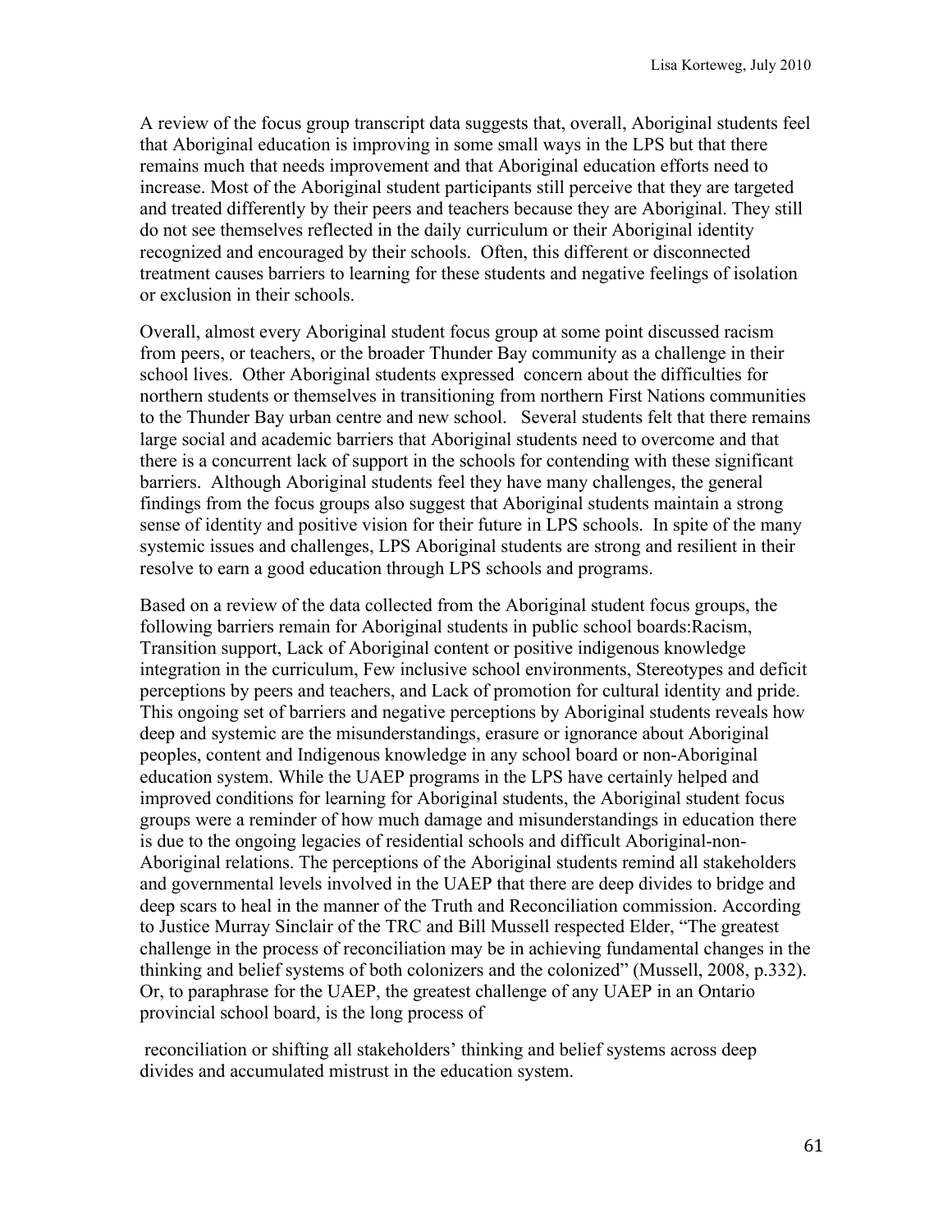A review of the focus group transcript data suggests that, overall, Aboriginal students feel that Aboriginal education is improving in some small ways in the LPS but that there remains much that needs improvement and that Aboriginal education efforts need to increase. Most of the Aboriginal student participants still perceive that they are targeted and treated differently by their peers and teachers because they are Aboriginal. They still do not see themselves reflected in the daily curriculum or their Aboriginal identity recognized and encouraged by their schools. Often, this different or disconnected treatment causes barriers to learning for these students and negative feelings of isolation or exclusion in their schools.

Overall, almost every Aboriginal student focus group at some point discussed racism from peers, or teachers, or the broader Thunder Bay community as a challenge in their school lives. Other Aboriginal students expressed concern about the difficulties for northern students or themselves in transitioning from northern First Nations communities to the Thunder Bay urban centre and new school. Several students felt that there remains large social and academic barriers that Aboriginal students need to overcome and that there is a concurrent lack of support in the schools for contending with these significant barriers. Although Aboriginal students feel they have many challenges, the general findings from the focus groups also suggest that Aboriginal students maintain a strong sense of identity and positive vision for their future in LPS schools. In spite of the many systemic issues and challenges, LPS Aboriginal students are strong and resilient in their resolve to earn a good education through LPS schools and programs.

Based on a review of the data collected from the Aboriginal student focus groups, the following barriers remain for Aboriginal students in public school boards:Racism, Transition support, Lack of Aboriginal content or positive indigenous knowledge integration in the curriculum, Few inclusive school environments, Stereotypes and deficit perceptions by peers and teachers, and Lack of promotion for cultural identity and pride. This ongoing set of barriers and negative perceptions by Aboriginal students reveals how deep and systemic are the misunderstandings, erasure or ignorance about Aboriginal peoples, content and Indigenous knowledge in any school board or non-Aboriginal education system. While the UAEP programs in the LPS have certainly helped and improved conditions for learning for Aboriginal students, the Aboriginal student focus groups were a reminder of how much damage and misunderstandings in education there is due to the ongoing legacies of residential schools and difficult Aboriginal-non-Aboriginal relations. The perceptions of the Aboriginal students remind all stakeholders and governmental levels involved in the UAEP that there are deep divides to bridge and deep scars to heal in the manner of the Truth and Reconciliation commission. According to Justice Murray Sinclair of the TRC and Bill Mussell respected Elder, "The greatest challenge in the process of reconciliation may be in achieving fundamental changes in the thinking and belief systems of both colonizers and the colonized" (Mussell, 2008, p.332). Or, to paraphrase for the UAEP, the greatest challenge of any UAEP in an Ontario provincial school board, is the long process of reconciliation or shifting all stakeholders' thinking and belief systems across deep divides and accumulated mistrust in the education system.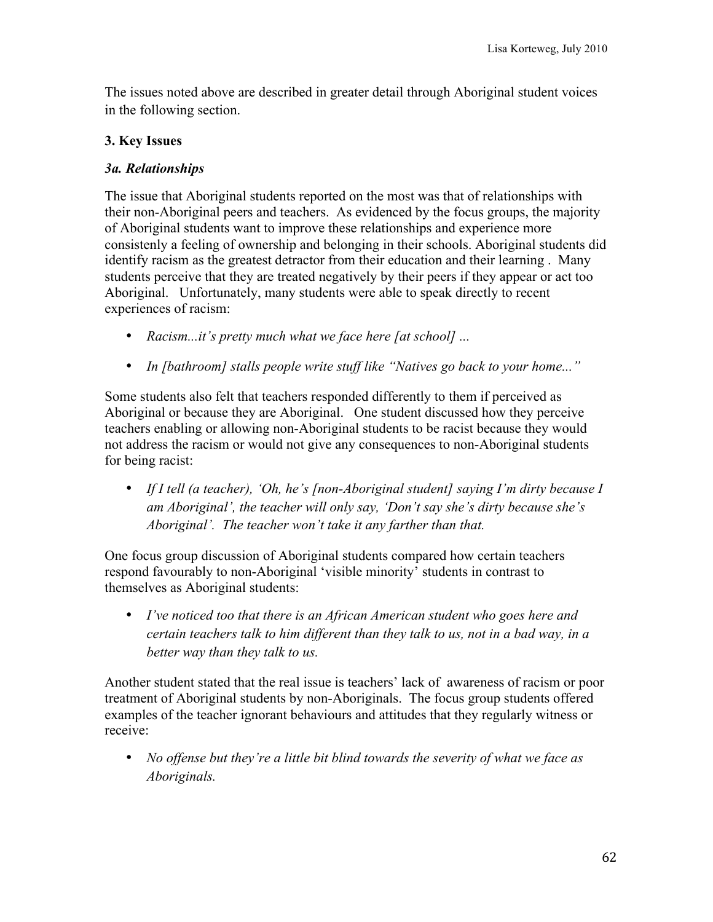The issues noted above are described in greater detail through Aboriginal student voices in the following section.

### 3. Key Issues

#### *3a. Relationships*

The issue that Aboriginal students reported on the most was that of relationships with their non-Aboriginal peers and teachers. As evidenced by the focus groups, the majority of Aboriginal students want to improve these relationships and experience more consistenly a feeling of ownership and belonging in their schools. Aboriginal students did identify racism as the greatest detractor from their education and their learning . Many students perceive that they are treated negatively by their peers if they appear or act too Aboriginal. Unfortunately, many students were able to speak directly to recent experiences of racism:

- *Racism...it's pretty much what we face here [at school] ...*
- *In [bathroom] stalls people write stuff like "Natives go back to your home..."*

Some students also felt that teachers responded differently to them if perceived as Aboriginal or because they are Aboriginal. One student discussed how they perceive teachers enabling or allowing non-Aboriginal students to be racist because they would not address the racism or would not give any consequences to non-Aboriginal students for being racist:

- *If I tell (a teacher), 'Oh, he's [non-Aboriginal student] saying I'm dirty because I am Aboriginal', the teacher will only say, 'Don't say she's dirty because she's Aboriginal'. The teacher won't take it any farther than that.*

One focus group discussion of Aboriginal students compared how certain teachers respond favourably to non-Aboriginal 'visible minority' students in contrast to themselves as Aboriginal students:

- *I've noticed too that there is an African American student who goes here and certain teachers talk to him different than they talk to us, not in a bad way, in a better way than they talk to us.*

Another student stated that the real issue is teachers' lack of awareness of racism or poor treatment of Aboriginal students by non-Aboriginals. The focus group students offered examples of the teacher ignorant behaviours and attitudes that they regularly witness or receive:

- *No offense but they're a little bit blind towards the severity of what we face as Aboriginals.*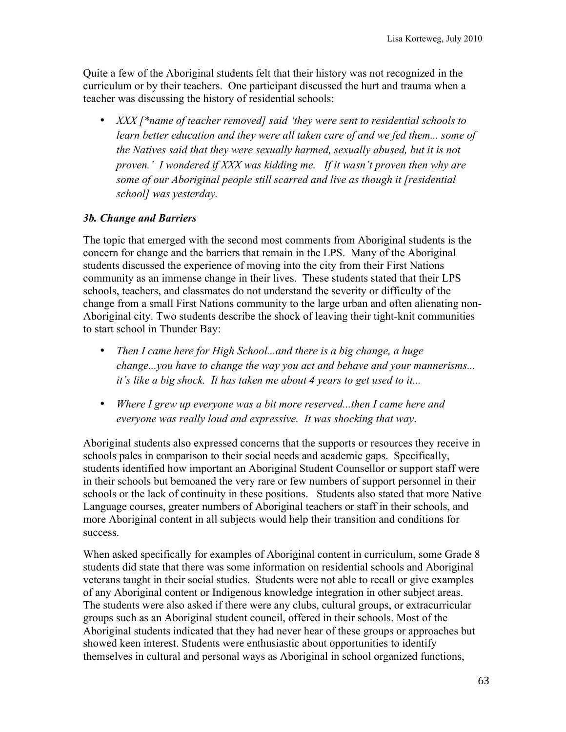Quite a few of the Aboriginal students felt that their history was not recognized in the curriculum or by their teachers. One participant discussed the hurt and trauma when a teacher was discussing the history of residential schools:

- *XXX [*name of teacher removed] said 'they were sent to residential schools to learn better education and they were all taken care of and we fed them... some of the Natives said that they were sexually harmed, sexually abused, but it is not proven.' I wondered if XXX was kidding me. If it wasn't proven then why are some of our Aboriginal people still scarred and live as though it [residential school] was yesterday.*

### *3b. Change and Barriers*

The topic that emerged with the second most comments from Aboriginal students is the concern for change and the barriers that remain in the LPS. Many of the Aboriginal students discussed the experience of moving into the city from their First Nations community as an immense change in their lives. These students stated that their LPS schools, teachers, and classmates do not understand the severity or difficulty of the change from a small First Nations community to the large urban and often alienating non-Aboriginal city. Two students describe the shock of leaving their tight-knit communities to start school in Thunder Bay:

- *Then I came here for High School...and there is a big change, a huge change...you have to change the way you act and behave and your mannerisms... it's like a big shock. It has taken me about 4 years to get used to it...*

- *Where I grew up everyone was a bit more reserved...then I came here and everyone was really loud and expressive. It was shocking that way.*

Aboriginal students also expressed concerns that the supports or resources they receive in schools pales in comparison to their social needs and academic gaps. Specifically, students identified how important an Aboriginal Student Counsellor or support staff were in their schools but bemoaned the very rare or few numbers of support personnel in their schools or the lack of continuity in these positions. Students also stated that more Native Language courses, greater numbers of Aboriginal teachers or staff in their schools, and more Aboriginal content in all subjects would help their transition and conditions for success.

When asked specifically for examples of Aboriginal content in curriculum, some Grade 8 students did state that there was some information on residential schools and Aboriginal veterans taught in their social studies. Students were not able to recall or give examples of any Aboriginal content or Indigenous knowledge integration in other subject areas. The students were also asked if there were any clubs, cultural groups, or extracurricular groups such as an Aboriginal student council, offered in their schools. Most of the Aboriginal students indicated that they had never hear of these groups or approaches but showed keen interest. Students were enthusiastic about opportunities to identify themselves in cultural and personal ways as Aboriginal in school organized functions,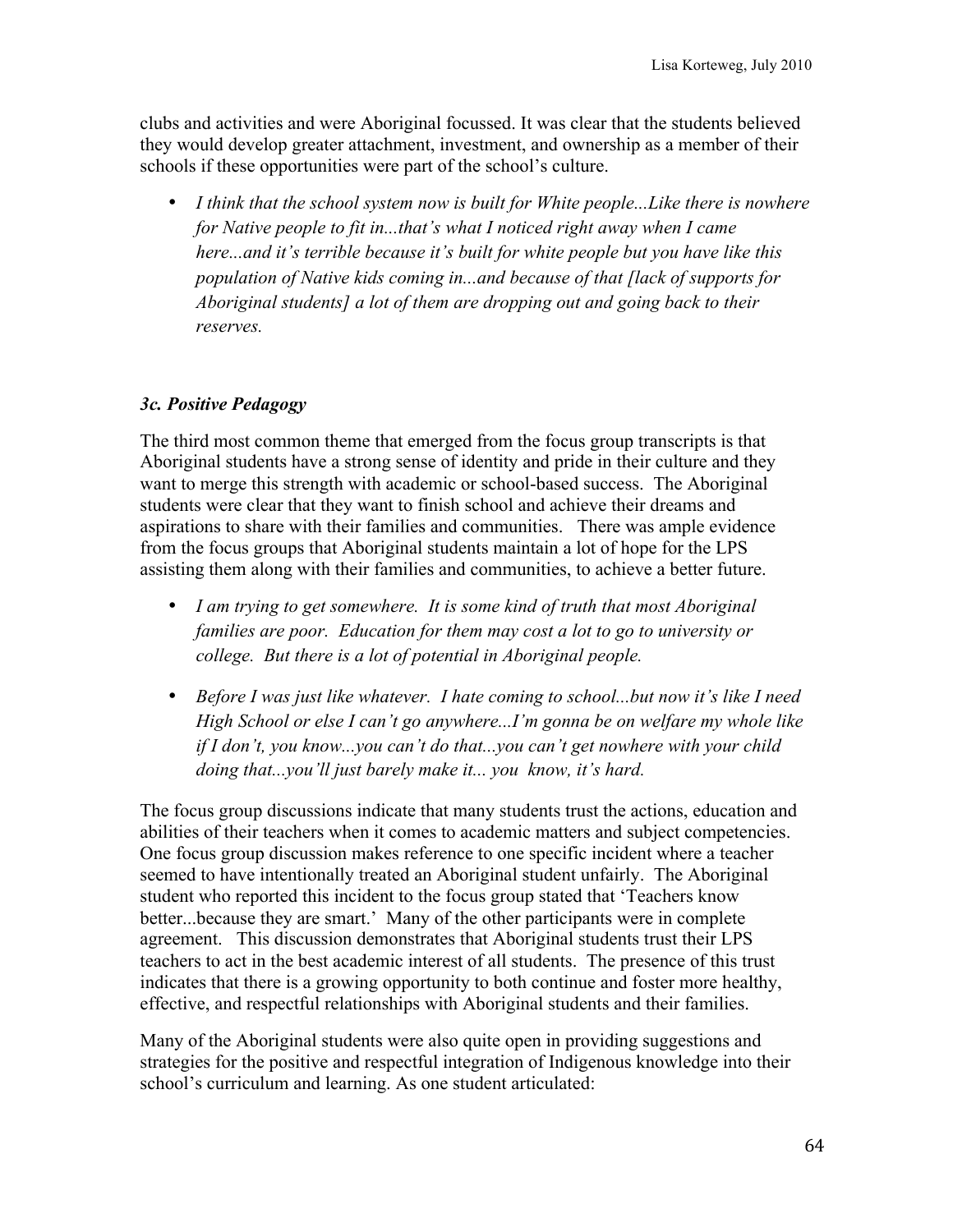clubs and activities and were Aboriginal focussed. It was clear that the students believed they would develop greater attachment, investment, and ownership as a member of their schools if these opportunities were part of the school's culture.

- *I think that the school system now is built for White people...Like there is nowhere for Native people to fit in...that's what I noticed right away when I came here...and it's terrible because it's built for white people but you have like this population of Native kids coming in...and because of that [lack of supports for Aboriginal students] a lot of them are dropping out and going back to their reserves.*

### *3c. Positive Pedagogy*

The third most common theme that emerged from the focus group transcripts is that Aboriginal students have a strong sense of identity and pride in their culture and they want to merge this strength with academic or school-based success. The Aboriginal students were clear that they want to finish school and achieve their dreams and aspirations to share with their families and communities. There was ample evidence from the focus groups that Aboriginal students maintain a lot of hope for the LPS assisting them along with their families and communities, to achieve a better future.

- *I am trying to get somewhere. It is some kind of truth that most Aboriginal families are poor. Education for them may cost a lot to go to university or college. But there is a lot of potential in Aboriginal people.*
- *Before I was just like whatever. I hate coming to school...but now it's like I need High School or else I can't go anywhere...I'm gonna be on welfare my whole like if I don't, you know...you can't do that...you can't get nowhere with your child doing that...you'll just barely make it... you know, it's hard.*

The focus group discussions indicate that many students trust the actions, education and abilities of their teachers when it comes to academic matters and subject competencies. One focus group discussion makes reference to one specific incident where a teacher seemed to have intentionally treated an Aboriginal student unfairly. The Aboriginal student who reported this incident to the focus group stated that 'Teachers know better...because they are smart.' Many of the other participants were in complete agreement. This discussion demonstrates that Aboriginal students trust their LPS teachers to act in the best academic interest of all students. The presence of this trust indicates that there is a growing opportunity to both continue and foster more healthy, effective, and respectful relationships with Aboriginal students and their families.

Many of the Aboriginal students were also quite open in providing suggestions and strategies for the positive and respectful integration of Indigenous knowledge into their school's curriculum and learning. As one student articulated: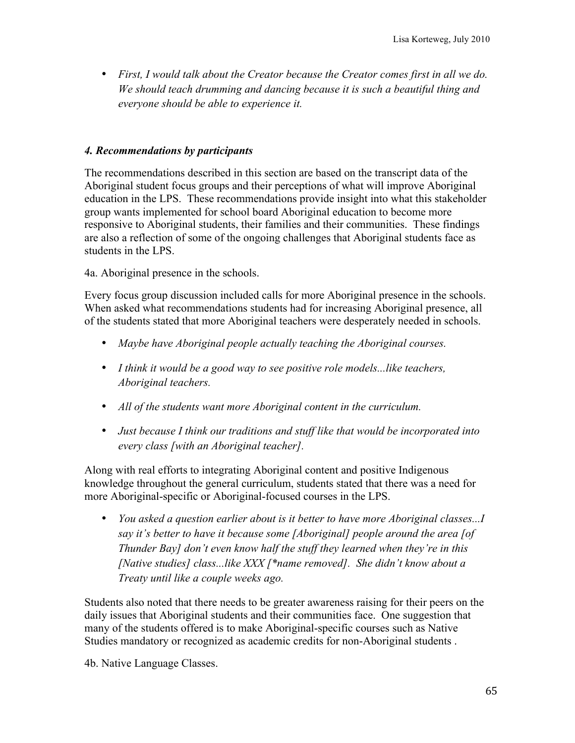- *First, I would talk about the Creator because the Creator comes first in all we do. We should teach drumming and dancing because it is such a beautiful thing and everyone should be able to experience it.*

#### *4. Recommendations by participants*

The recommendations described in this section are based on the transcript data of the Aboriginal student focus groups and their perceptions of what will improve Aboriginal education in the LPS. These recommendations provide insight into what this stakeholder group wants implemented for school board Aboriginal education to become more responsive to Aboriginal students, their families and their communities. These findings are also a reflection of some of the ongoing challenges that Aboriginal students face as students in the LPS.

4a. Aboriginal presence in the schools.

Every focus group discussion included calls for more Aboriginal presence in the schools. When asked what recommendations students had for increasing Aboriginal presence, all of the students stated that more Aboriginal teachers were desperately needed in schools.

- *Maybe have Aboriginal people actually teaching the Aboriginal courses.*
- *I think it would be a good way to see positive role models...like teachers, Aboriginal teachers.*
- *All of the students want more Aboriginal content in the curriculum.*
- *Just because I think our traditions and stuff like that would be incorporated into every class [with an Aboriginal teacher].*

Along with real efforts to integrating Aboriginal content and positive Indigenous knowledge throughout the general curriculum, students stated that there was a need for more Aboriginal-specific or Aboriginal-focused courses in the LPS.

- *You asked a question earlier about is it better to have more Aboriginal classes...I say it's better to have it because some [Aboriginal] people around the area [of Thunder Bay] don't even know half the stuff they learned when they're in this [Native studies] class...like XXX [*name removed]. She didn't know about a Treaty until like a couple weeks ago.*

Students also noted that there needs to be greater awareness raising for their peers on the daily issues that Aboriginal students and their communities face. One suggestion that many of the students offered is to make Aboriginal-specific courses such as Native Studies mandatory or recognized as academic credits for non-Aboriginal students .

4b. Native Language Classes.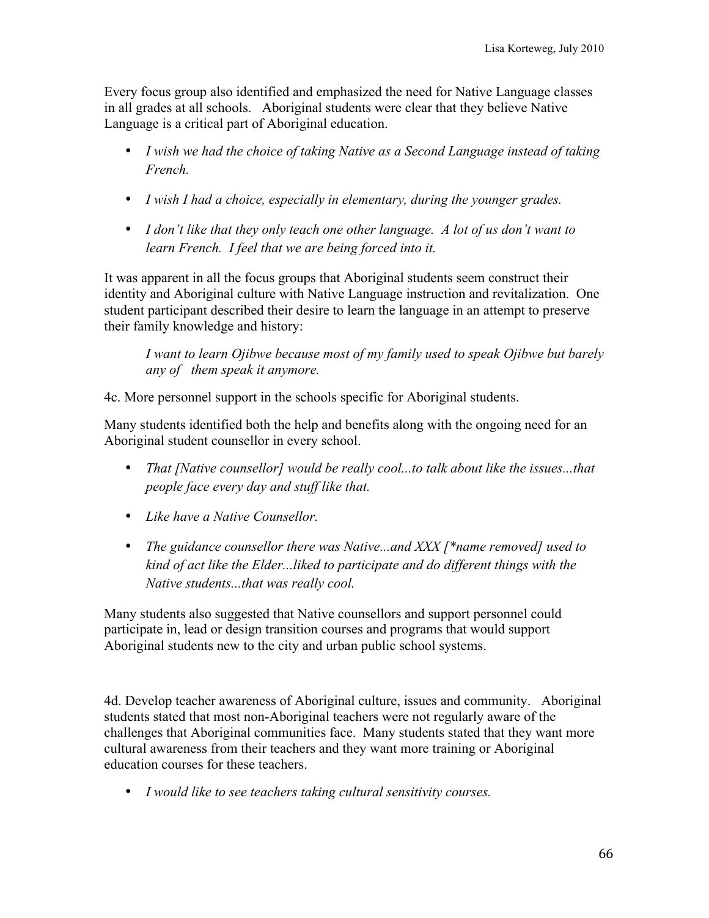Every focus group also identified and emphasized the need for Native Language classes in all grades at all schools. Aboriginal students were clear that they believe Native Language is a critical part of Aboriginal education.

- *I wish we had the choice of taking Native as a Second Language instead of taking French.*
- *I wish I had a choice, especially in elementary, during the younger grades.*
- *I don't like that they only teach one other language. A lot of us don't want to learn French. I feel that we are being forced into it.*

It was apparent in all the focus groups that Aboriginal students seem construct their identity and Aboriginal culture with Native Language instruction and revitalization. One student participant described their desire to learn the language in an attempt to preserve their family knowledge and history:

> *I want to learn Ojibwe because most of my family used to speak Ojibwe but barely any of them speak it anymore.*

4c. More personnel support in the schools specific for Aboriginal students.

Many students identified both the help and benefits along with the ongoing need for an Aboriginal student counsellor in every school.

- *That [Native counsellor] would be really cool...to talk about like the issues...that people face every day and stuff like that.*
- *Like have a Native Counsellor.*
- *The guidance counsellor there was Native...and XXX [*name removed] used to kind of act like the Elder...liked to participate and do different things with the Native students...that was really cool.*

Many students also suggested that Native counsellors and support personnel could participate in, lead or design transition courses and programs that would support Aboriginal students new to the city and urban public school systems.

4d. Develop teacher awareness of Aboriginal culture, issues and community. Aboriginal students stated that most non-Aboriginal teachers were not regularly aware of the challenges that Aboriginal communities face. Many students stated that they want more cultural awareness from their teachers and they want more training or Aboriginal education courses for these teachers.

- *I would like to see teachers taking cultural sensitivity courses.*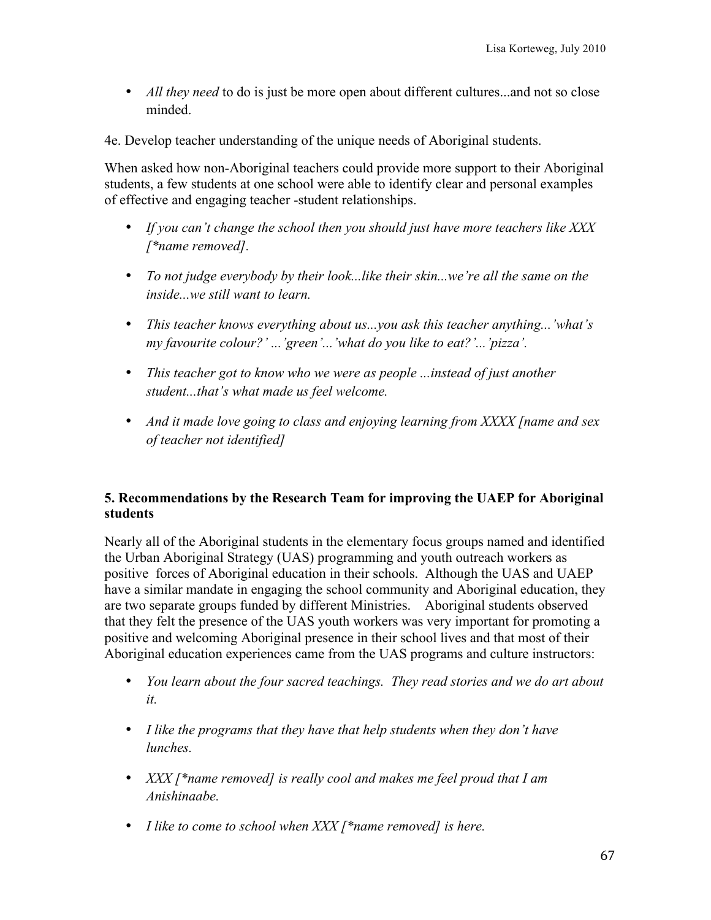- *All they need* to do is just be more open about different cultures...and not so close minded.

4e. Develop teacher understanding of the unique needs of Aboriginal students.

When asked how non-Aboriginal teachers could provide more support to their Aboriginal students, a few students at one school were able to identify clear and personal examples of effective and engaging teacher -student relationships.

- *If you can't change the school then you should just have more teachers like XXX [*name removed].*
- *To not judge everybody by their look...like their skin...we're all the same on the inside...we still want to learn.*
- *This teacher knows everything about us...you ask this teacher anything...'what's my favourite colour?' ...'green'...'what do you like to eat?'...'pizza'.*
- *This teacher got to know who we were as people ...instead of just another student...that's what made us feel welcome.*
- *And it made love going to class and enjoying learning from XXXX [name and sex of teacher not identified]*

**5. Recommendations by the Research Team for improving the UAEP for Aboriginal students**

Nearly all of the Aboriginal students in the elementary focus groups named and identified the Urban Aboriginal Strategy (UAS) programming and youth outreach workers as positive forces of Aboriginal education in their schools. Although the UAS and UAEP have a similar mandate in engaging the school community and Aboriginal education, they are two separate groups funded by different Ministries. Aboriginal students observed that they felt the presence of the UAS youth workers was very important for promoting a positive and welcoming Aboriginal presence in their school lives and that most of their Aboriginal education experiences came from the UAS programs and culture instructors:

- *You learn about the four sacred teachings. They read stories and we do art about it.*
- *I like the programs that they have that help students when they don't have lunches.*
- *XXX [*name removed] is really cool and makes me feel proud that I am Anishinaabe.*
- *I like to come to school when XXX [*name removed] is here.*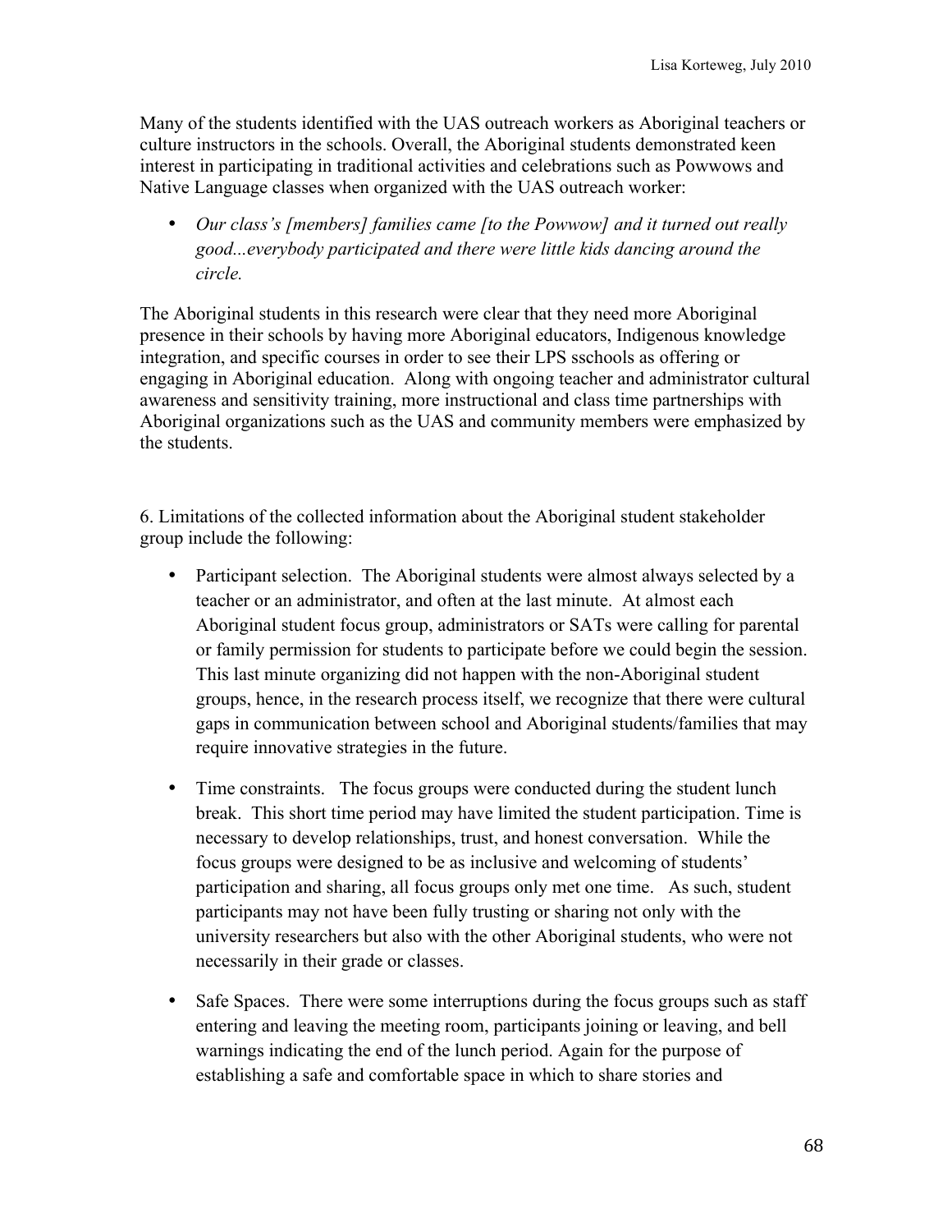Many of the students identified with the UAS outreach workers as Aboriginal teachers or culture instructors in the schools. Overall, the Aboriginal students demonstrated keen interest in participating in traditional activities and celebrations such as Powwows and Native Language classes when organized with the UAS outreach worker:

- *Our class's [members] families came [to the Powwow] and it turned out really good...everybody participated and there were little kids dancing around the circle.*

The Aboriginal students in this research were clear that they need more Aboriginal presence in their schools by having more Aboriginal educators, Indigenous knowledge integration, and specific courses in order to see their LPS sschools as offering or engaging in Aboriginal education. Along with ongoing teacher and administrator cultural awareness and sensitivity training, more instructional and class time partnerships with Aboriginal organizations such as the UAS and community members were emphasized by the students.

6. Limitations of the collected information about the Aboriginal student stakeholder group include the following:

- Participant selection. The Aboriginal students were almost always selected by a teacher or an administrator, and often at the last minute. At almost each Aboriginal student focus group, administrators or SATs were calling for parental or family permission for students to participate before we could begin the session. This last minute organizing did not happen with the non-Aboriginal student groups, hence, in the research process itself, we recognize that there were cultural gaps in communication between school and Aboriginal students/families that may require innovative strategies in the future.

- Time constraints. The focus groups were conducted during the student lunch break. This short time period may have limited the student participation. Time is necessary to develop relationships, trust, and honest conversation. While the focus groups were designed to be as inclusive and welcoming of students' participation and sharing, all focus groups only met one time. As such, student participants may not have been fully trusting or sharing not only with the university researchers but also with the other Aboriginal students, who were not necessarily in their grade or classes.

- Safe Spaces. There were some interruptions during the focus groups such as staff entering and leaving the meeting room, participants joining or leaving, and bell warnings indicating the end of the lunch period. Again for the purpose of establishing a safe and comfortable space in which to share stories and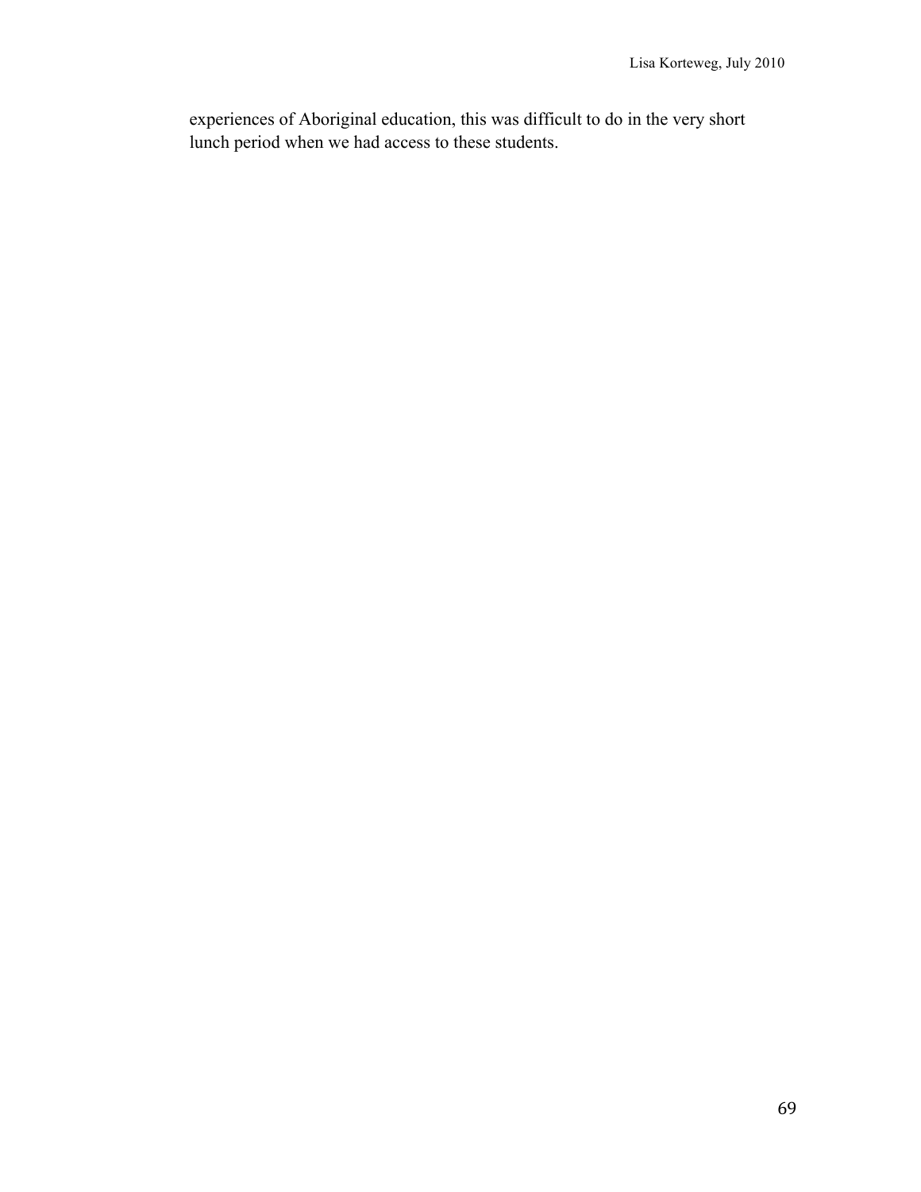experiences of Aboriginal education, this was difficult to do in the very short lunch period when we had access to these students.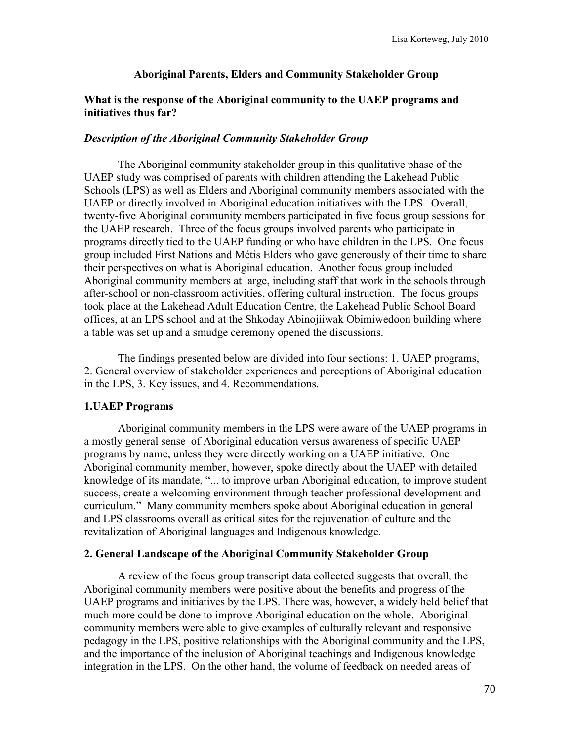## Aboriginal Parents, Elders and Community Stakeholder Group

### What is the response of the Aboriginal community to the UAEP programs and initiatives thus far?

#### *Description of the Aboriginal Community Stakeholder Group*

The Aboriginal community stakeholder group in this qualitative phase of the UAEP study was comprised of parents with children attending the Lakehead Public Schools (LPS) as well as Elders and Aboriginal community members associated with the UAEP or directly involved in Aboriginal education initiatives with the LPS. Overall, twenty-five Aboriginal community members participated in five focus group sessions for the UAEP research. Three of the focus groups involved parents who participate in programs directly tied to the UAEP funding or who have children in the LPS. One focus group included First Nations and Métis Elders who gave generously of their time to share their perspectives on what is Aboriginal education. Another focus group included Aboriginal community members at large, including staff that work in the schools through after-school or non-classroom activities, offering cultural instruction. The focus groups took place at the Lakehead Adult Education Centre, the Lakehead Public School Board offices, at an LPS school and at the Shkoday Abinojiiwak Obimiwedoon building where a table was set up and a smudge ceremony opened the discussions.

The findings presented below are divided into four sections: 1. UAEP programs, 2. General overview of stakeholder experiences and perceptions of Aboriginal education in the LPS, 3. Key issues, and 4. Recommendations.

### 1.UAEP Programs

Aboriginal community members in the LPS were aware of the UAEP programs in a mostly general sense of Aboriginal education versus awareness of specific UAEP programs by name, unless they were directly working on a UAEP initiative. One Aboriginal community member, however, spoke directly about the UAEP with detailed knowledge of its mandate, "... to improve urban Aboriginal education, to improve student success, create a welcoming environment through teacher professional development and curriculum." Many community members spoke about Aboriginal education in general and LPS classrooms overall as critical sites for the rejuvenation of culture and the revitalization of Aboriginal languages and Indigenous knowledge.

### 2. General Landscape of the Aboriginal Community Stakeholder Group

A review of the focus group transcript data collected suggests that overall, the Aboriginal community members were positive about the benefits and progress of the UAEP programs and initiatives by the LPS. There was, however, a widely held belief that much more could be done to improve Aboriginal education on the whole. Aboriginal community members were able to give examples of culturally relevant and responsive pedagogy in the LPS, positive relationships with the Aboriginal community and the LPS, and the importance of the inclusion of Aboriginal teachings and Indigenous knowledge integration in the LPS. On the other hand, the volume of feedback on needed areas of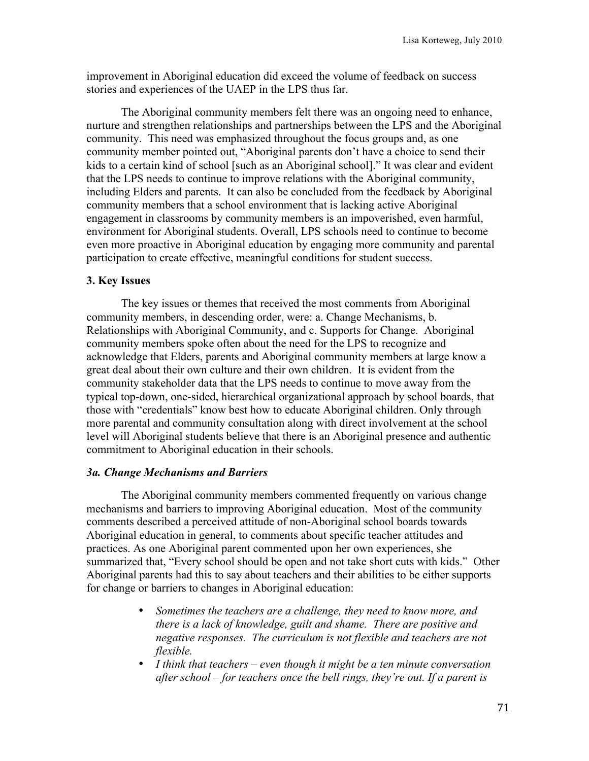improvement in Aboriginal education did exceed the volume of feedback on success stories and experiences of the UAEP in the LPS thus far.

The Aboriginal community members felt there was an ongoing need to enhance, nurture and strengthen relationships and partnerships between the LPS and the Aboriginal community. This need was emphasized throughout the focus groups and, as one community member pointed out, "Aboriginal parents don't have a choice to send their kids to a certain kind of school [such as an Aboriginal school]." It was clear and evident that the LPS needs to continue to improve relations with the Aboriginal community, including Elders and parents. It can also be concluded from the feedback by Aboriginal community members that a school environment that is lacking active Aboriginal engagement in classrooms by community members is an impoverished, even harmful, environment for Aboriginal students. Overall, LPS schools need to continue to become even more proactive in Aboriginal education by engaging more community and parental participation to create effective, meaningful conditions for student success.

### 3. Key Issues

The key issues or themes that received the most comments from Aboriginal community members, in descending order, were: a. Change Mechanisms, b. Relationships with Aboriginal Community, and c. Supports for Change. Aboriginal community members spoke often about the need for the LPS to recognize and acknowledge that Elders, parents and Aboriginal community members at large know a great deal about their own culture and their own children. It is evident from the community stakeholder data that the LPS needs to continue to move away from the typical top-down, one-sided, hierarchical organizational approach by school boards, that those with "credentials" know best how to educate Aboriginal children. Only through more parental and community consultation along with direct involvement at the school level will Aboriginal students believe that there is an Aboriginal presence and authentic commitment to Aboriginal education in their schools.

#### *3a. Change Mechanisms and Barriers*

The Aboriginal community members commented frequently on various change mechanisms and barriers to improving Aboriginal education. Most of the community comments described a perceived attitude of non-Aboriginal school boards towards Aboriginal education in general, to comments about specific teacher attitudes and practices. As one Aboriginal parent commented upon her own experiences, she summarized that, "Every school should be open and not take short cuts with kids." Other Aboriginal parents had this to say about teachers and their abilities to be either supports for change or barriers to changes in Aboriginal education:

- *Sometimes the teachers are a challenge, they need to know more, and there is a lack of knowledge, guilt and shame. There are positive and negative responses. The curriculum is not flexible and teachers are not flexible.*
- *I think that teachers – even though it might be a ten minute conversation after school – for teachers once the bell rings, they're out. If a parent is*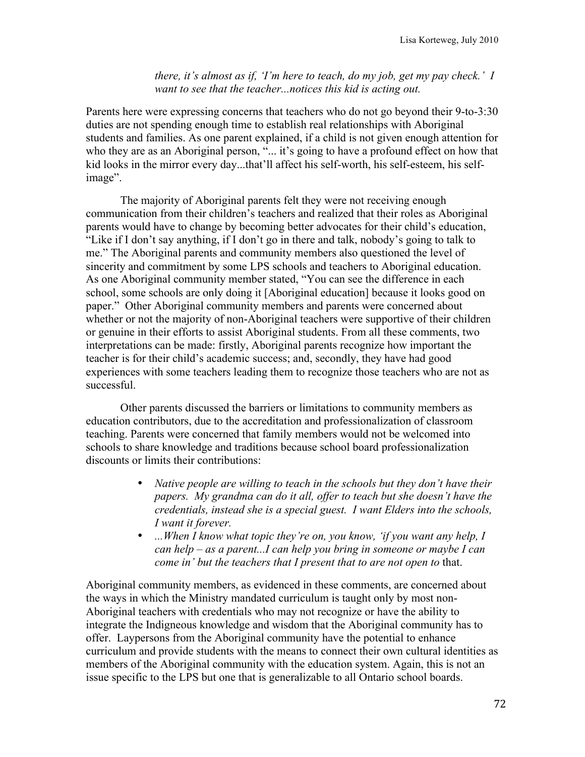> *there, it's almost as if, 'I'm here to teach, do my job, get my pay check.' I want to see that the teacher...notices this kid is acting out.*

Parents here were expressing concerns that teachers who do not go beyond their 9-to-3:30 duties are not spending enough time to establish real relationships with Aboriginal students and families. As one parent explained, if a child is not given enough attention for who they are as an Aboriginal person, "... it's going to have a profound effect on how that kid looks in the mirror every day...that'll affect his self-worth, his self-esteem, his self-image".

The majority of Aboriginal parents felt they were not receiving enough communication from their children's teachers and realized that their roles as Aboriginal parents would have to change by becoming better advocates for their child's education, "Like if I don't say anything, if I don't go in there and talk, nobody's going to talk to me." The Aboriginal parents and community members also questioned the level of sincerity and commitment by some LPS schools and teachers to Aboriginal education. As one Aboriginal community member stated, "You can see the difference in each school, some schools are only doing it [Aboriginal education] because it looks good on paper." Other Aboriginal community members and parents were concerned about whether or not the majority of non-Aboriginal teachers were supportive of their children or genuine in their efforts to assist Aboriginal students. From all these comments, two interpretations can be made: firstly, Aboriginal parents recognize how important the teacher is for their child's academic success; and, secondly, they have had good experiences with some teachers leading them to recognize those teachers who are not as successful.

Other parents discussed the barriers or limitations to community members as education contributors, due to the accreditation and professionalization of classroom teaching. Parents were concerned that family members would not be welcomed into schools to share knowledge and traditions because school board professionalization discounts or limits their contributions:

- *Native people are willing to teach in the schools but they don't have their papers. My grandma can do it all, offer to teach but she doesn't have the credentials, instead she is a special guest. I want Elders into the schools, I want it forever.*
- *...When I know what topic they're on, you know, 'if you want any help, I can help – as a parent...I can help you bring in someone or maybe I can come in' but the teachers that I present that to are not open to* that.

Aboriginal community members, as evidenced in these comments, are concerned about the ways in which the Ministry mandated curriculum is taught only by most non-Aboriginal teachers with credentials who may not recognize or have the ability to integrate the Indigenous knowledge and wisdom that the Aboriginal community has to offer. Laypersons from the Aboriginal community have the potential to enhance curriculum and provide students with the means to connect their own cultural identities as members of the Aboriginal community with the education system. Again, this is not an issue specific to the LPS but one that is generalizable to all Ontario school boards.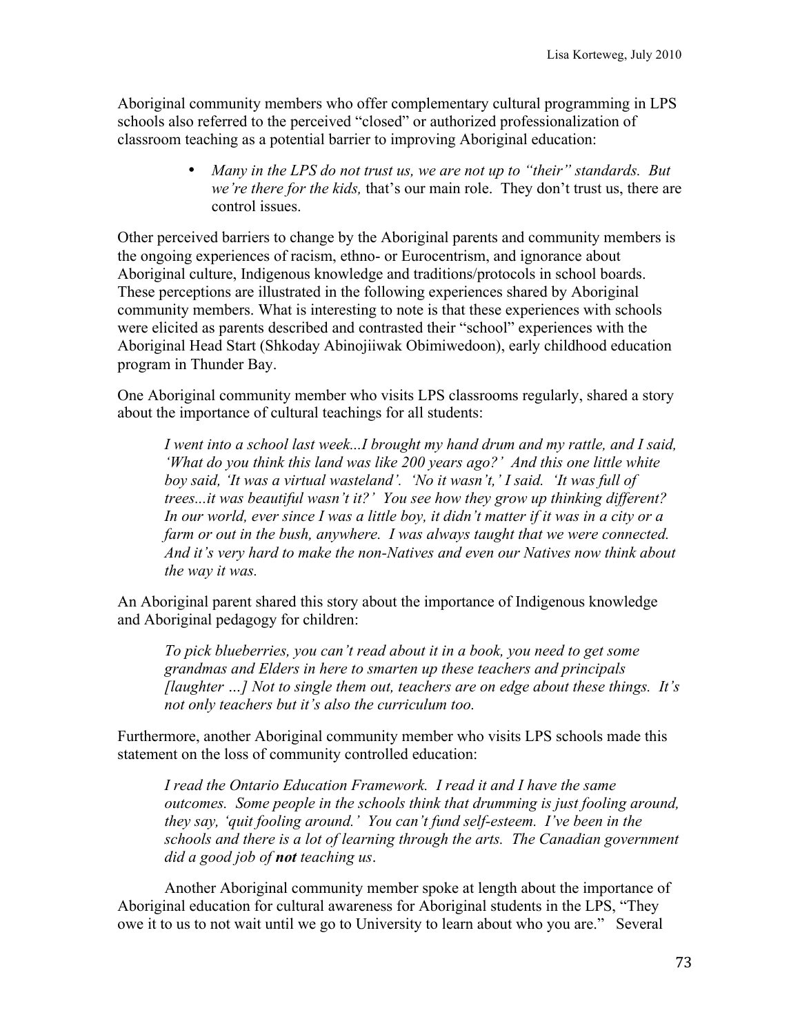Aboriginal community members who offer complementary cultural programming in LPS schools also referred to the perceived "closed" or authorized professionalization of classroom teaching as a potential barrier to improving Aboriginal education:

- *Many in the LPS do not trust us, we are not up to "their" standards. But we're there for the kids,* that's our main role. They don't trust us, there are control issues.

Other perceived barriers to change by the Aboriginal parents and community members is the ongoing experiences of racism, ethno- or Eurocentrism, and ignorance about Aboriginal culture, Indigenous knowledge and traditions/protocols in school boards. These perceptions are illustrated in the following experiences shared by Aboriginal community members. What is interesting to note is that these experiences with schools were elicited as parents described and contrasted their "school" experiences with the Aboriginal Head Start (Shkoday Abinojiiwak Obimiwedoon), early childhood education program in Thunder Bay.

One Aboriginal community member who visits LPS classrooms regularly, shared a story about the importance of cultural teachings for all students:

> *I went into a school last week...I brought my hand drum and my rattle, and I said, 'What do you think this land was like 200 years ago?' And this one little white boy said, 'It was a virtual wasteland'. 'No it wasn't,' I said. 'It was full of trees...it was beautiful wasn't it?' You see how they grow up thinking different? In our world, ever since I was a little boy, it didn't matter if it was in a city or a farm or out in the bush, anywhere. I was always taught that we were connected. And it's very hard to make the non-Natives and even our Natives now think about the way it was.*

An Aboriginal parent shared this story about the importance of Indigenous knowledge and Aboriginal pedagogy for children:

> *To pick blueberries, you can't read about it in a book, you need to get some grandmas and Elders in here to smarten up these teachers and principals [laughter …] Not to single them out, teachers are on edge about these things. It's not only teachers but it's also the curriculum too.*

Furthermore, another Aboriginal community member who visits LPS schools made this statement on the loss of community controlled education:

> *I read the Ontario Education Framework. I read it and I have the same outcomes. Some people in the schools think that drumming is just fooling around, they say, 'quit fooling around.' You can't fund self-esteem. I've been in the schools and there is a lot of learning through the arts. The Canadian government did a good job of* ***not*** *teaching us.*

Another Aboriginal community member spoke at length about the importance of Aboriginal education for cultural awareness for Aboriginal students in the LPS, "They owe it to us to not wait until we go to University to learn about who you are." Several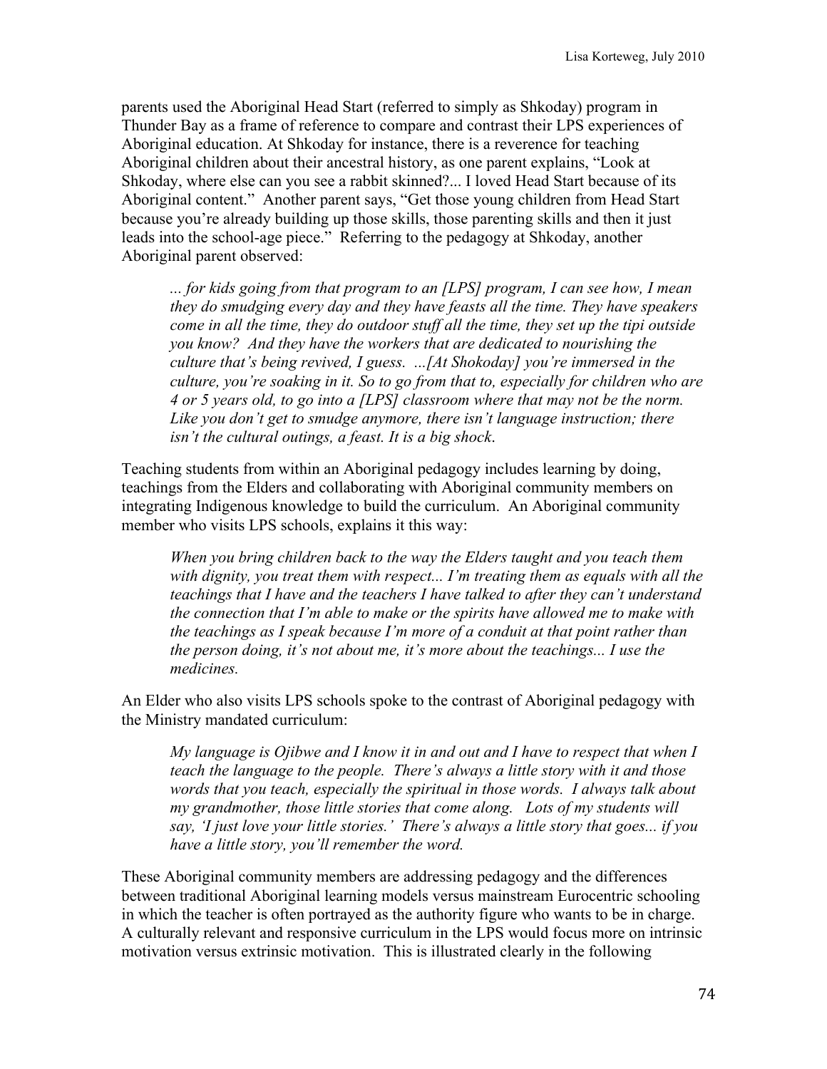parents used the Aboriginal Head Start (referred to simply as Shkoday) program in Thunder Bay as a frame of reference to compare and contrast their LPS experiences of Aboriginal education. At Shkoday for instance, there is a reverence for teaching Aboriginal children about their ancestral history, as one parent explains, "Look at Shkoday, where else can you see a rabbit skinned?... I loved Head Start because of its Aboriginal content." Another parent says, "Get those young children from Head Start because you're already building up those skills, those parenting skills and then it just leads into the school-age piece." Referring to the pedagogy at Shkoday, another Aboriginal parent observed:

> *... for kids going from that program to an [LPS] program, I can see how, I mean they do smudging every day and they have feasts all the time. They have speakers come in all the time, they do outdoor stuff all the time, they set up the tipi outside you know? And they have the workers that are dedicated to nourishing the culture that's being revived, I guess. ...[At Shokoday] you're immersed in the culture, you're soaking in it. So to go from that to, especially for children who are 4 or 5 years old, to go into a [LPS] classroom where that may not be the norm. Like you don't get to smudge anymore, there isn't language instruction; there isn't the cultural outings, a feast. It is a big shock.*

Teaching students from within an Aboriginal pedagogy includes learning by doing, teachings from the Elders and collaborating with Aboriginal community members on integrating Indigenous knowledge to build the curriculum. An Aboriginal community member who visits LPS schools, explains it this way:

> *When you bring children back to the way the Elders taught and you teach them with dignity, you treat them with respect... I'm treating them as equals with all the teachings that I have and the teachers I have talked to after they can't understand the connection that I'm able to make or the spirits have allowed me to make with the teachings as I speak because I'm more of a conduit at that point rather than the person doing, it's not about me, it's more about the teachings... I use the medicines.*

An Elder who also visits LPS schools spoke to the contrast of Aboriginal pedagogy with the Ministry mandated curriculum:

> *My language is Ojibwe and I know it in and out and I have to respect that when I teach the language to the people. There's always a little story with it and those words that you teach, especially the spiritual in those words. I always talk about my grandmother, those little stories that come along. Lots of my students will say, 'I just love your little stories.' There's always a little story that goes... if you have a little story, you'll remember the word.*

These Aboriginal community members are addressing pedagogy and the differences between traditional Aboriginal learning models versus mainstream Eurocentric schooling in which the teacher is often portrayed as the authority figure who wants to be in charge. A culturally relevant and responsive curriculum in the LPS would focus more on intrinsic motivation versus extrinsic motivation. This is illustrated clearly in the following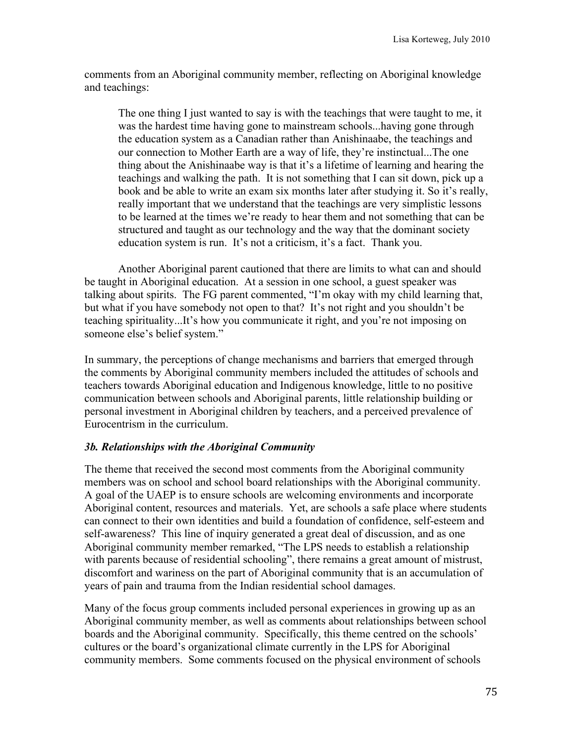comments from an Aboriginal community member, reflecting on Aboriginal knowledge and teachings:

> The one thing I just wanted to say is with the teachings that were taught to me, it was the hardest time having gone to mainstream schools...having gone through the education system as a Canadian rather than Anishinaabe, the teachings and our connection to Mother Earth are a way of life, they're instinctual...The one thing about the Anishinaabe way is that it's a lifetime of learning and hearing the teachings and walking the path. It is not something that I can sit down, pick up a book and be able to write an exam six months later after studying it. So it's really, really important that we understand that the teachings are very simplistic lessons to be learned at the times we're ready to hear them and not something that can be structured and taught as our technology and the way that the dominant society education system is run. It's not a criticism, it's a fact. Thank you.

Another Aboriginal parent cautioned that there are limits to what can and should be taught in Aboriginal education. At a session in one school, a guest speaker was talking about spirits. The FG parent commented, "I'm okay with my child learning that, but what if you have somebody not open to that? It's not right and you shouldn't be teaching spirituality...It's how you communicate it right, and you're not imposing on someone else's belief system."

In summary, the perceptions of change mechanisms and barriers that emerged through the comments by Aboriginal community members included the attitudes of schools and teachers towards Aboriginal education and Indigenous knowledge, little to no positive communication between schools and Aboriginal parents, little relationship building or personal investment in Aboriginal children by teachers, and a perceived prevalence of Eurocentrism in the curriculum.

### *3b. Relationships with the Aboriginal Community*

The theme that received the second most comments from the Aboriginal community members was on school and school board relationships with the Aboriginal community. A goal of the UAEP is to ensure schools are welcoming environments and incorporate Aboriginal content, resources and materials. Yet, are schools a safe place where students can connect to their own identities and build a foundation of confidence, self-esteem and self-awareness? This line of inquiry generated a great deal of discussion, and as one Aboriginal community member remarked, "The LPS needs to establish a relationship with parents because of residential schooling", there remains a great amount of mistrust, discomfort and wariness on the part of Aboriginal community that is an accumulation of years of pain and trauma from the Indian residential school damages.

Many of the focus group comments included personal experiences in growing up as an Aboriginal community member, as well as comments about relationships between school boards and the Aboriginal community. Specifically, this theme centred on the schools' cultures or the board's organizational climate currently in the LPS for Aboriginal community members. Some comments focused on the physical environment of schools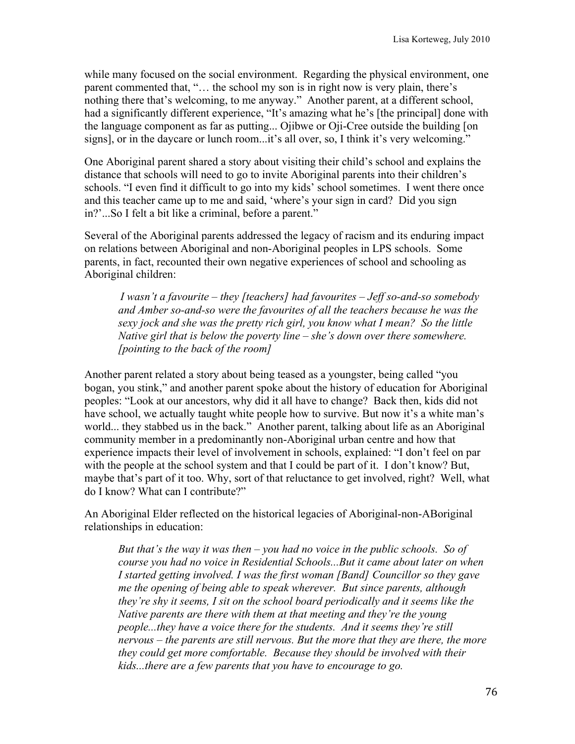while many focused on the social environment. Regarding the physical environment, one parent commented that, "… the school my son is in right now is very plain, there's nothing there that's welcoming, to me anyway." Another parent, at a different school, had a significantly different experience, "It's amazing what he's [the principal] done with the language component as far as putting... Ojibwe or Oji-Cree outside the building [on signs], or in the daycare or lunch room...it's all over, so, I think it's very welcoming."

One Aboriginal parent shared a story about visiting their child's school and explains the distance that schools will need to go to invite Aboriginal parents into their children's schools. "I even find it difficult to go into my kids' school sometimes. I went there once and this teacher came up to me and said, 'where's your sign in card? Did you sign in?'...So I felt a bit like a criminal, before a parent."

Several of the Aboriginal parents addressed the legacy of racism and its enduring impact on relations between Aboriginal and non-Aboriginal peoples in LPS schools. Some parents, in fact, recounted their own negative experiences of school and schooling as Aboriginal children:

> *I wasn't a favourite – they [teachers] had favourites – Jeff so-and-so somebody and Amber so-and-so were the favourites of all the teachers because he was the sexy jock and she was the pretty rich girl, you know what I mean? So the little Native girl that is below the poverty line – she's down over there somewhere. [pointing to the back of the room]*

Another parent related a story about being teased as a youngster, being called "you bogan, you stink," and another parent spoke about the history of education for Aboriginal peoples: "Look at our ancestors, why did it all have to change? Back then, kids did not have school, we actually taught white people how to survive. But now it's a white man's world... they stabbed us in the back." Another parent, talking about life as an Aboriginal community member in a predominantly non-Aboriginal urban centre and how that experience impacts their level of involvement in schools, explained: "I don't feel on par with the people at the school system and that I could be part of it. I don't know? But, maybe that's part of it too. Why, sort of that reluctance to get involved, right? Well, what do I know? What can I contribute?"

An Aboriginal Elder reflected on the historical legacies of Aboriginal-non-ABoriginal relationships in education:

> *But that's the way it was then – you had no voice in the public schools. So of course you had no voice in Residential Schools...But it came about later on when I started getting involved. I was the first woman [Band] Councillor so they gave me the opening of being able to speak wherever. But since parents, although they're shy it seems, I sit on the school board periodically and it seems like the Native parents are there with them at that meeting and they're the young people...they have a voice there for the students. And it seems they're still nervous – the parents are still nervous. But the more that they are there, the more they could get more comfortable. Because they should be involved with their kids...there are a few parents that you have to encourage to go.*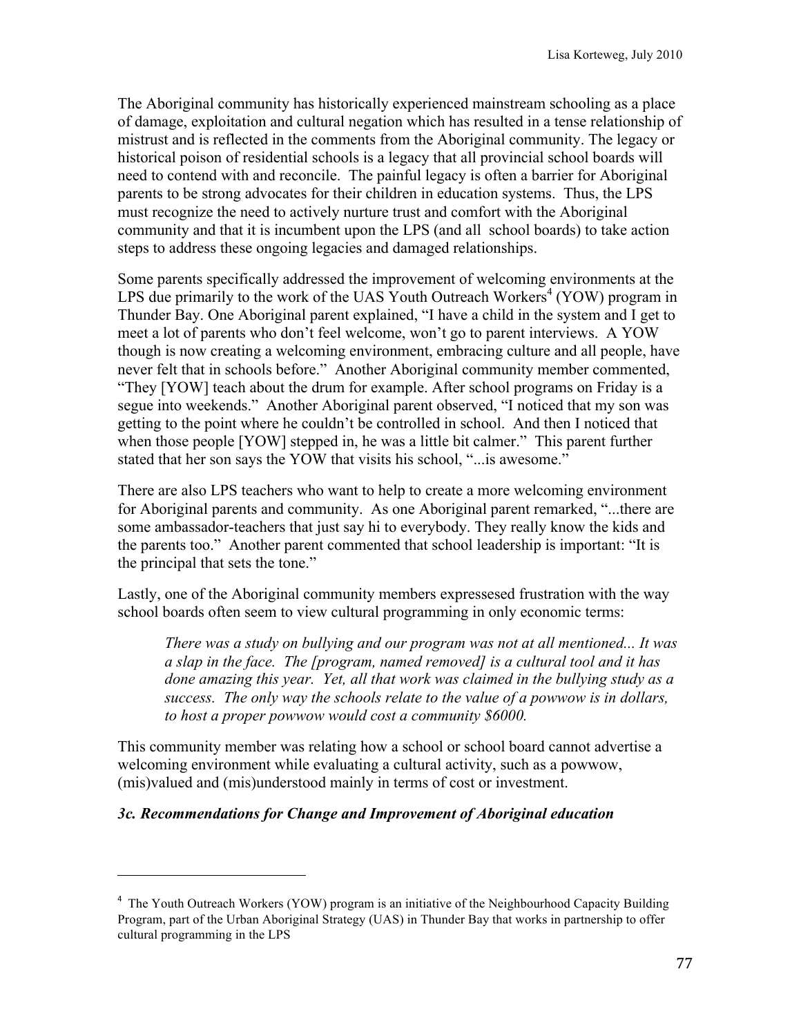The Aboriginal community has historically experienced mainstream schooling as a place of damage, exploitation and cultural negation which has resulted in a tense relationship of mistrust and is reflected in the comments from the Aboriginal community. The legacy or historical poison of residential schools is a legacy that all provincial school boards will need to contend with and reconcile. The painful legacy is often a barrier for Aboriginal parents to be strong advocates for their children in education systems. Thus, the LPS must recognize the need to actively nurture trust and comfort with the Aboriginal community and that it is incumbent upon the LPS (and all school boards) to take action steps to address these ongoing legacies and damaged relationships.

Some parents specifically addressed the improvement of welcoming environments at the LPS due primarily to the work of the UAS Youth Outreach Workers[4] (YOW) program in Thunder Bay. One Aboriginal parent explained, "I have a child in the system and I get to meet a lot of parents who don't feel welcome, won't go to parent interviews. A YOW though is now creating a welcoming environment, embracing culture and all people, have never felt that in schools before." Another Aboriginal community member commented, "They [YOW] teach about the drum for example. After school programs on Friday is a segue into weekends." Another Aboriginal parent observed, "I noticed that my son was getting to the point where he couldn't be controlled in school. And then I noticed that when those people [YOW] stepped in, he was a little bit calmer." This parent further stated that her son says the YOW that visits his school, "...is awesome."

There are also LPS teachers who want to help to create a more welcoming environment for Aboriginal parents and community. As one Aboriginal parent remarked, "...there are some ambassador-teachers that just say hi to everybody. They really know the kids and the parents too." Another parent commented that school leadership is important: "It is the principal that sets the tone."

Lastly, one of the Aboriginal community members expressesed frustration with the way school boards often seem to view cultural programming in only economic terms:

> *There was a study on bullying and our program was not at all mentioned... It was a slap in the face. The [program, named removed] is a cultural tool and it has done amazing this year. Yet, all that work was claimed in the bullying study as a success. The only way the schools relate to the value of a powwow is in dollars, to host a proper powwow would cost a community $6000.*

This community member was relating how a school or school board cannot advertise a welcoming environment while evaluating a cultural activity, such as a powwow, (mis)valued and (mis)understood mainly in terms of cost or investment.

### *3c. Recommendations for Change and Improvement of Aboriginal education*

---

[4] The Youth Outreach Workers (YOW) program is an initiative of the Neighbourhood Capacity Building Program, part of the Urban Aboriginal Strategy (UAS) in Thunder Bay that works in partnership to offer cultural programming in the LPS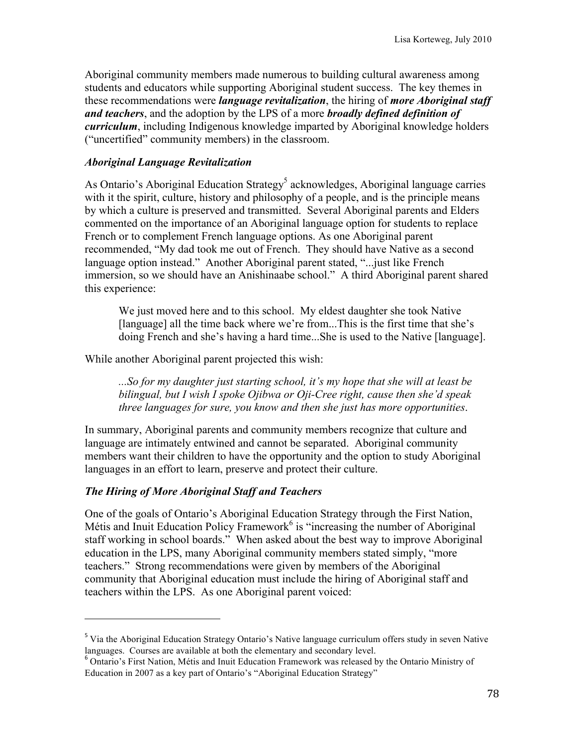Aboriginal community members made numerous to building cultural awareness among students and educators while supporting Aboriginal student success. The key themes in these recommendations were ***language revitalization***, the hiring of ***more Aboriginal staff and teachers***, and the adoption by the LPS of a more ***broadly defined definition of curriculum***, including Indigenous knowledge imparted by Aboriginal knowledge holders ("uncertified" community members) in the classroom.

### *Aboriginal Language Revitalization*

As Ontario's Aboriginal Education Strategy[5] acknowledges, Aboriginal language carries with it the spirit, culture, history and philosophy of a people, and is the principle means by which a culture is preserved and transmitted. Several Aboriginal parents and Elders commented on the importance of an Aboriginal language option for students to replace French or to complement French language options. As one Aboriginal parent recommended, "My dad took me out of French. They should have Native as a second language option instead." Another Aboriginal parent stated, "...just like French immersion, so we should have an Anishinaabe school." A third Aboriginal parent shared this experience:

> We just moved here and to this school. My eldest daughter she took Native [language] all the time back where we're from...This is the first time that she's doing French and she's having a hard time...She is used to the Native [language].

While another Aboriginal parent projected this wish:

> *...So for my daughter just starting school, it's my hope that she will at least be bilingual, but I wish I spoke Ojibwa or Oji-Cree right, cause then she'd speak three languages for sure, you know and then she just has more opportunities*.

In summary, Aboriginal parents and community members recognize that culture and language are intimately entwined and cannot be separated. Aboriginal community members want their children to have the opportunity and the option to study Aboriginal languages in an effort to learn, preserve and protect their culture.

### *The Hiring of More Aboriginal Staff and Teachers*

One of the goals of Ontario's Aboriginal Education Strategy through the First Nation, Métis and Inuit Education Policy Framework[6] is "increasing the number of Aboriginal staff working in school boards." When asked about the best way to improve Aboriginal education in the LPS, many Aboriginal community members stated simply, "more teachers." Strong recommendations were given by members of the Aboriginal community that Aboriginal education must include the hiring of Aboriginal staff and teachers within the LPS. As one Aboriginal parent voiced:

---

[5] Via the Aboriginal Education Strategy Ontario's Native language curriculum offers study in seven Native languages. Courses are available at both the elementary and secondary level.

[6] Ontario's First Nation, Métis and Inuit Education Framework was released by the Ontario Ministry of Education in 2007 as a key part of Ontario's "Aboriginal Education Strategy"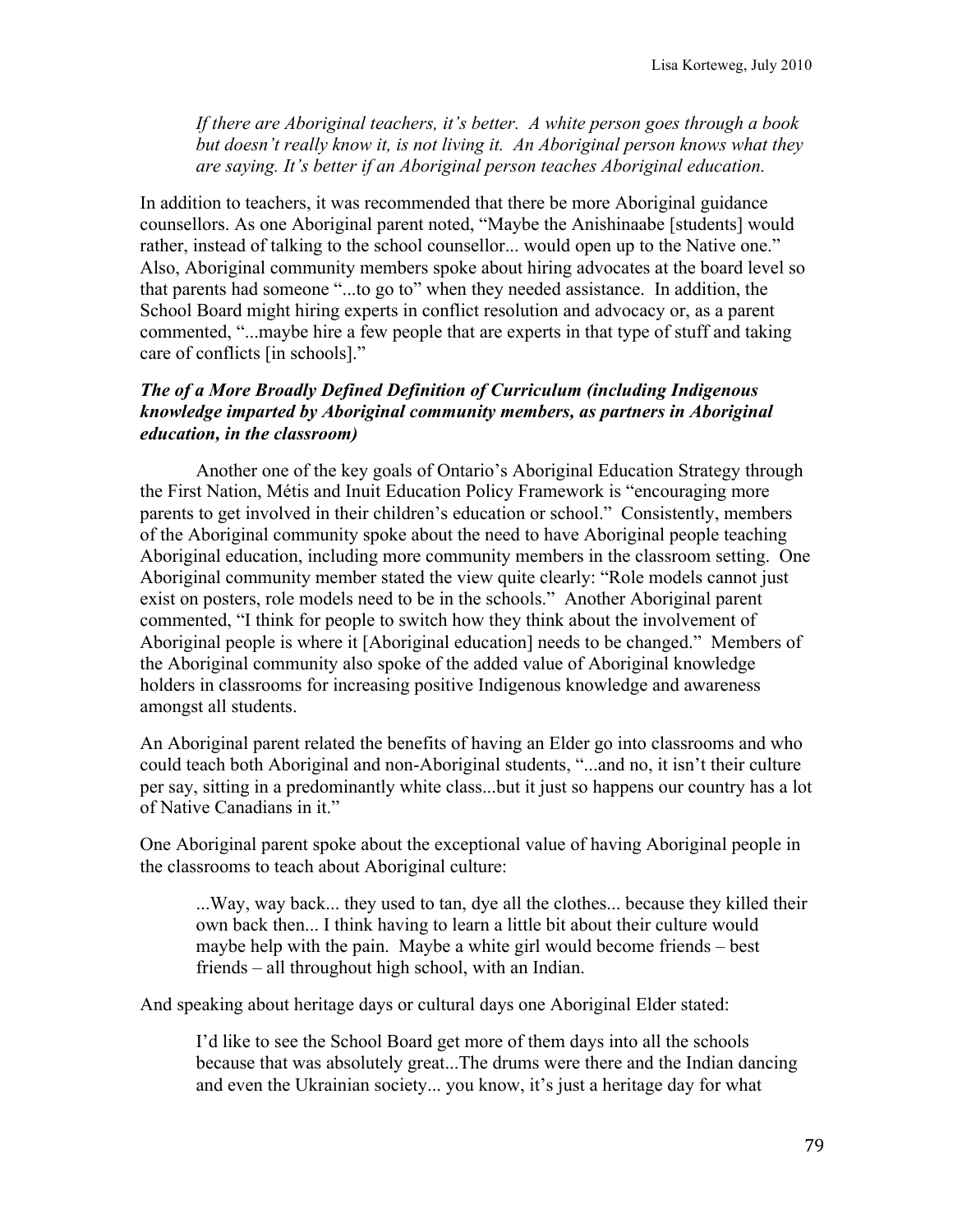> *If there are Aboriginal teachers, it's better. A white person goes through a book but doesn't really know it, is not living it. An Aboriginal person knows what they are saying. It's better if an Aboriginal person teaches Aboriginal education.*

In addition to teachers, it was recommended that there be more Aboriginal guidance counsellors. As one Aboriginal parent noted, "Maybe the Anishinaabe [students] would rather, instead of talking to the school counsellor... would open up to the Native one." Also, Aboriginal community members spoke about hiring advocates at the board level so that parents had someone "...to go to" when they needed assistance. In addition, the School Board might hiring experts in conflict resolution and advocacy or, as a parent commented, "...maybe hire a few people that are experts in that type of stuff and taking care of conflicts [in schools]."

### *The of a More Broadly Defined Definition of Curriculum (including Indigenous knowledge imparted by Aboriginal community members, as partners in Aboriginal education, in the classroom)*

Another one of the key goals of Ontario's Aboriginal Education Strategy through the First Nation, Métis and Inuit Education Policy Framework is "encouraging more parents to get involved in their children's education or school." Consistently, members of the Aboriginal community spoke about the need to have Aboriginal people teaching Aboriginal education, including more community members in the classroom setting. One Aboriginal community member stated the view quite clearly: "Role models cannot just exist on posters, role models need to be in the schools." Another Aboriginal parent commented, "I think for people to switch how they think about the involvement of Aboriginal people is where it [Aboriginal education] needs to be changed." Members of the Aboriginal community also spoke of the added value of Aboriginal knowledge holders in classrooms for increasing positive Indigenous knowledge and awareness amongst all students.

An Aboriginal parent related the benefits of having an Elder go into classrooms and who could teach both Aboriginal and non-Aboriginal students, "...and no, it isn't their culture per say, sitting in a predominantly white class...but it just so happens our country has a lot of Native Canadians in it."

One Aboriginal parent spoke about the exceptional value of having Aboriginal people in the classrooms to teach about Aboriginal culture:

> ...Way, way back... they used to tan, dye all the clothes... because they killed their own back then... I think having to learn a little bit about their culture would maybe help with the pain. Maybe a white girl would become friends – best friends – all throughout high school, with an Indian.

And speaking about heritage days or cultural days one Aboriginal Elder stated:

> I'd like to see the School Board get more of them days into all the schools because that was absolutely great...The drums were there and the Indian dancing and even the Ukrainian society... you know, it's just a heritage day for what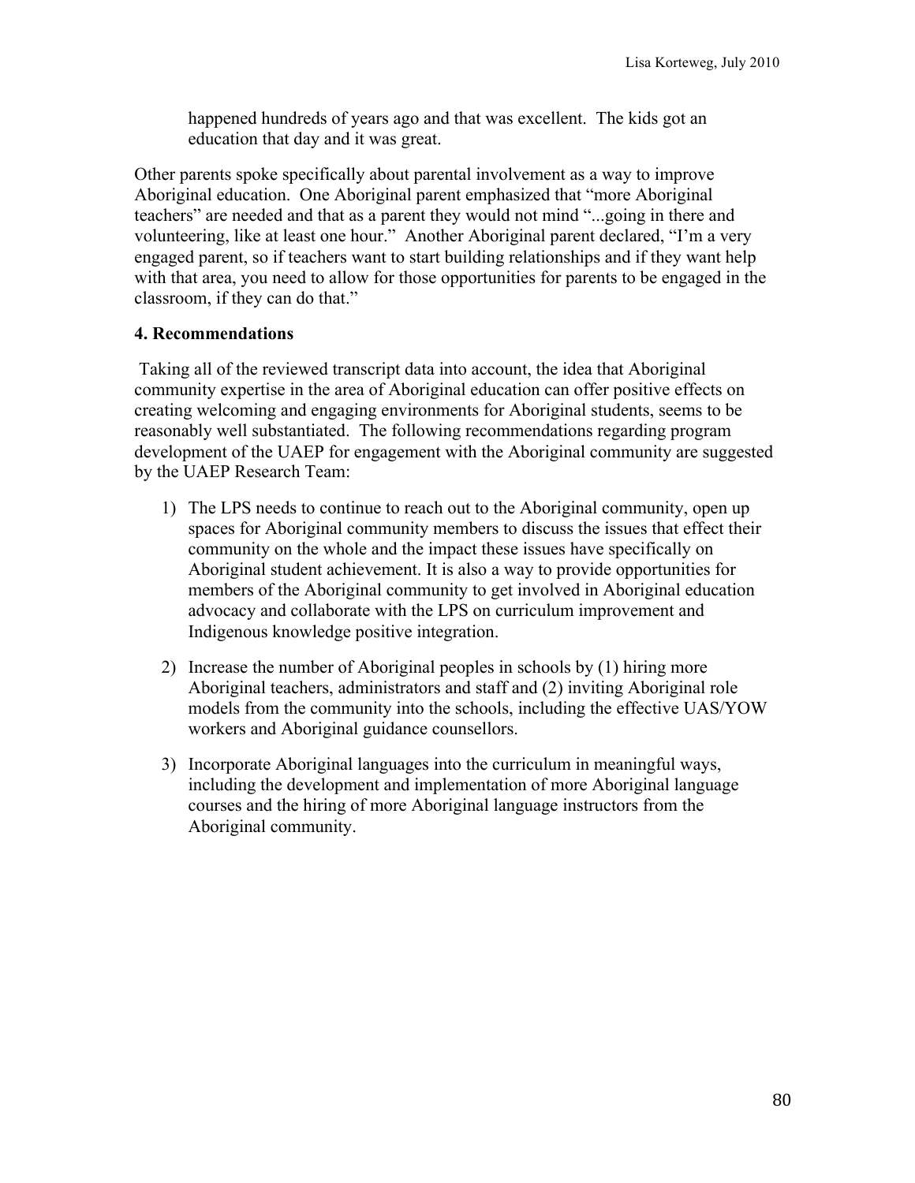> happened hundreds of years ago and that was excellent. The kids got an education that day and it was great.

Other parents spoke specifically about parental involvement as a way to improve Aboriginal education. One Aboriginal parent emphasized that "more Aboriginal teachers" are needed and that as a parent they would not mind "...going in there and volunteering, like at least one hour." Another Aboriginal parent declared, "I'm a very engaged parent, so if teachers want to start building relationships and if they want help with that area, you need to allow for those opportunities for parents to be engaged in the classroom, if they can do that."

**4. Recommendations**

Taking all of the reviewed transcript data into account, the idea that Aboriginal community expertise in the area of Aboriginal education can offer positive effects on creating welcoming and engaging environments for Aboriginal students, seems to be reasonably well substantiated. The following recommendations regarding program development of the UAEP for engagement with the Aboriginal community are suggested by the UAEP Research Team:

1) The LPS needs to continue to reach out to the Aboriginal community, open up spaces for Aboriginal community members to discuss the issues that effect their community on the whole and the impact these issues have specifically on Aboriginal student achievement. It is also a way to provide opportunities for members of the Aboriginal community to get involved in Aboriginal education advocacy and collaborate with the LPS on curriculum improvement and Indigenous knowledge positive integration.

2) Increase the number of Aboriginal peoples in schools by (1) hiring more Aboriginal teachers, administrators and staff and (2) inviting Aboriginal role models from the community into the schools, including the effective UAS/YOW workers and Aboriginal guidance counsellors.

3) Incorporate Aboriginal languages into the curriculum in meaningful ways, including the development and implementation of more Aboriginal language courses and the hiring of more Aboriginal language instructors from the Aboriginal community.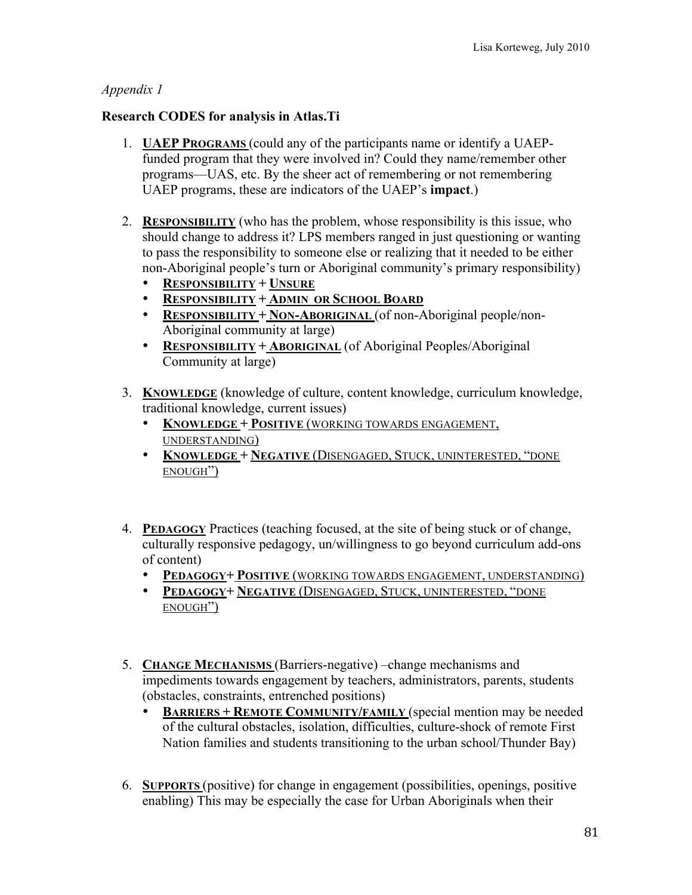*Appendix 1*

**Research CODES for analysis in Atlas.Ti**

1. **UAEP PROGRAMS** (could any of the participants name or identify a UAEP-funded program that they were involved in? Could they name/remember other programs—UAS, etc. By the sheer act of remembering or not remembering UAEP programs, these are indicators of the UAEP's **impact**.)

2. **RESPONSIBILITY** (who has the problem, whose responsibility is this issue, who should change to address it? LPS members ranged in just questioning or wanting to pass the responsibility to someone else or realizing that it needed to be either non-Aboriginal people's turn or Aboriginal community's primary responsibility)
   - **RESPONSIBILITY + UNSURE**
   - **RESPONSIBILITY + ADMIN OR SCHOOL BOARD**
   - **RESPONSIBILITY + NON-ABORIGINAL** (of non-Aboriginal people/non-Aboriginal community at large)
   - **RESPONSIBILITY + ABORIGINAL** (of Aboriginal Peoples/Aboriginal Community at large)

3. **KNOWLEDGE** (knowledge of culture, content knowledge, curriculum knowledge, traditional knowledge, current issues)
   - **KNOWLEDGE + POSITIVE** (WORKING TOWARDS ENGAGEMENT, UNDERSTANDING)
   - **KNOWLEDGE + NEGATIVE** (DISENGAGED, STUCK, UNINTERESTED, "DONE ENOUGH")

4. **PEDAGOGY** Practices (teaching focused, at the site of being stuck or of change, culturally responsive pedagogy, un/willingness to go beyond curriculum add-ons of content)
   - **PEDAGOGY+ POSITIVE** (WORKING TOWARDS ENGAGEMENT, UNDERSTANDING)
   - **PEDAGOGY+ NEGATIVE** (DISENGAGED, STUCK, UNINTERESTED, "DONE ENOUGH")

5. **CHANGE MECHANISMS** (Barriers-negative) –change mechanisms and impediments towards engagement by teachers, administrators, parents, students (obstacles, constraints, entrenched positions)
   - **BARRIERS + REMOTE COMMUNITY/FAMILY** (special mention may be needed of the cultural obstacles, isolation, difficulties, culture-shock of remote First Nation families and students transitioning to the urban school/Thunder Bay)

6. **SUPPORTS** (positive) for change in engagement (possibilities, openings, positive enabling) This may be especially the case for Urban Aboriginals when their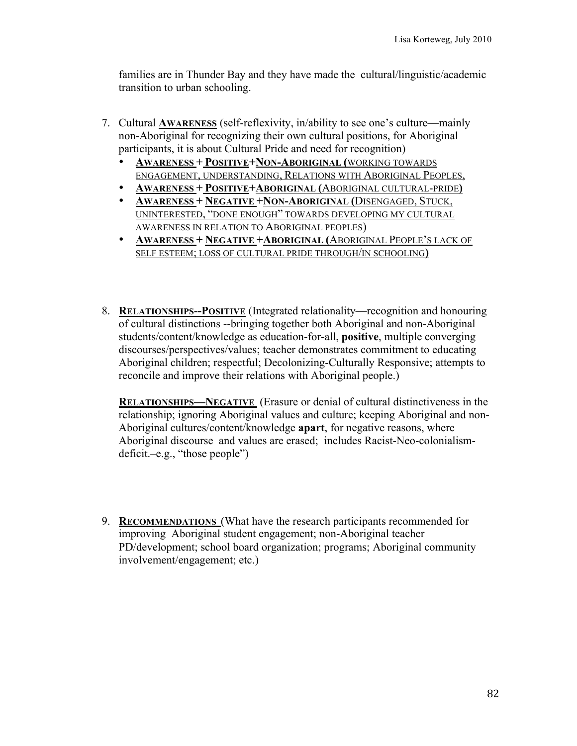families are in Thunder Bay and they have made the cultural/linguistic/academic transition to urban schooling.

7. Cultural **Awareness** (self-reflexivity, in/ability to see one's culture—mainly non-Aboriginal for recognizing their own cultural positions, for Aboriginal participants, it is about Cultural Pride and need for recognition)
   - **Awareness + Positive+Non-Aboriginal (**working towards engagement, understanding, Relations with Aboriginal Peoples,
   - **Awareness + Positive+Aboriginal (**Aboriginal cultural-pride**)**
   - **Awareness + Negative +Non-Aboriginal (**Disengaged, Stuck, uninterested, "done enough" towards developing my cultural awareness in relation to Aboriginal peoples**)**
   - **Awareness + Negative +Aboriginal (**Aboriginal People's lack of self esteem; loss of cultural pride through/in schooling**)**

8. **Relationships--Positive** (Integrated relationality—recognition and honouring of cultural distinctions --bringing together both Aboriginal and non-Aboriginal students/content/knowledge as education-for-all, **positive**, multiple converging discourses/perspectives/values; teacher demonstrates commitment to educating Aboriginal children; respectful; Decolonizing-Culturally Responsive; attempts to reconcile and improve their relations with Aboriginal people.)

   **Relationships—Negative** (Erasure or denial of cultural distinctiveness in the relationship; ignoring Aboriginal values and culture; keeping Aboriginal and non-Aboriginal cultures/content/knowledge **apart**, for negative reasons, where Aboriginal discourse and values are erased; includes Racist-Neo-colonialism-deficit.–e.g., "those people")

9. **Recommendations** (What have the research participants recommended for improving Aboriginal student engagement; non-Aboriginal teacher PD/development; school board organization; programs; Aboriginal community involvement/engagement; etc.)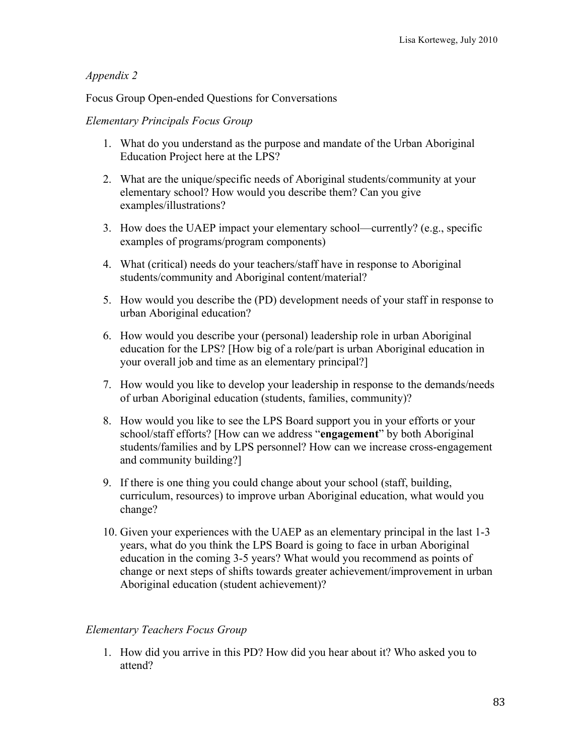*Appendix 2*

Focus Group Open-ended Questions for Conversations

*Elementary Principals Focus Group*

1. What do you understand as the purpose and mandate of the Urban Aboriginal Education Project here at the LPS?
2. What are the unique/specific needs of Aboriginal students/community at your elementary school? How would you describe them? Can you give examples/illustrations?
3. How does the UAEP impact your elementary school—currently? (e.g., specific examples of programs/program components)
4. What (critical) needs do your teachers/staff have in response to Aboriginal students/community and Aboriginal content/material?
5. How would you describe the (PD) development needs of your staff in response to urban Aboriginal education?
6. How would you describe your (personal) leadership role in urban Aboriginal education for the LPS? [How big of a role/part is urban Aboriginal education in your overall job and time as an elementary principal?]
7. How would you like to develop your leadership in response to the demands/needs of urban Aboriginal education (students, families, community)?
8. How would you like to see the LPS Board support you in your efforts or your school/staff efforts? [How can we address "**engagement**" by both Aboriginal students/families and by LPS personnel? How can we increase cross-engagement and community building?]
9. If there is one thing you could change about your school (staff, building, curriculum, resources) to improve urban Aboriginal education, what would you change?
10. Given your experiences with the UAEP as an elementary principal in the last 1-3 years, what do you think the LPS Board is going to face in urban Aboriginal education in the coming 3-5 years? What would you recommend as points of change or next steps of shifts towards greater achievement/improvement in urban Aboriginal education (student achievement)?

*Elementary Teachers Focus Group*

1. How did you arrive in this PD? How did you hear about it? Who asked you to attend?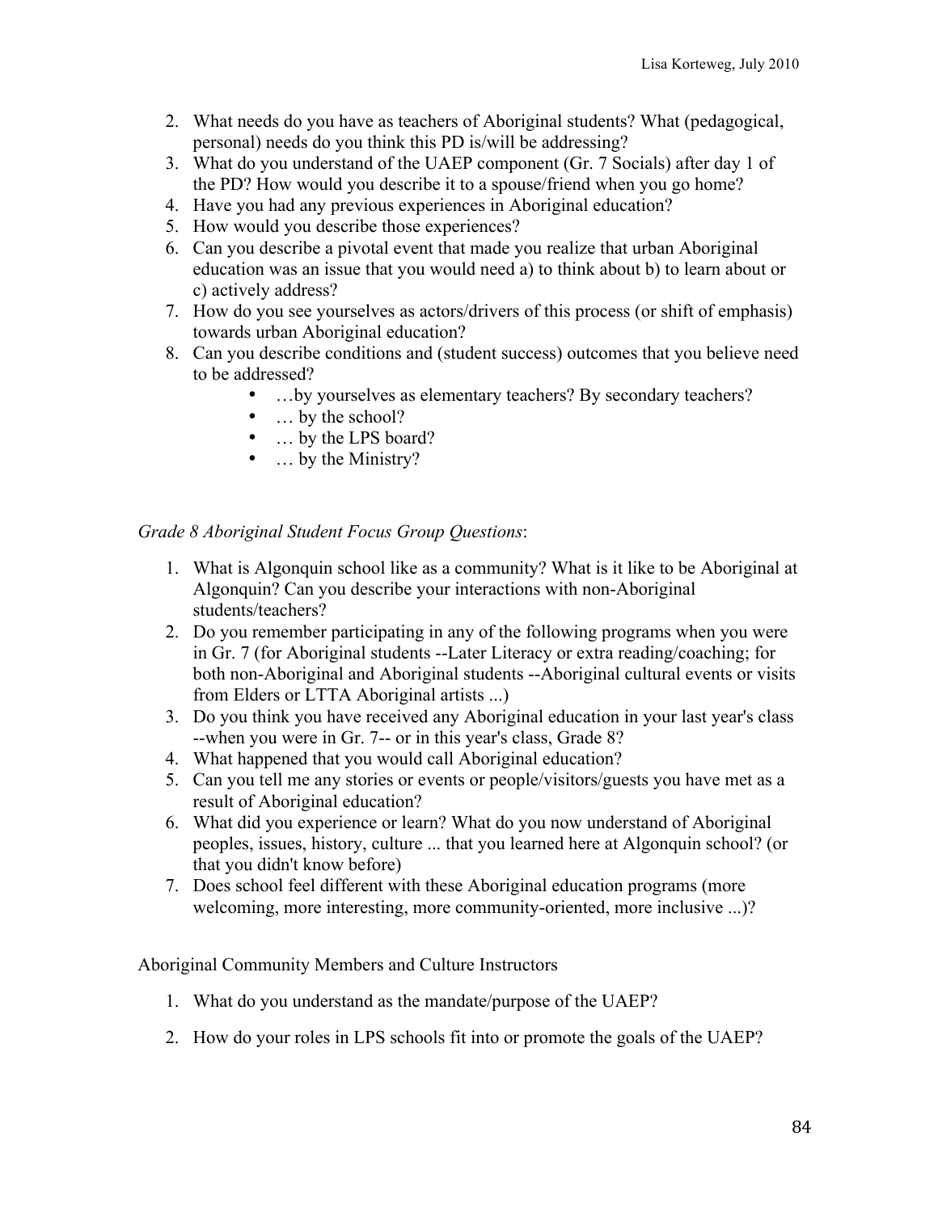2. What needs do you have as teachers of Aboriginal students? What (pedagogical, personal) needs do you think this PD is/will be addressing?
3. What do you understand of the UAEP component (Gr. 7 Socials) after day 1 of the PD? How would you describe it to a spouse/friend when you go home?
4. Have you had any previous experiences in Aboriginal education?
5. How would you describe those experiences?
6. Can you describe a pivotal event that made you realize that urban Aboriginal education was an issue that you would need a) to think about b) to learn about or c) actively address?
7. How do you see yourselves as actors/drivers of this process (or shift of emphasis) towards urban Aboriginal education?
8. Can you describe conditions and (student success) outcomes that you believe need to be addressed?
    - …by yourselves as elementary teachers? By secondary teachers?
    - … by the school?
    - … by the LPS board?
    - … by the Ministry?

*Grade 8 Aboriginal Student Focus Group Questions*:

1. What is Algonquin school like as a community? What is it like to be Aboriginal at Algonquin? Can you describe your interactions with non-Aboriginal students/teachers?
2. Do you remember participating in any of the following programs when you were in Gr. 7 (for Aboriginal students --Later Literacy or extra reading/coaching; for both non-Aboriginal and Aboriginal students --Aboriginal cultural events or visits from Elders or LTTA Aboriginal artists ...)
3. Do you think you have received any Aboriginal education in your last year's class --when you were in Gr. 7-- or in this year's class, Grade 8?
4. What happened that you would call Aboriginal education?
5. Can you tell me any stories or events or people/visitors/guests you have met as a result of Aboriginal education?
6. What did you experience or learn? What do you now understand of Aboriginal peoples, issues, history, culture ... that you learned here at Algonquin school? (or that you didn't know before)
7. Does school feel different with these Aboriginal education programs (more welcoming, more interesting, more community-oriented, more inclusive ...)?

Aboriginal Community Members and Culture Instructors

1. What do you understand as the mandate/purpose of the UAEP?
2. How do your roles in LPS schools fit into or promote the goals of the UAEP?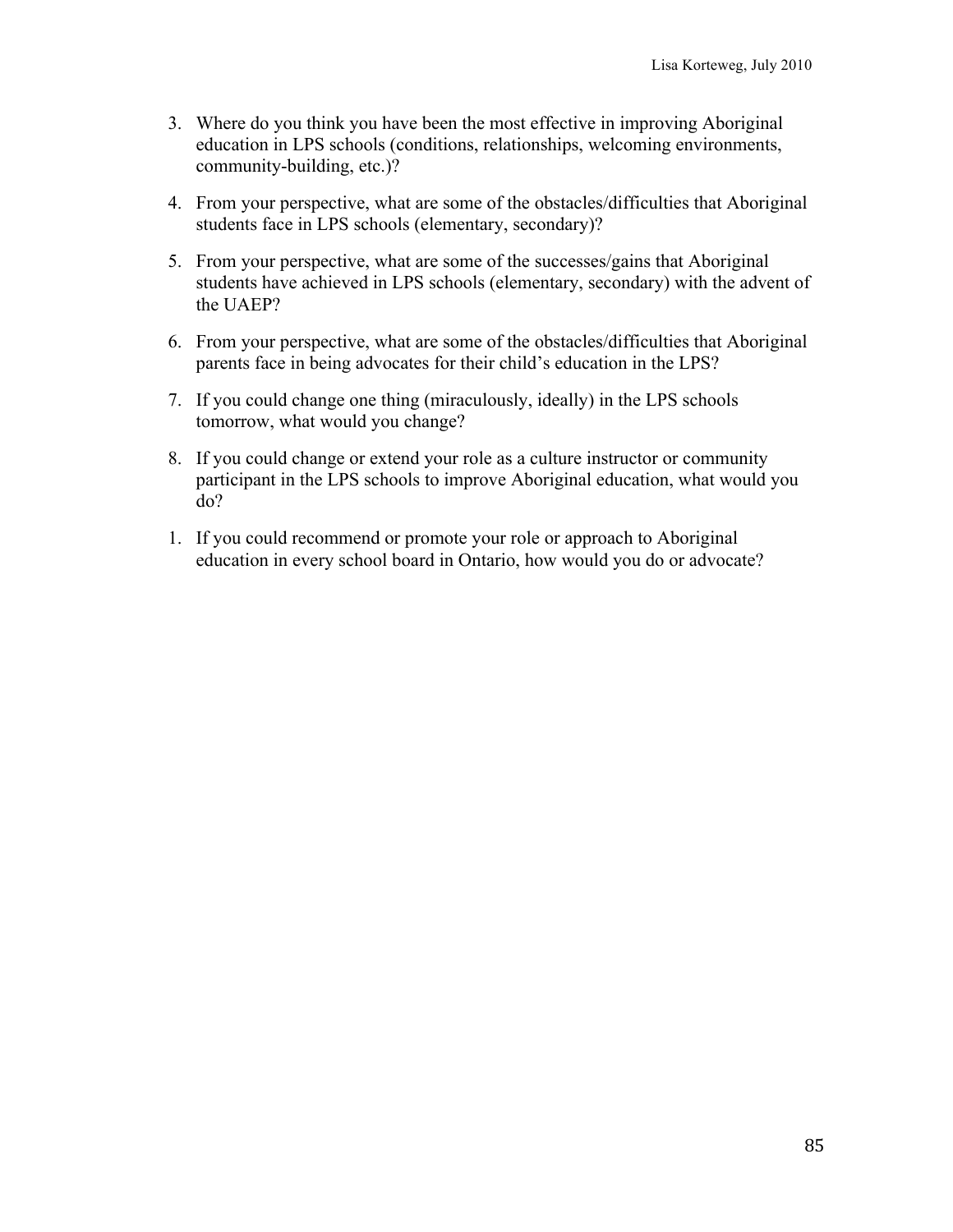3. Where do you think you have been the most effective in improving Aboriginal education in LPS schools (conditions, relationships, welcoming environments, community-building, etc.)?

4. From your perspective, what are some of the obstacles/difficulties that Aboriginal students face in LPS schools (elementary, secondary)?

5. From your perspective, what are some of the successes/gains that Aboriginal students have achieved in LPS schools (elementary, secondary) with the advent of the UAEP?

6. From your perspective, what are some of the obstacles/difficulties that Aboriginal parents face in being advocates for their child's education in the LPS?

7. If you could change one thing (miraculously, ideally) in the LPS schools tomorrow, what would you change?

8. If you could change or extend your role as a culture instructor or community participant in the LPS schools to improve Aboriginal education, what would you do?

1. If you could recommend or promote your role or approach to Aboriginal education in every school board in Ontario, how would you do or advocate?